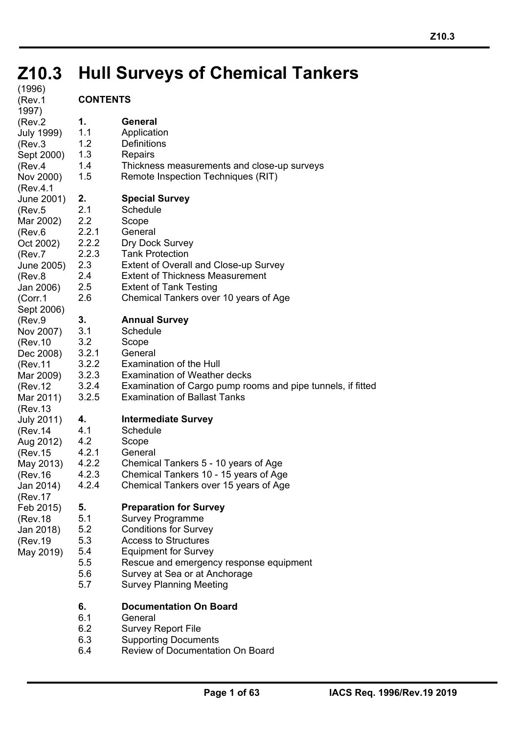# Z10.3 Hull Surveys of Chemical Tankers

(1996)
(Rev.1 1997)
(Rev.2 July 1999)
(Rev.3 Sept 2000)
(Rev.4 Nov 2000)
(Rev.4.1 June 2001)
(Rev.5 Mar 2002)
(Rev.6 Oct 2002)
(Rev.7 June 2005)
(Rev.8 Jan 2006)
(Corr.1 Sept 2006)
(Rev.9 Nov 2007)
(Rev.10 Dec 2008)
(Rev.11 Mar 2009)
(Rev.12 Mar 2011)
(Rev.13 July 2011)
(Rev.14 Aug 2012)
(Rev.15 May 2013)
(Rev.16 Jan 2014)
(Rev.17 Feb 2015)
(Rev.18 Jan 2018)
(Rev.19 May 2019)

**CONTENTS**

**1. General**
- 1.1 Application
- 1.2 Definitions
- 1.3 Repairs
- 1.4 Thickness measurements and close-up surveys
- 1.5 Remote Inspection Techniques (RIT)

**2. Special Survey**
- 2.1 Schedule
- 2.2 Scope
- 2.2.1 General
- 2.2.2 Dry Dock Survey
- 2.2.3 Tank Protection
- 2.3 Extent of Overall and Close-up Survey
- 2.4 Extent of Thickness Measurement
- 2.5 Extent of Tank Testing
- 2.6 Chemical Tankers over 10 years of Age

**3. Annual Survey**
- 3.1 Schedule
- 3.2 Scope
- 3.2.1 General
- 3.2.2 Examination of the Hull
- 3.2.3 Examination of Weather decks
- 3.2.4 Examination of Cargo pump rooms and pipe tunnels, if fitted
- 3.2.5 Examination of Ballast Tanks

**4. Intermediate Survey**
- 4.1 Schedule
- 4.2 Scope
- 4.2.1 General
- 4.2.2 Chemical Tankers 5 - 10 years of Age
- 4.2.3 Chemical Tankers 10 - 15 years of Age
- 4.2.4 Chemical Tankers over 15 years of Age

**5. Preparation for Survey**
- 5.1 Survey Programme
- 5.2 Conditions for Survey
- 5.3 Access to Structures
- 5.4 Equipment for Survey
- 5.5 Rescue and emergency response equipment
- 5.6 Survey at Sea or at Anchorage
- 5.7 Survey Planning Meeting

**6. Documentation On Board**
- 6.1 General
- 6.2 Survey Report File
- 6.3 Supporting Documents
- 6.4 Review of Documentation On Board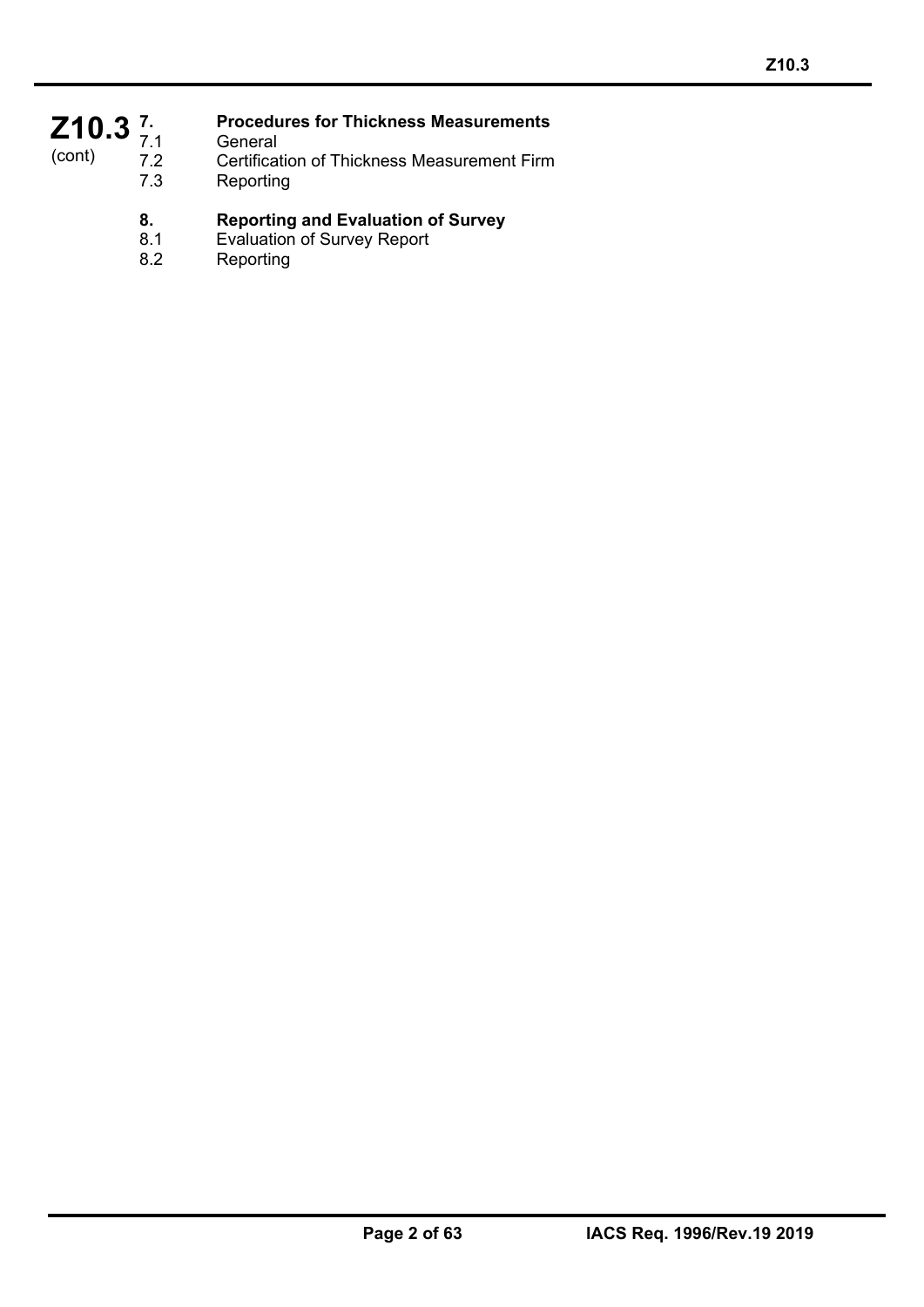**Z10.3** (cont)

**7. Procedures for Thickness Measurements**

7.1 General
7.2 Certification of Thickness Measurement Firm
7.3 Reporting

**8. Reporting and Evaluation of Survey**

8.1 Evaluation of Survey Report
8.2 Reporting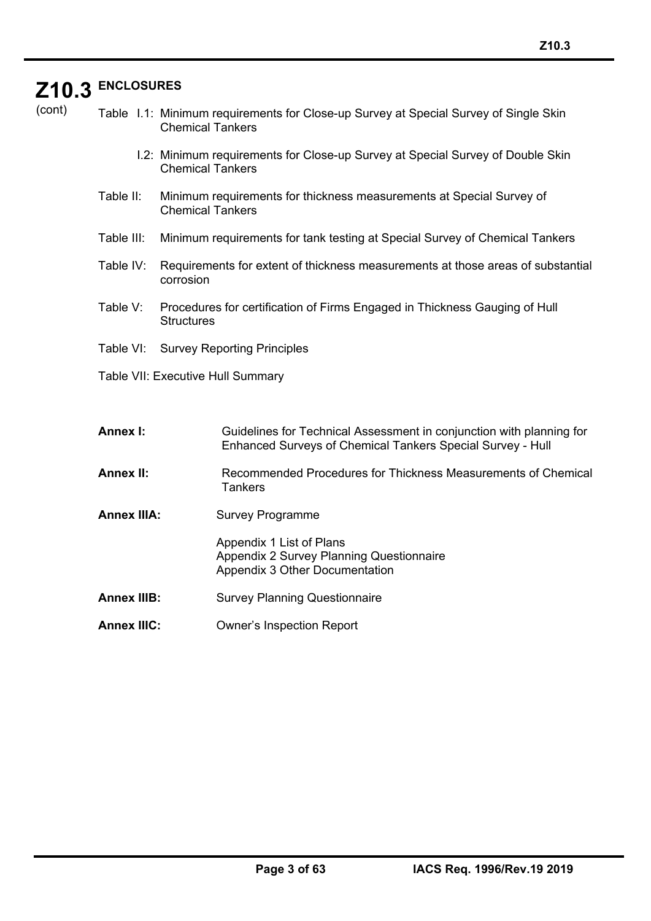# Z10.3 ENCLOSURES

(cont)

Table I.1: Minimum requirements for Close-up Survey at Special Survey of Single Skin Chemical Tankers

I.2: Minimum requirements for Close-up Survey at Special Survey of Double Skin Chemical Tankers

Table II: Minimum requirements for thickness measurements at Special Survey of Chemical Tankers

Table III: Minimum requirements for tank testing at Special Survey of Chemical Tankers

Table IV: Requirements for extent of thickness measurements at those areas of substantial corrosion

Table V: Procedures for certification of Firms Engaged in Thickness Gauging of Hull Structures

Table VI: Survey Reporting Principles

Table VII: Executive Hull Summary

**Annex I:** Guidelines for Technical Assessment in conjunction with planning for Enhanced Surveys of Chemical Tankers Special Survey - Hull

**Annex II:** Recommended Procedures for Thickness Measurements of Chemical Tankers

**Annex IIIA:** Survey Programme

Appendix 1 List of Plans
Appendix 2 Survey Planning Questionnaire
Appendix 3 Other Documentation

**Annex IIIB:** Survey Planning Questionnaire

**Annex IIIC:** Owner's Inspection Report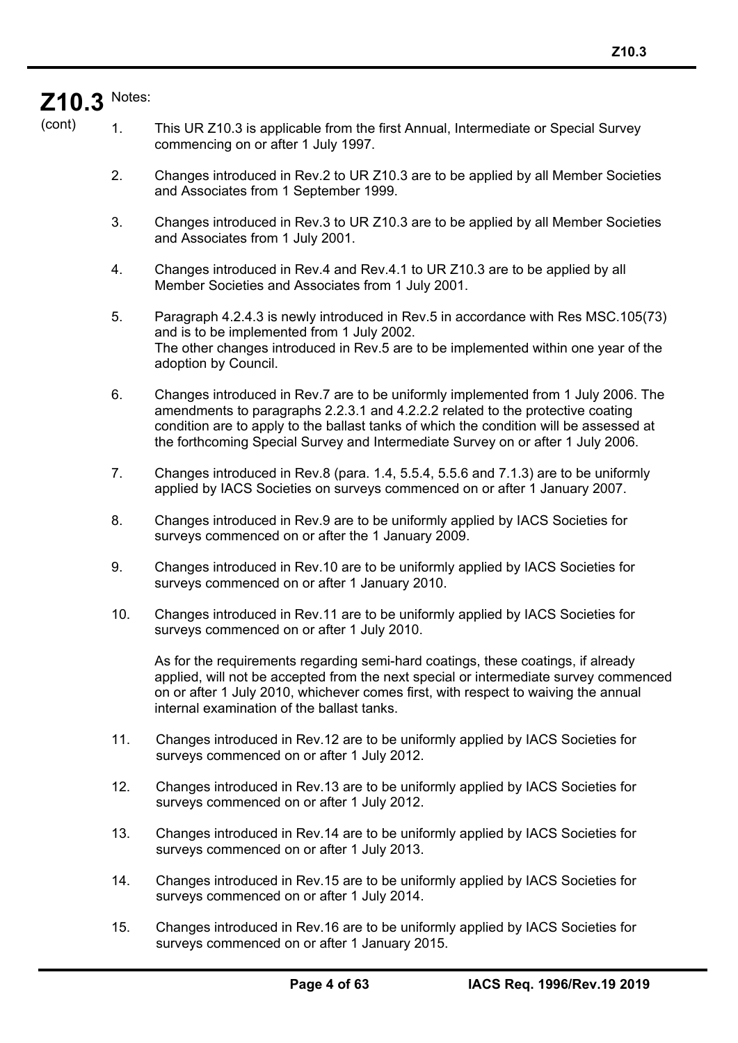**Z10.3** (cont)

Notes:

1. This UR Z10.3 is applicable from the first Annual, Intermediate or Special Survey commencing on or after 1 July 1997.

2. Changes introduced in Rev.2 to UR Z10.3 are to be applied by all Member Societies and Associates from 1 September 1999.

3. Changes introduced in Rev.3 to UR Z10.3 are to be applied by all Member Societies and Associates from 1 July 2001.

4. Changes introduced in Rev.4 and Rev.4.1 to UR Z10.3 are to be applied by all Member Societies and Associates from 1 July 2001.

5. Paragraph 4.2.4.3 is newly introduced in Rev.5 in accordance with Res MSC.105(73) and is to be implemented from 1 July 2002.
   The other changes introduced in Rev.5 are to be implemented within one year of the adoption by Council.

6. Changes introduced in Rev.7 are to be uniformly implemented from 1 July 2006. The amendments to paragraphs 2.2.3.1 and 4.2.2.2 related to the protective coating condition are to apply to the ballast tanks of which the condition will be assessed at the forthcoming Special Survey and Intermediate Survey on or after 1 July 2006.

7. Changes introduced in Rev.8 (para. 1.4, 5.5.4, 5.5.6 and 7.1.3) are to be uniformly applied by IACS Societies on surveys commenced on or after 1 January 2007.

8. Changes introduced in Rev.9 are to be uniformly applied by IACS Societies for surveys commenced on or after the 1 January 2009.

9. Changes introduced in Rev.10 are to be uniformly applied by IACS Societies for surveys commenced on or after 1 January 2010.

10. Changes introduced in Rev.11 are to be uniformly applied by IACS Societies for surveys commenced on or after 1 July 2010.

    As for the requirements regarding semi-hard coatings, these coatings, if already applied, will not be accepted from the next special or intermediate survey commenced on or after 1 July 2010, whichever comes first, with respect to waiving the annual internal examination of the ballast tanks.

11. Changes introduced in Rev.12 are to be uniformly applied by IACS Societies for surveys commenced on or after 1 July 2012.

12. Changes introduced in Rev.13 are to be uniformly applied by IACS Societies for surveys commenced on or after 1 July 2012.

13. Changes introduced in Rev.14 are to be uniformly applied by IACS Societies for surveys commenced on or after 1 July 2013.

14. Changes introduced in Rev.15 are to be uniformly applied by IACS Societies for surveys commenced on or after 1 July 2014.

15. Changes introduced in Rev.16 are to be uniformly applied by IACS Societies for surveys commenced on or after 1 January 2015.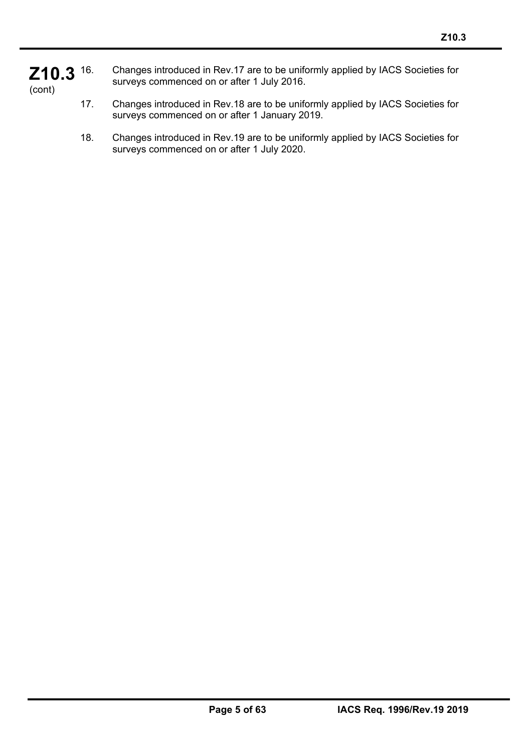16. Changes introduced in Rev.17 are to be uniformly applied by IACS Societies for surveys commenced on or after 1 July 2016.

17. Changes introduced in Rev.18 are to be uniformly applied by IACS Societies for surveys commenced on or after 1 January 2019.

18. Changes introduced in Rev.19 are to be uniformly applied by IACS Societies for surveys commenced on or after 1 July 2020.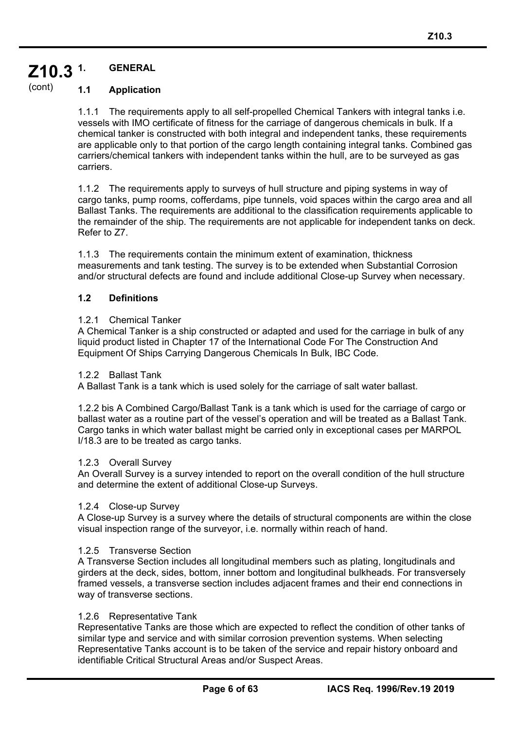# 1. GENERAL

## 1.1 Application

1.1.1 The requirements apply to all self-propelled Chemical Tankers with integral tanks i.e. vessels with IMO certificate of fitness for the carriage of dangerous chemicals in bulk. If a chemical tanker is constructed with both integral and independent tanks, these requirements are applicable only to that portion of the cargo length containing integral tanks. Combined gas carriers/chemical tankers with independent tanks within the hull, are to be surveyed as gas carriers.

1.1.2 The requirements apply to surveys of hull structure and piping systems in way of cargo tanks, pump rooms, cofferdams, pipe tunnels, void spaces within the cargo area and all Ballast Tanks. The requirements are additional to the classification requirements applicable to the remainder of the ship. The requirements are not applicable for independent tanks on deck. Refer to Z7.

1.1.3 The requirements contain the minimum extent of examination, thickness measurements and tank testing. The survey is to be extended when Substantial Corrosion and/or structural defects are found and include additional Close-up Survey when necessary.

## 1.2 Definitions

1.2.1 Chemical Tanker
A Chemical Tanker is a ship constructed or adapted and used for the carriage in bulk of any liquid product listed in Chapter 17 of the International Code For The Construction And Equipment Of Ships Carrying Dangerous Chemicals In Bulk, IBC Code.

1.2.2 Ballast Tank
A Ballast Tank is a tank which is used solely for the carriage of salt water ballast.

1.2.2 bis A Combined Cargo/Ballast Tank is a tank which is used for the carriage of cargo or ballast water as a routine part of the vessel's operation and will be treated as a Ballast Tank. Cargo tanks in which water ballast might be carried only in exceptional cases per MARPOL I/18.3 are to be treated as cargo tanks.

1.2.3 Overall Survey
An Overall Survey is a survey intended to report on the overall condition of the hull structure and determine the extent of additional Close-up Surveys.

1.2.4 Close-up Survey
A Close-up Survey is a survey where the details of structural components are within the close visual inspection range of the surveyor, i.e. normally within reach of hand.

1.2.5 Transverse Section
A Transverse Section includes all longitudinal members such as plating, longitudinals and girders at the deck, sides, bottom, inner bottom and longitudinal bulkheads. For transversely framed vessels, a transverse section includes adjacent frames and their end connections in way of transverse sections.

1.2.6 Representative Tank
Representative Tanks are those which are expected to reflect the condition of other tanks of similar type and service and with similar corrosion prevention systems. When selecting Representative Tanks account is to be taken of the service and repair history onboard and identifiable Critical Structural Areas and/or Suspect Areas.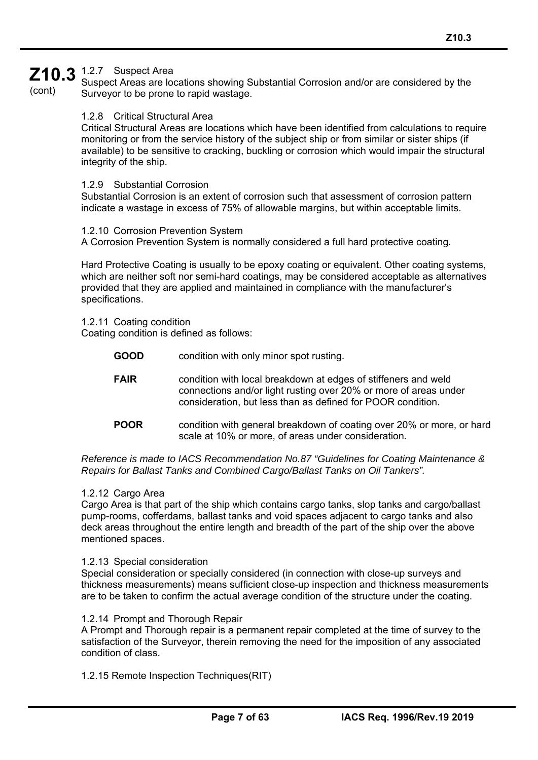#### 1.2.7 Suspect Area

Suspect Areas are locations showing Substantial Corrosion and/or are considered by the Surveyor to be prone to rapid wastage.

#### 1.2.8 Critical Structural Area

Critical Structural Areas are locations which have been identified from calculations to require monitoring or from the service history of the subject ship or from similar or sister ships (if available) to be sensitive to cracking, buckling or corrosion which would impair the structural integrity of the ship.

#### 1.2.9 Substantial Corrosion

Substantial Corrosion is an extent of corrosion such that assessment of corrosion pattern indicate a wastage in excess of 75% of allowable margins, but within acceptable limits.

#### 1.2.10 Corrosion Prevention System

A Corrosion Prevention System is normally considered a full hard protective coating.

Hard Protective Coating is usually to be epoxy coating or equivalent. Other coating systems, which are neither soft nor semi-hard coatings, may be considered acceptable as alternatives provided that they are applied and maintained in compliance with the manufacturer's specifications.

#### 1.2.11 Coating condition

Coating condition is defined as follows:

| | |
|---|---|
| **GOOD** | condition with only minor spot rusting. |
| **FAIR** | condition with local breakdown at edges of stiffeners and weld connections and/or light rusting over 20% or more of areas under consideration, but less than as defined for POOR condition. |
| **POOR** | condition with general breakdown of coating over 20% or more, or hard scale at 10% or more, of areas under consideration. |

*Reference is made to IACS Recommendation No.87 "Guidelines for Coating Maintenance & Repairs for Ballast Tanks and Combined Cargo/Ballast Tanks on Oil Tankers".*

#### 1.2.12 Cargo Area

Cargo Area is that part of the ship which contains cargo tanks, slop tanks and cargo/ballast pump-rooms, cofferdams, ballast tanks and void spaces adjacent to cargo tanks and also deck areas throughout the entire length and breadth of the part of the ship over the above mentioned spaces.

#### 1.2.13 Special consideration

Special consideration or specially considered (in connection with close-up surveys and thickness measurements) means sufficient close-up inspection and thickness measurements are to be taken to confirm the actual average condition of the structure under the coating.

#### 1.2.14 Prompt and Thorough Repair

A Prompt and Thorough repair is a permanent repair completed at the time of survey to the satisfaction of the Surveyor, therein removing the need for the imposition of any associated condition of class.

#### 1.2.15 Remote Inspection Techniques(RIT)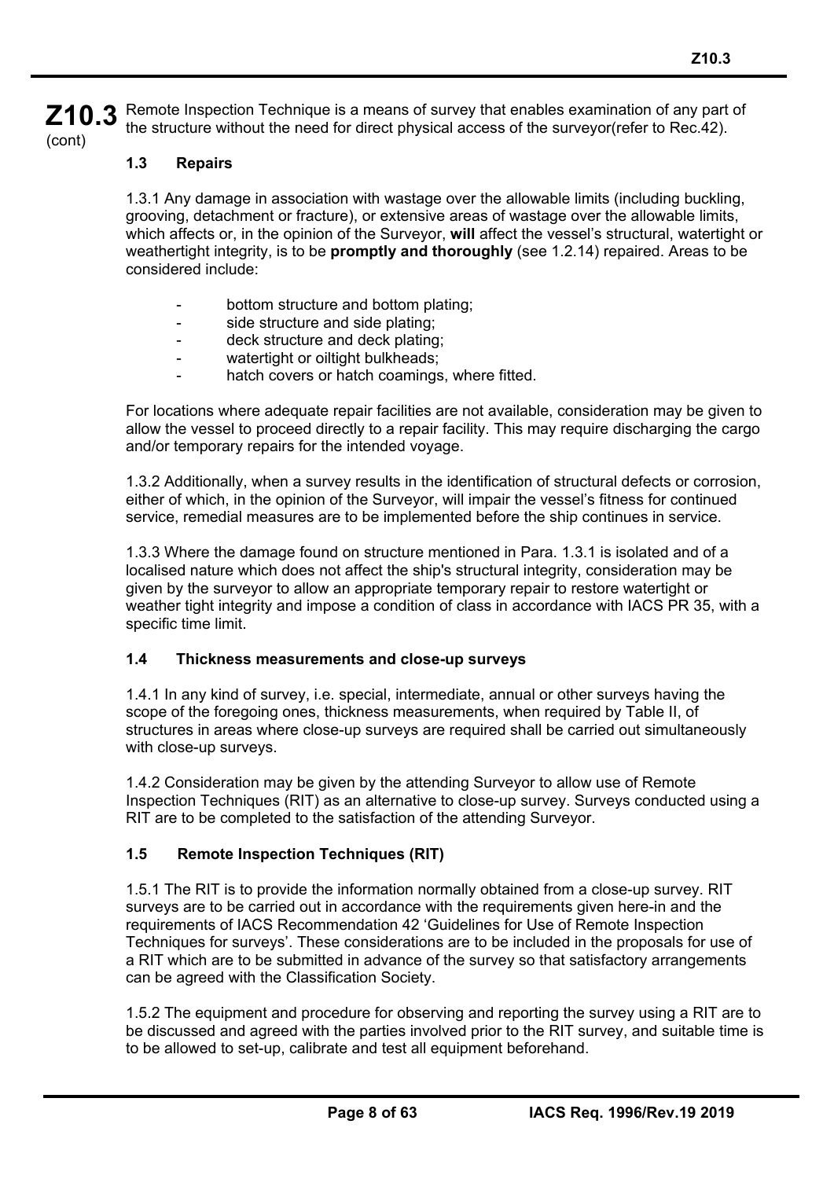Remote Inspection Technique is a means of survey that enables examination of any part of the structure without the need for direct physical access of the surveyor(refer to Rec.42).

### 1.3 Repairs

1.3.1 Any damage in association with wastage over the allowable limits (including buckling, grooving, detachment or fracture), or extensive areas of wastage over the allowable limits, which affects or, in the opinion of the Surveyor, **will** affect the vessel's structural, watertight or weathertight integrity, is to be **promptly and thoroughly** (see 1.2.14) repaired. Areas to be considered include:

- bottom structure and bottom plating;
- side structure and side plating;
- deck structure and deck plating;
- watertight or oiltight bulkheads;
- hatch covers or hatch coamings, where fitted.

For locations where adequate repair facilities are not available, consideration may be given to allow the vessel to proceed directly to a repair facility. This may require discharging the cargo and/or temporary repairs for the intended voyage.

1.3.2 Additionally, when a survey results in the identification of structural defects or corrosion, either of which, in the opinion of the Surveyor, will impair the vessel's fitness for continued service, remedial measures are to be implemented before the ship continues in service.

1.3.3 Where the damage found on structure mentioned in Para. 1.3.1 is isolated and of a localised nature which does not affect the ship's structural integrity, consideration may be given by the surveyor to allow an appropriate temporary repair to restore watertight or weather tight integrity and impose a condition of class in accordance with IACS PR 35, with a specific time limit.

### 1.4 Thickness measurements and close-up surveys

1.4.1 In any kind of survey, i.e. special, intermediate, annual or other surveys having the scope of the foregoing ones, thickness measurements, when required by Table II, of structures in areas where close-up surveys are required shall be carried out simultaneously with close-up surveys.

1.4.2 Consideration may be given by the attending Surveyor to allow use of Remote Inspection Techniques (RIT) as an alternative to close-up survey. Surveys conducted using a RIT are to be completed to the satisfaction of the attending Surveyor.

### 1.5 Remote Inspection Techniques (RIT)

1.5.1 The RIT is to provide the information normally obtained from a close-up survey. RIT surveys are to be carried out in accordance with the requirements given here-in and the requirements of IACS Recommendation 42 'Guidelines for Use of Remote Inspection Techniques for surveys'. These considerations are to be included in the proposals for use of a RIT which are to be submitted in advance of the survey so that satisfactory arrangements can be agreed with the Classification Society.

1.5.2 The equipment and procedure for observing and reporting the survey using a RIT are to be discussed and agreed with the parties involved prior to the RIT survey, and suitable time is to be allowed to set-up, calibrate and test all equipment beforehand.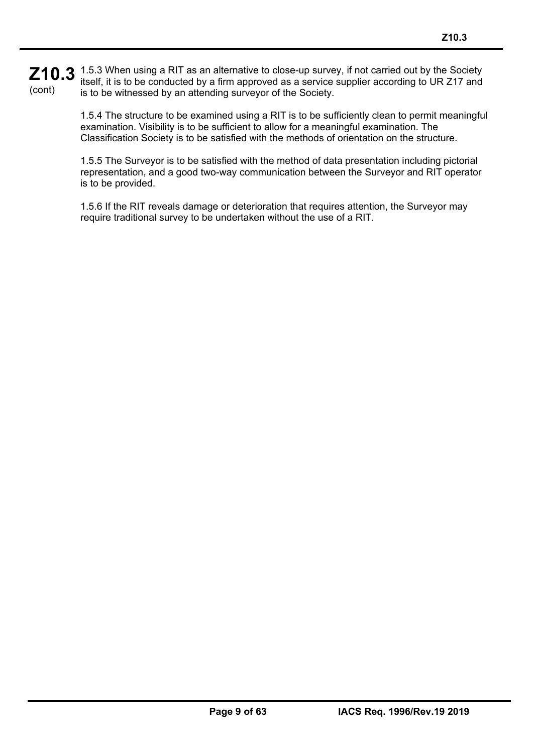1.5.3 When using a RIT as an alternative to close-up survey, if not carried out by the Society itself, it is to be conducted by a firm approved as a service supplier according to UR Z17 and is to be witnessed by an attending surveyor of the Society.

1.5.4 The structure to be examined using a RIT is to be sufficiently clean to permit meaningful examination. Visibility is to be sufficient to allow for a meaningful examination. The Classification Society is to be satisfied with the methods of orientation on the structure.

1.5.5 The Surveyor is to be satisfied with the method of data presentation including pictorial representation, and a good two-way communication between the Surveyor and RIT operator is to be provided.

1.5.6 If the RIT reveals damage or deterioration that requires attention, the Surveyor may require traditional survey to be undertaken without the use of a RIT.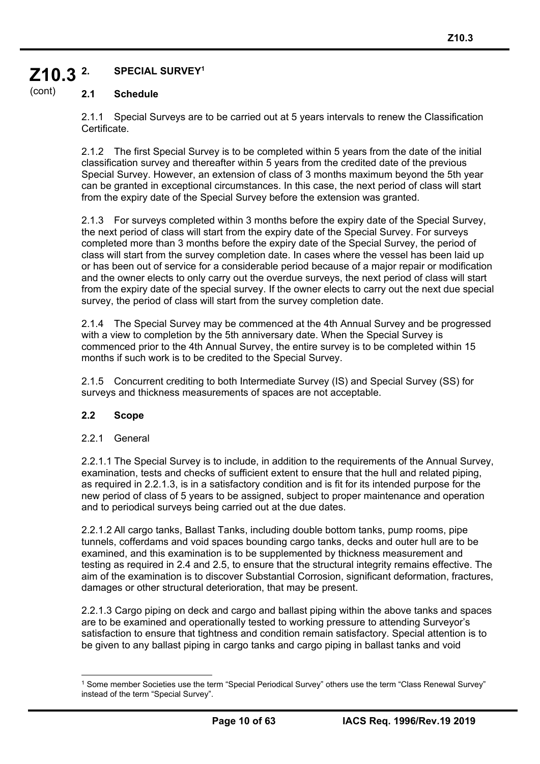## 2. SPECIAL SURVEY[1]

### 2.1 Schedule

2.1.1 Special Surveys are to be carried out at 5 years intervals to renew the Classification Certificate.

2.1.2 The first Special Survey is to be completed within 5 years from the date of the initial classification survey and thereafter within 5 years from the credited date of the previous Special Survey. However, an extension of class of 3 months maximum beyond the 5th year can be granted in exceptional circumstances. In this case, the next period of class will start from the expiry date of the Special Survey before the extension was granted.

2.1.3 For surveys completed within 3 months before the expiry date of the Special Survey, the next period of class will start from the expiry date of the Special Survey. For surveys completed more than 3 months before the expiry date of the Special Survey, the period of class will start from the survey completion date. In cases where the vessel has been laid up or has been out of service for a considerable period because of a major repair or modification and the owner elects to only carry out the overdue surveys, the next period of class will start from the expiry date of the special survey. If the owner elects to carry out the next due special survey, the period of class will start from the survey completion date.

2.1.4 The Special Survey may be commenced at the 4th Annual Survey and be progressed with a view to completion by the 5th anniversary date. When the Special Survey is commenced prior to the 4th Annual Survey, the entire survey is to be completed within 15 months if such work is to be credited to the Special Survey.

2.1.5 Concurrent crediting to both Intermediate Survey (IS) and Special Survey (SS) for surveys and thickness measurements of spaces are not acceptable.

### 2.2 Scope

2.2.1 General

2.2.1.1 The Special Survey is to include, in addition to the requirements of the Annual Survey, examination, tests and checks of sufficient extent to ensure that the hull and related piping, as required in 2.2.1.3, is in a satisfactory condition and is fit for its intended purpose for the new period of class of 5 years to be assigned, subject to proper maintenance and operation and to periodical surveys being carried out at the due dates.

2.2.1.2 All cargo tanks, Ballast Tanks, including double bottom tanks, pump rooms, pipe tunnels, cofferdams and void spaces bounding cargo tanks, decks and outer hull are to be examined, and this examination is to be supplemented by thickness measurement and testing as required in 2.4 and 2.5, to ensure that the structural integrity remains effective. The aim of the examination is to discover Substantial Corrosion, significant deformation, fractures, damages or other structural deterioration, that may be present.

2.2.1.3 Cargo piping on deck and cargo and ballast piping within the above tanks and spaces are to be examined and operationally tested to working pressure to attending Surveyor's satisfaction to ensure that tightness and condition remain satisfactory. Special attention is to be given to any ballast piping in cargo tanks and cargo piping in ballast tanks and void

---

[1] Some member Societies use the term "Special Periodical Survey" others use the term "Class Renewal Survey" instead of the term "Special Survey".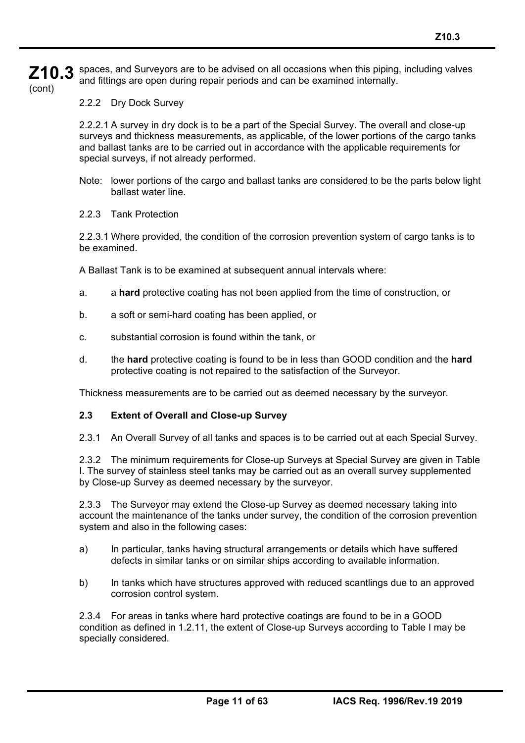spaces, and Surveyors are to be advised on all occasions when this piping, including valves and fittings are open during repair periods and can be examined internally.

2.2.2 Dry Dock Survey

2.2.2.1 A survey in dry dock is to be a part of the Special Survey. The overall and close-up surveys and thickness measurements, as applicable, of the lower portions of the cargo tanks and ballast tanks are to be carried out in accordance with the applicable requirements for special surveys, if not already performed.

Note: lower portions of the cargo and ballast tanks are considered to be the parts below light ballast water line.

2.2.3 Tank Protection

2.2.3.1 Where provided, the condition of the corrosion prevention system of cargo tanks is to be examined.

A Ballast Tank is to be examined at subsequent annual intervals where:

a. a **hard** protective coating has not been applied from the time of construction, or

b. a soft or semi-hard coating has been applied, or

c. substantial corrosion is found within the tank, or

d. the **hard** protective coating is found to be in less than GOOD condition and the **hard** protective coating is not repaired to the satisfaction of the Surveyor.

Thickness measurements are to be carried out as deemed necessary by the surveyor.

### 2.3 Extent of Overall and Close-up Survey

2.3.1 An Overall Survey of all tanks and spaces is to be carried out at each Special Survey.

2.3.2 The minimum requirements for Close-up Surveys at Special Survey are given in Table I. The survey of stainless steel tanks may be carried out as an overall survey supplemented by Close-up Survey as deemed necessary by the surveyor.

2.3.3 The Surveyor may extend the Close-up Survey as deemed necessary taking into account the maintenance of the tanks under survey, the condition of the corrosion prevention system and also in the following cases:

a) In particular, tanks having structural arrangements or details which have suffered defects in similar tanks or on similar ships according to available information.

b) In tanks which have structures approved with reduced scantlings due to an approved corrosion control system.

2.3.4 For areas in tanks where hard protective coatings are found to be in a GOOD condition as defined in 1.2.11, the extent of Close-up Surveys according to Table I may be specially considered.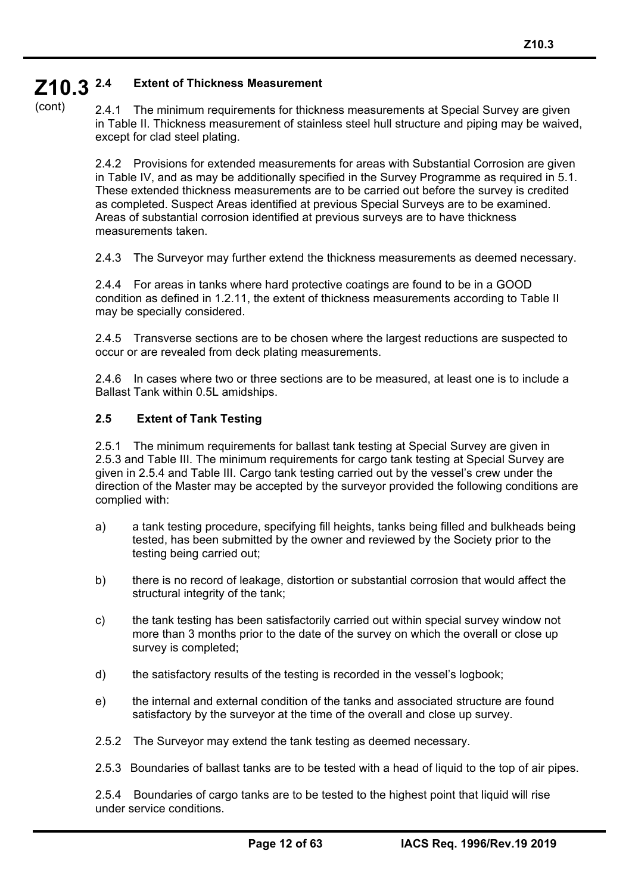### 2.4 Extent of Thickness Measurement

2.4.1 The minimum requirements for thickness measurements at Special Survey are given in Table II. Thickness measurement of stainless steel hull structure and piping may be waived, except for clad steel plating.

2.4.2 Provisions for extended measurements for areas with Substantial Corrosion are given in Table IV, and as may be additionally specified in the Survey Programme as required in 5.1. These extended thickness measurements are to be carried out before the survey is credited as completed. Suspect Areas identified at previous Special Surveys are to be examined. Areas of substantial corrosion identified at previous surveys are to have thickness measurements taken.

2.4.3 The Surveyor may further extend the thickness measurements as deemed necessary.

2.4.4 For areas in tanks where hard protective coatings are found to be in a GOOD condition as defined in 1.2.11, the extent of thickness measurements according to Table II may be specially considered.

2.4.5 Transverse sections are to be chosen where the largest reductions are suspected to occur or are revealed from deck plating measurements.

2.4.6 In cases where two or three sections are to be measured, at least one is to include a Ballast Tank within 0.5L amidships.

### 2.5 Extent of Tank Testing

2.5.1 The minimum requirements for ballast tank testing at Special Survey are given in 2.5.3 and Table III. The minimum requirements for cargo tank testing at Special Survey are given in 2.5.4 and Table III. Cargo tank testing carried out by the vessel's crew under the direction of the Master may be accepted by the surveyor provided the following conditions are complied with:

a) a tank testing procedure, specifying fill heights, tanks being filled and bulkheads being tested, has been submitted by the owner and reviewed by the Society prior to the testing being carried out;

b) there is no record of leakage, distortion or substantial corrosion that would affect the structural integrity of the tank;

c) the tank testing has been satisfactorily carried out within special survey window not more than 3 months prior to the date of the survey on which the overall or close up survey is completed;

d) the satisfactory results of the testing is recorded in the vessel's logbook;

e) the internal and external condition of the tanks and associated structure are found satisfactory by the surveyor at the time of the overall and close up survey.

2.5.2 The Surveyor may extend the tank testing as deemed necessary.

2.5.3 Boundaries of ballast tanks are to be tested with a head of liquid to the top of air pipes.

2.5.4 Boundaries of cargo tanks are to be tested to the highest point that liquid will rise under service conditions.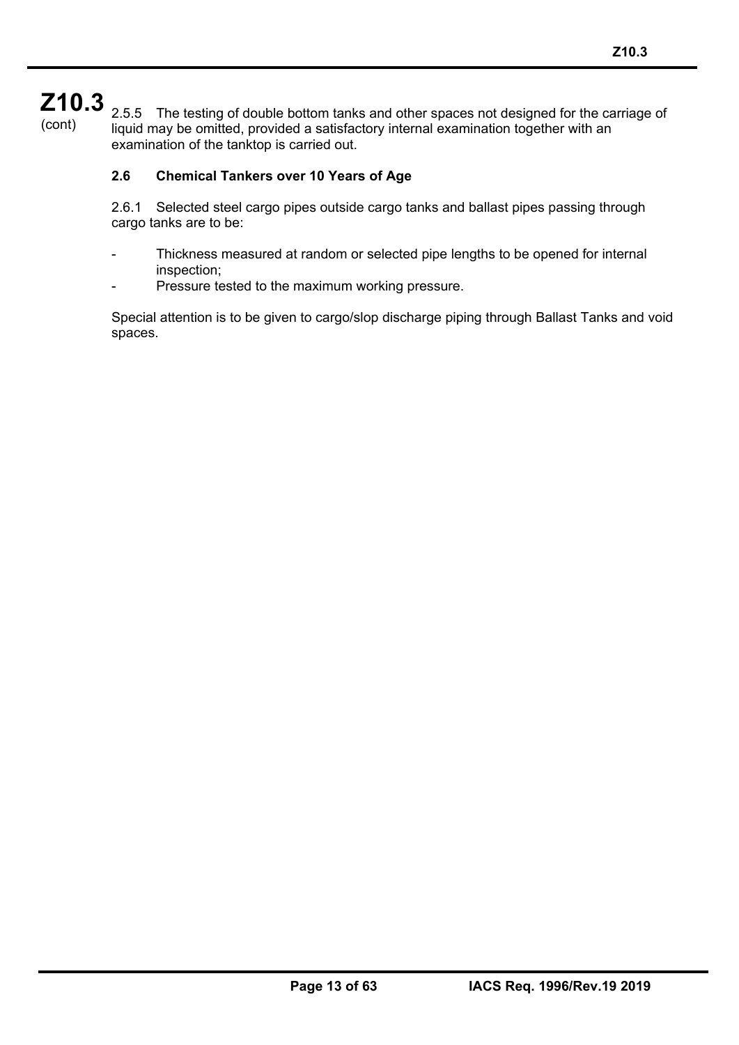2.5.5 The testing of double bottom tanks and other spaces not designed for the carriage of liquid may be omitted, provided a satisfactory internal examination together with an examination of the tanktop is carried out.

### 2.6 Chemical Tankers over 10 Years of Age

2.6.1 Selected steel cargo pipes outside cargo tanks and ballast pipes passing through cargo tanks are to be:

- Thickness measured at random or selected pipe lengths to be opened for internal inspection;
- Pressure tested to the maximum working pressure.

Special attention is to be given to cargo/slop discharge piping through Ballast Tanks and void spaces.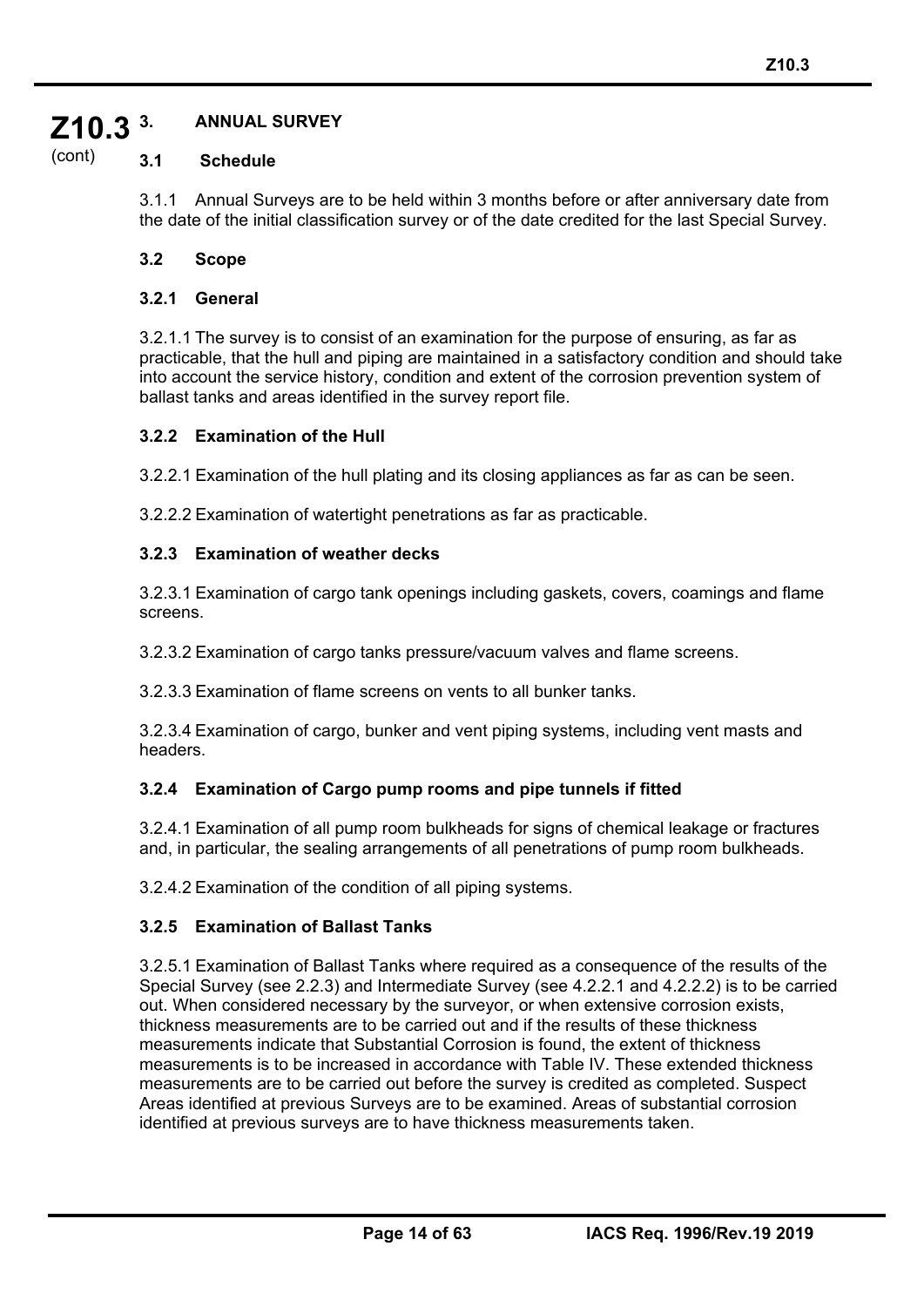## 3. ANNUAL SURVEY

### 3.1 Schedule

3.1.1 Annual Surveys are to be held within 3 months before or after anniversary date from the date of the initial classification survey or of the date credited for the last Special Survey.

### 3.2 Scope

#### 3.2.1 General

3.2.1.1 The survey is to consist of an examination for the purpose of ensuring, as far as practicable, that the hull and piping are maintained in a satisfactory condition and should take into account the service history, condition and extent of the corrosion prevention system of ballast tanks and areas identified in the survey report file.

#### 3.2.2 Examination of the Hull

3.2.2.1 Examination of the hull plating and its closing appliances as far as can be seen.

3.2.2.2 Examination of watertight penetrations as far as practicable.

#### 3.2.3 Examination of weather decks

3.2.3.1 Examination of cargo tank openings including gaskets, covers, coamings and flame screens.

3.2.3.2 Examination of cargo tanks pressure/vacuum valves and flame screens.

3.2.3.3 Examination of flame screens on vents to all bunker tanks.

3.2.3.4 Examination of cargo, bunker and vent piping systems, including vent masts and headers.

#### 3.2.4 Examination of Cargo pump rooms and pipe tunnels if fitted

3.2.4.1 Examination of all pump room bulkheads for signs of chemical leakage or fractures and, in particular, the sealing arrangements of all penetrations of pump room bulkheads.

3.2.4.2 Examination of the condition of all piping systems.

#### 3.2.5 Examination of Ballast Tanks

3.2.5.1 Examination of Ballast Tanks where required as a consequence of the results of the Special Survey (see 2.2.3) and Intermediate Survey (see 4.2.2.1 and 4.2.2.2) is to be carried out. When considered necessary by the surveyor, or when extensive corrosion exists, thickness measurements are to be carried out and if the results of these thickness measurements indicate that Substantial Corrosion is found, the extent of thickness measurements is to be increased in accordance with Table IV. These extended thickness measurements are to be carried out before the survey is credited as completed. Suspect Areas identified at previous Surveys are to be examined. Areas of substantial corrosion identified at previous surveys are to have thickness measurements taken.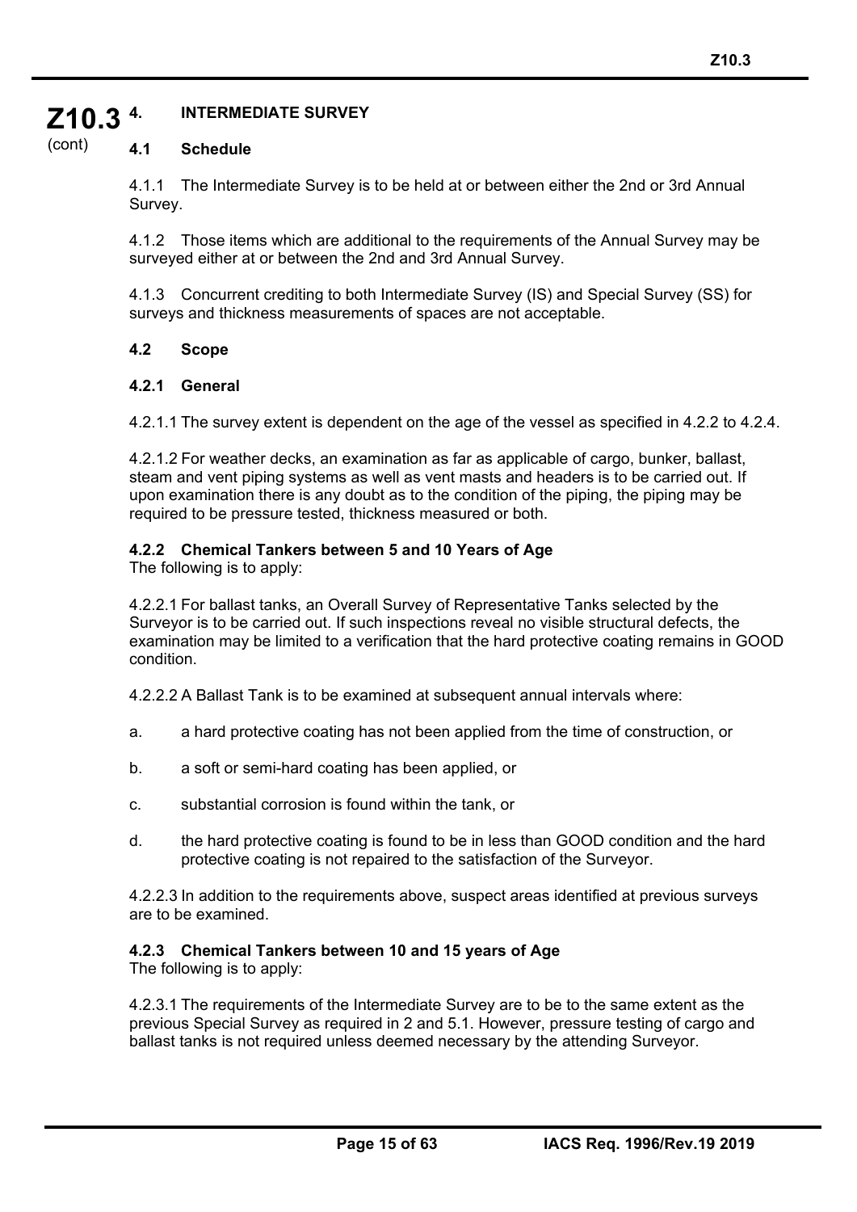## 4. INTERMEDIATE SURVEY

### 4.1 Schedule

4.1.1 The Intermediate Survey is to be held at or between either the 2nd or 3rd Annual Survey.

4.1.2 Those items which are additional to the requirements of the Annual Survey may be surveyed either at or between the 2nd and 3rd Annual Survey.

4.1.3 Concurrent crediting to both Intermediate Survey (IS) and Special Survey (SS) for surveys and thickness measurements of spaces are not acceptable.

### 4.2 Scope

#### 4.2.1 General

4.2.1.1 The survey extent is dependent on the age of the vessel as specified in 4.2.2 to 4.2.4.

4.2.1.2 For weather decks, an examination as far as applicable of cargo, bunker, ballast, steam and vent piping systems as well as vent masts and headers is to be carried out. If upon examination there is any doubt as to the condition of the piping, the piping may be required to be pressure tested, thickness measured or both.

#### 4.2.2 Chemical Tankers between 5 and 10 Years of Age

The following is to apply:

4.2.2.1 For ballast tanks, an Overall Survey of Representative Tanks selected by the Surveyor is to be carried out. If such inspections reveal no visible structural defects, the examination may be limited to a verification that the hard protective coating remains in GOOD condition.

4.2.2.2 A Ballast Tank is to be examined at subsequent annual intervals where:

a. a hard protective coating has not been applied from the time of construction, or

b. a soft or semi-hard coating has been applied, or

c. substantial corrosion is found within the tank, or

d. the hard protective coating is found to be in less than GOOD condition and the hard protective coating is not repaired to the satisfaction of the Surveyor.

4.2.2.3 In addition to the requirements above, suspect areas identified at previous surveys are to be examined.

#### 4.2.3 Chemical Tankers between 10 and 15 years of Age

The following is to apply:

4.2.3.1 The requirements of the Intermediate Survey are to be to the same extent as the previous Special Survey as required in 2 and 5.1. However, pressure testing of cargo and ballast tanks is not required unless deemed necessary by the attending Surveyor.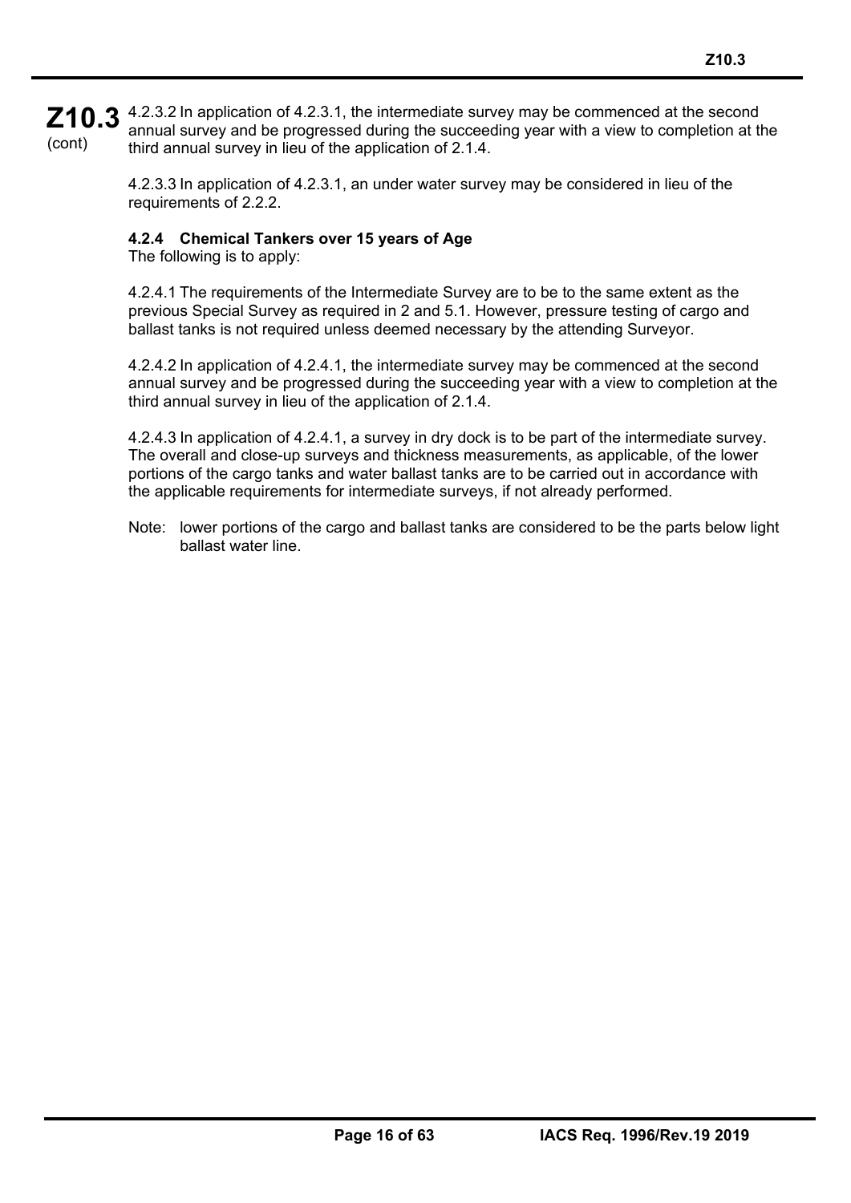4.2.3.2 In application of 4.2.3.1, the intermediate survey may be commenced at the second annual survey and be progressed during the succeeding year with a view to completion at the third annual survey in lieu of the application of 2.1.4.

4.2.3.3 In application of 4.2.3.1, an under water survey may be considered in lieu of the requirements of 2.2.2.

#### 4.2.4 Chemical Tankers over 15 years of Age

The following is to apply:

4.2.4.1 The requirements of the Intermediate Survey are to be to the same extent as the previous Special Survey as required in 2 and 5.1. However, pressure testing of cargo and ballast tanks is not required unless deemed necessary by the attending Surveyor.

4.2.4.2 In application of 4.2.4.1, the intermediate survey may be commenced at the second annual survey and be progressed during the succeeding year with a view to completion at the third annual survey in lieu of the application of 2.1.4.

4.2.4.3 In application of 4.2.4.1, a survey in dry dock is to be part of the intermediate survey. The overall and close-up surveys and thickness measurements, as applicable, of the lower portions of the cargo tanks and water ballast tanks are to be carried out in accordance with the applicable requirements for intermediate surveys, if not already performed.

Note: lower portions of the cargo and ballast tanks are considered to be the parts below light ballast water line.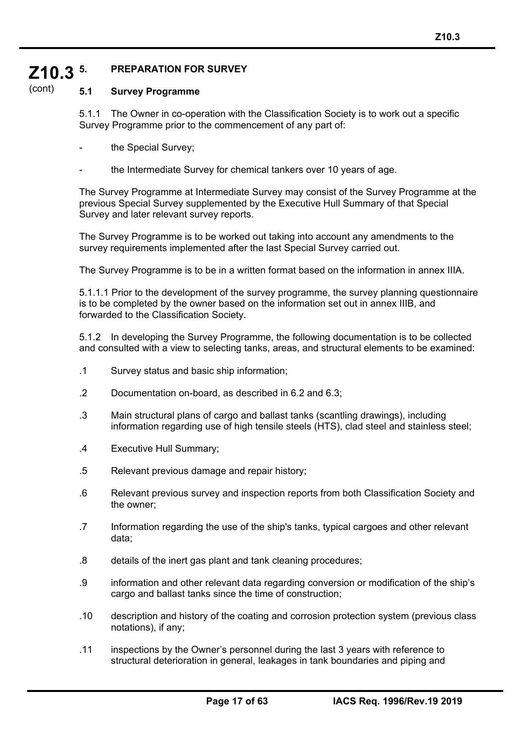## 5. PREPARATION FOR SURVEY

### 5.1 Survey Programme

5.1.1 The Owner in co-operation with the Classification Society is to work out a specific Survey Programme prior to the commencement of any part of:

- the Special Survey;
- the Intermediate Survey for chemical tankers over 10 years of age.

The Survey Programme at Intermediate Survey may consist of the Survey Programme at the previous Special Survey supplemented by the Executive Hull Summary of that Special Survey and later relevant survey reports.

The Survey Programme is to be worked out taking into account any amendments to the survey requirements implemented after the last Special Survey carried out.

The Survey Programme is to be in a written format based on the information in annex IIIA.

5.1.1.1 Prior to the development of the survey programme, the survey planning questionnaire is to be completed by the owner based on the information set out in annex IIIB, and forwarded to the Classification Society.

5.1.2 In developing the Survey Programme, the following documentation is to be collected and consulted with a view to selecting tanks, areas, and structural elements to be examined:

.1 Survey status and basic ship information;

.2 Documentation on-board, as described in 6.2 and 6.3;

.3 Main structural plans of cargo and ballast tanks (scantling drawings), including information regarding use of high tensile steels (HTS), clad steel and stainless steel;

.4 Executive Hull Summary;

.5 Relevant previous damage and repair history;

.6 Relevant previous survey and inspection reports from both Classification Society and the owner;

.7 Information regarding the use of the ship's tanks, typical cargoes and other relevant data;

.8 details of the inert gas plant and tank cleaning procedures;

.9 information and other relevant data regarding conversion or modification of the ship's cargo and ballast tanks since the time of construction;

.10 description and history of the coating and corrosion protection system (previous class notations), if any;

.11 inspections by the Owner's personnel during the last 3 years with reference to structural deterioration in general, leakages in tank boundaries and piping and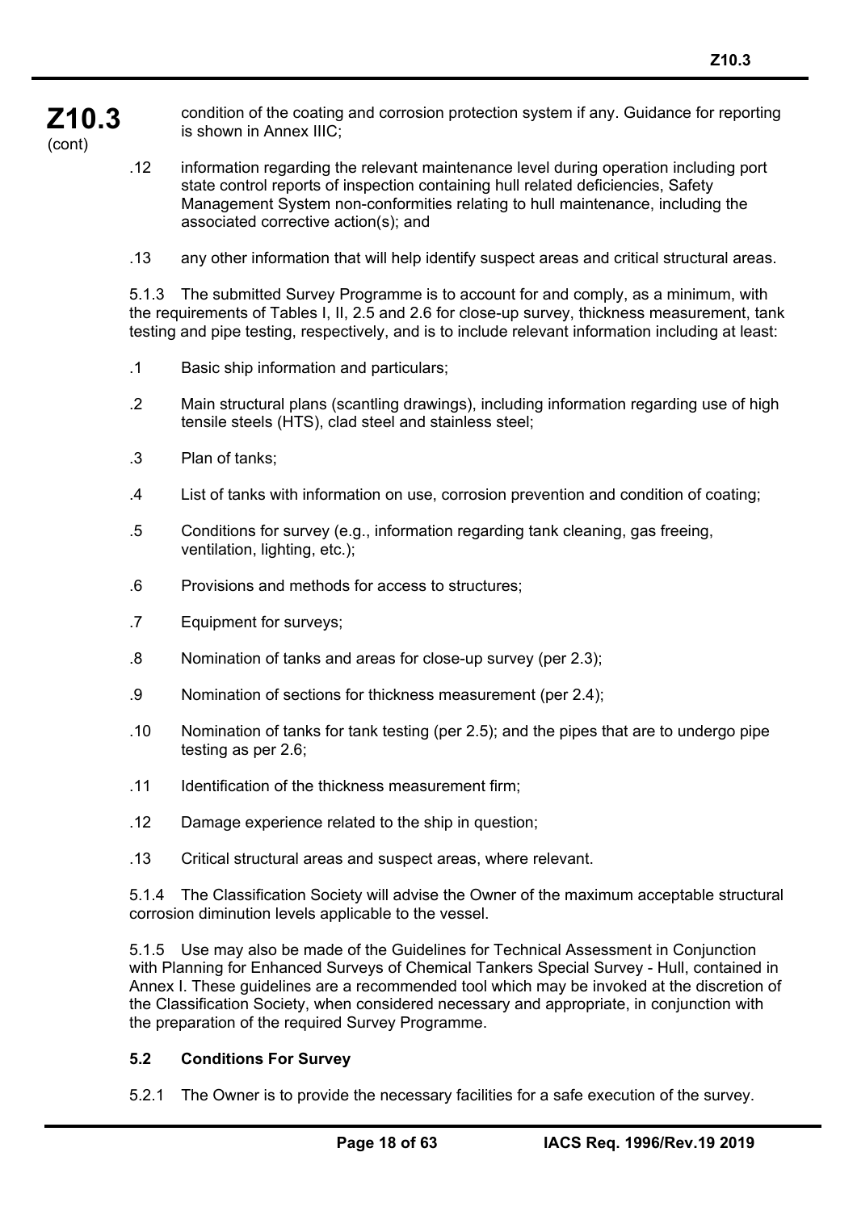condition of the coating and corrosion protection system if any. Guidance for reporting is shown in Annex IIIC;

.12 information regarding the relevant maintenance level during operation including port state control reports of inspection containing hull related deficiencies, Safety Management System non-conformities relating to hull maintenance, including the associated corrective action(s); and

.13 any other information that will help identify suspect areas and critical structural areas.

5.1.3 The submitted Survey Programme is to account for and comply, as a minimum, with the requirements of Tables I, II, 2.5 and 2.6 for close-up survey, thickness measurement, tank testing and pipe testing, respectively, and is to include relevant information including at least:

.1 Basic ship information and particulars;

.2 Main structural plans (scantling drawings), including information regarding use of high tensile steels (HTS), clad steel and stainless steel;

.3 Plan of tanks;

.4 List of tanks with information on use, corrosion prevention and condition of coating;

.5 Conditions for survey (e.g., information regarding tank cleaning, gas freeing, ventilation, lighting, etc.);

.6 Provisions and methods for access to structures;

.7 Equipment for surveys;

.8 Nomination of tanks and areas for close-up survey (per 2.3);

.9 Nomination of sections for thickness measurement (per 2.4);

.10 Nomination of tanks for tank testing (per 2.5); and the pipes that are to undergo pipe testing as per 2.6;

.11 Identification of the thickness measurement firm;

.12 Damage experience related to the ship in question;

.13 Critical structural areas and suspect areas, where relevant.

5.1.4 The Classification Society will advise the Owner of the maximum acceptable structural corrosion diminution levels applicable to the vessel.

5.1.5 Use may also be made of the Guidelines for Technical Assessment in Conjunction with Planning for Enhanced Surveys of Chemical Tankers Special Survey - Hull, contained in Annex I. These guidelines are a recommended tool which may be invoked at the discretion of the Classification Society, when considered necessary and appropriate, in conjunction with the preparation of the required Survey Programme.

### 5.2 Conditions For Survey

5.2.1 The Owner is to provide the necessary facilities for a safe execution of the survey.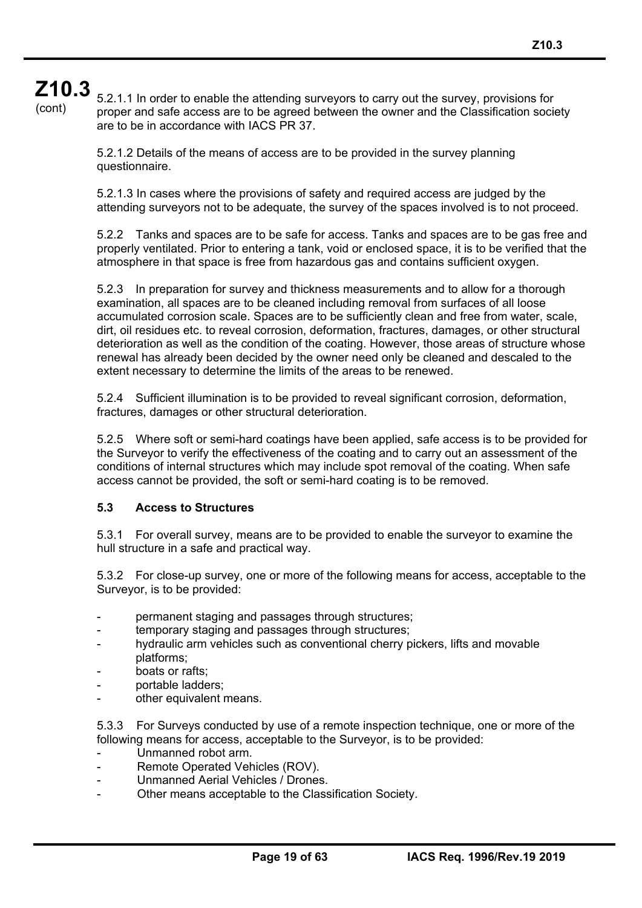5.2.1.1 In order to enable the attending surveyors to carry out the survey, provisions for proper and safe access are to be agreed between the owner and the Classification society are to be in accordance with IACS PR 37.

5.2.1.2 Details of the means of access are to be provided in the survey planning questionnaire.

5.2.1.3 In cases where the provisions of safety and required access are judged by the attending surveyors not to be adequate, the survey of the spaces involved is to not proceed.

5.2.2 Tanks and spaces are to be safe for access. Tanks and spaces are to be gas free and properly ventilated. Prior to entering a tank, void or enclosed space, it is to be verified that the atmosphere in that space is free from hazardous gas and contains sufficient oxygen.

5.2.3 In preparation for survey and thickness measurements and to allow for a thorough examination, all spaces are to be cleaned including removal from surfaces of all loose accumulated corrosion scale. Spaces are to be sufficiently clean and free from water, scale, dirt, oil residues etc. to reveal corrosion, deformation, fractures, damages, or other structural deterioration as well as the condition of the coating. However, those areas of structure whose renewal has already been decided by the owner need only be cleaned and descaled to the extent necessary to determine the limits of the areas to be renewed.

5.2.4 Sufficient illumination is to be provided to reveal significant corrosion, deformation, fractures, damages or other structural deterioration.

5.2.5 Where soft or semi-hard coatings have been applied, safe access is to be provided for the Surveyor to verify the effectiveness of the coating and to carry out an assessment of the conditions of internal structures which may include spot removal of the coating. When safe access cannot be provided, the soft or semi-hard coating is to be removed.

**5.3 Access to Structures**

5.3.1 For overall survey, means are to be provided to enable the surveyor to examine the hull structure in a safe and practical way.

5.3.2 For close-up survey, one or more of the following means for access, acceptable to the Surveyor, is to be provided:

- permanent staging and passages through structures;
- temporary staging and passages through structures;
- hydraulic arm vehicles such as conventional cherry pickers, lifts and movable platforms;
- boats or rafts;
- portable ladders;
- other equivalent means.

5.3.3 For Surveys conducted by use of a remote inspection technique, one or more of the following means for access, acceptable to the Surveyor, is to be provided:

- Unmanned robot arm.
- Remote Operated Vehicles (ROV).
- Unmanned Aerial Vehicles / Drones.
- Other means acceptable to the Classification Society.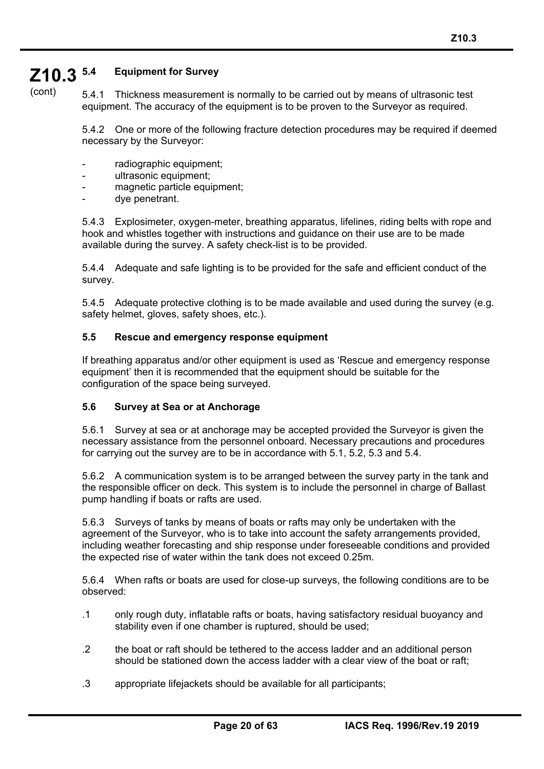### 5.4 Equipment for Survey

5.4.1 Thickness measurement is normally to be carried out by means of ultrasonic test equipment. The accuracy of the equipment is to be proven to the Surveyor as required.

5.4.2 One or more of the following fracture detection procedures may be required if deemed necessary by the Surveyor:

- radiographic equipment;
- ultrasonic equipment;
- magnetic particle equipment;
- dye penetrant.

5.4.3 Explosimeter, oxygen-meter, breathing apparatus, lifelines, riding belts with rope and hook and whistles together with instructions and guidance on their use are to be made available during the survey. A safety check-list is to be provided.

5.4.4 Adequate and safe lighting is to be provided for the safe and efficient conduct of the survey.

5.4.5 Adequate protective clothing is to be made available and used during the survey (e.g. safety helmet, gloves, safety shoes, etc.).

### 5.5 Rescue and emergency response equipment

If breathing apparatus and/or other equipment is used as 'Rescue and emergency response equipment' then it is recommended that the equipment should be suitable for the configuration of the space being surveyed.

### 5.6 Survey at Sea or at Anchorage

5.6.1 Survey at sea or at anchorage may be accepted provided the Surveyor is given the necessary assistance from the personnel onboard. Necessary precautions and procedures for carrying out the survey are to be in accordance with 5.1, 5.2, 5.3 and 5.4.

5.6.2 A communication system is to be arranged between the survey party in the tank and the responsible officer on deck. This system is to include the personnel in charge of Ballast pump handling if boats or rafts are used.

5.6.3 Surveys of tanks by means of boats or rafts may only be undertaken with the agreement of the Surveyor, who is to take into account the safety arrangements provided, including weather forecasting and ship response under foreseeable conditions and provided the expected rise of water within the tank does not exceed 0.25m.

5.6.4 When rafts or boats are used for close-up surveys, the following conditions are to be observed:

.1 only rough duty, inflatable rafts or boats, having satisfactory residual buoyancy and stability even if one chamber is ruptured, should be used;

.2 the boat or raft should be tethered to the access ladder and an additional person should be stationed down the access ladder with a clear view of the boat or raft;

.3 appropriate lifejackets should be available for all participants;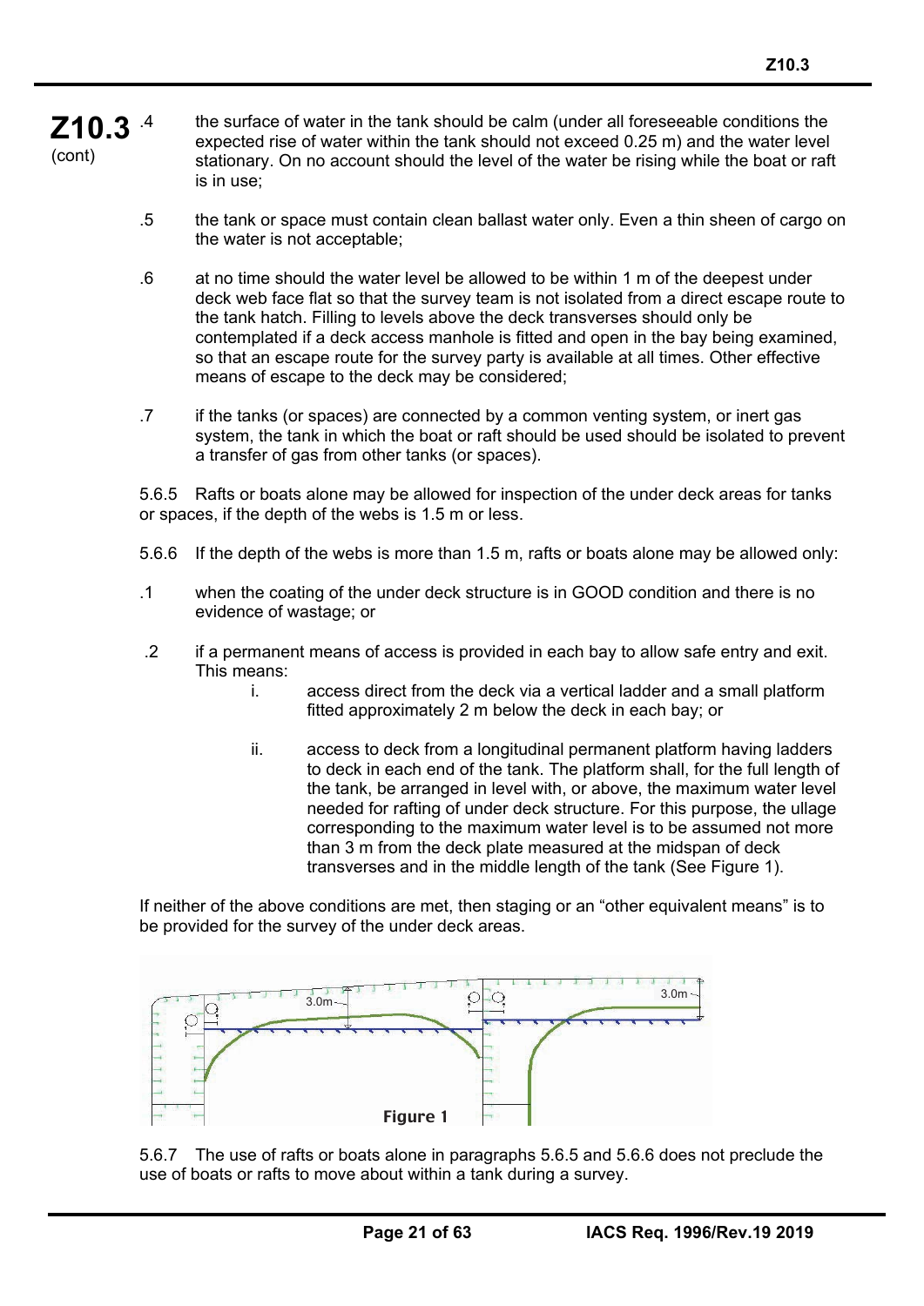**Z10.3** (cont)

.4 the surface of water in the tank should be calm (under all foreseeable conditions the expected rise of water within the tank should not exceed 0.25 m) and the water level stationary. On no account should the level of the water be rising while the boat or raft is in use;

.5 the tank or space must contain clean ballast water only. Even a thin sheen of cargo on the water is not acceptable;

.6 at no time should the water level be allowed to be within 1 m of the deepest under deck web face flat so that the survey team is not isolated from a direct escape route to the tank hatch. Filling to levels above the deck transverses should only be contemplated if a deck access manhole is fitted and open in the bay being examined, so that an escape route for the survey party is available at all times. Other effective means of escape to the deck may be considered;

.7 if the tanks (or spaces) are connected by a common venting system, or inert gas system, the tank in which the boat or raft should be used should be isolated to prevent a transfer of gas from other tanks (or spaces).

5.6.5 Rafts or boats alone may be allowed for inspection of the under deck areas for tanks or spaces, if the depth of the webs is 1.5 m or less.

5.6.6 If the depth of the webs is more than 1.5 m, rafts or boats alone may be allowed only:

.1 when the coating of the under deck structure is in GOOD condition and there is no evidence of wastage; or

.2 if a permanent means of access is provided in each bay to allow safe entry and exit. This means:

i. access direct from the deck via a vertical ladder and a small platform fitted approximately 2 m below the deck in each bay; or

ii. access to deck from a longitudinal permanent platform having ladders to deck in each end of the tank. The platform shall, for the full length of the tank, be arranged in level with, or above, the maximum water level needed for rafting of under deck structure. For this purpose, the ullage corresponding to the maximum water level is to be assumed not more than 3 m from the deck plate measured at the midspan of deck transverses and in the middle length of the tank (See Figure 1).

If neither of the above conditions are met, then staging or an "other equivalent means" is to be provided for the survey of the under deck areas.

Figure 1

5.6.7 The use of rafts or boats alone in paragraphs 5.6.5 and 5.6.6 does not preclude the use of boats or rafts to move about within a tank during a survey.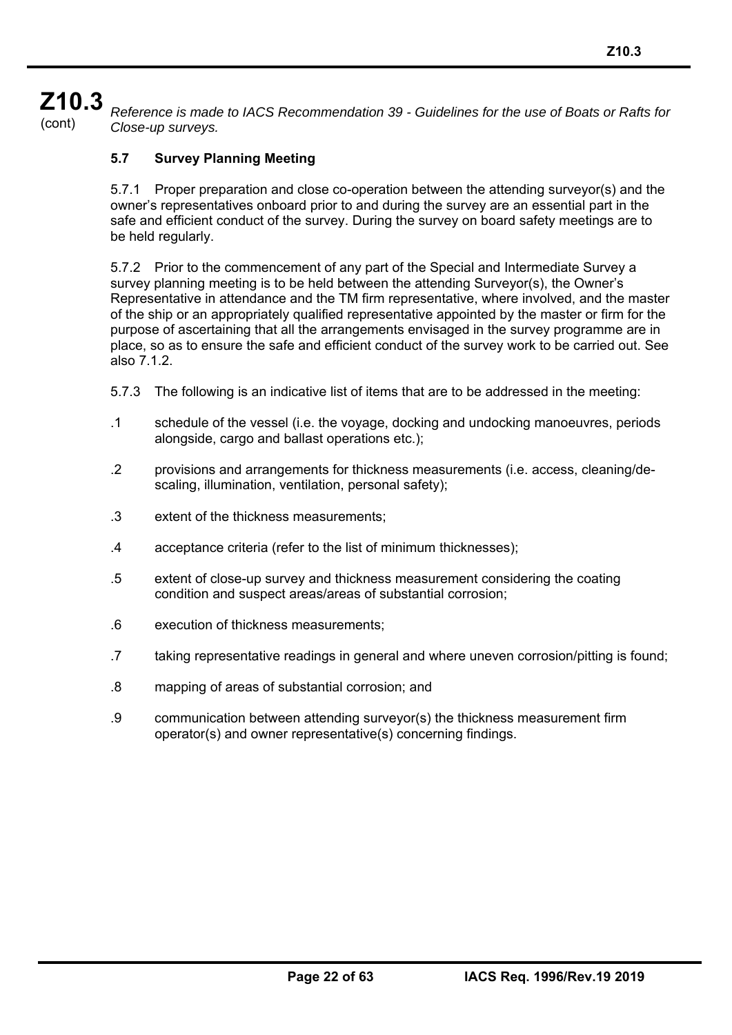*Reference is made to IACS Recommendation 39 - Guidelines for the use of Boats or Rafts for Close-up surveys.*

### 5.7 Survey Planning Meeting

5.7.1 Proper preparation and close co-operation between the attending surveyor(s) and the owner's representatives onboard prior to and during the survey are an essential part in the safe and efficient conduct of the survey. During the survey on board safety meetings are to be held regularly.

5.7.2 Prior to the commencement of any part of the Special and Intermediate Survey a survey planning meeting is to be held between the attending Surveyor(s), the Owner's Representative in attendance and the TM firm representative, where involved, and the master of the ship or an appropriately qualified representative appointed by the master or firm for the purpose of ascertaining that all the arrangements envisaged in the survey programme are in place, so as to ensure the safe and efficient conduct of the survey work to be carried out. See also 7.1.2.

5.7.3 The following is an indicative list of items that are to be addressed in the meeting:

.1 schedule of the vessel (i.e. the voyage, docking and undocking manoeuvres, periods alongside, cargo and ballast operations etc.);

.2 provisions and arrangements for thickness measurements (i.e. access, cleaning/de-scaling, illumination, ventilation, personal safety);

.3 extent of the thickness measurements;

.4 acceptance criteria (refer to the list of minimum thicknesses);

.5 extent of close-up survey and thickness measurement considering the coating condition and suspect areas/areas of substantial corrosion;

.6 execution of thickness measurements;

.7 taking representative readings in general and where uneven corrosion/pitting is found;

.8 mapping of areas of substantial corrosion; and

.9 communication between attending surveyor(s) the thickness measurement firm operator(s) and owner representative(s) concerning findings.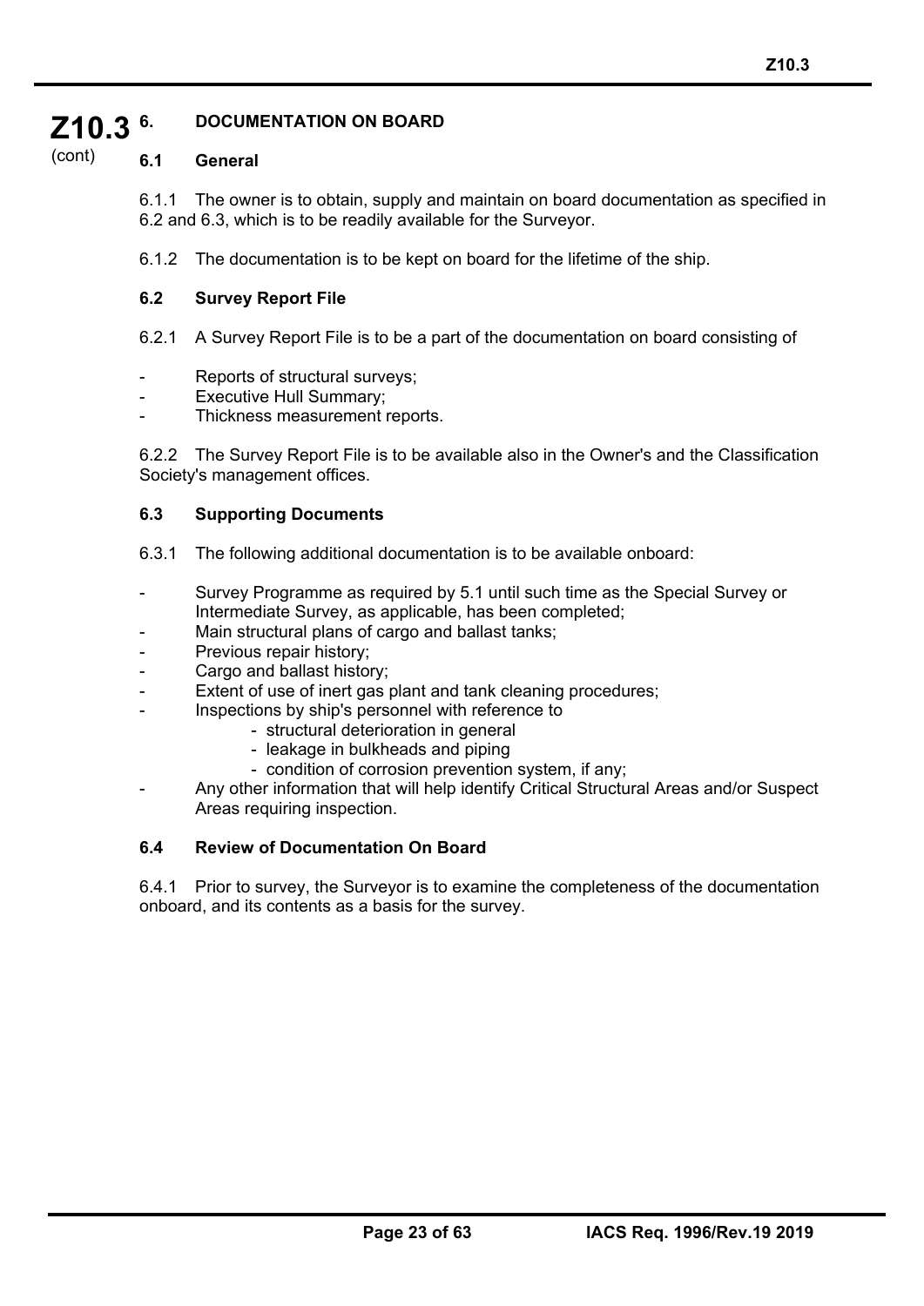## 6. DOCUMENTATION ON BOARD

### 6.1 General

6.1.1 The owner is to obtain, supply and maintain on board documentation as specified in 6.2 and 6.3, which is to be readily available for the Surveyor.

6.1.2 The documentation is to be kept on board for the lifetime of the ship.

### 6.2 Survey Report File

6.2.1 A Survey Report File is to be a part of the documentation on board consisting of

- Reports of structural surveys;
- Executive Hull Summary;
- Thickness measurement reports.

6.2.2 The Survey Report File is to be available also in the Owner's and the Classification Society's management offices.

### 6.3 Supporting Documents

6.3.1 The following additional documentation is to be available onboard:

- Survey Programme as required by 5.1 until such time as the Special Survey or Intermediate Survey, as applicable, has been completed;
- Main structural plans of cargo and ballast tanks;
- Previous repair history;
- Cargo and ballast history;
- Extent of use of inert gas plant and tank cleaning procedures;
- Inspections by ship's personnel with reference to
  - structural deterioration in general
  - leakage in bulkheads and piping
  - condition of corrosion prevention system, if any;
- Any other information that will help identify Critical Structural Areas and/or Suspect Areas requiring inspection.

### 6.4 Review of Documentation On Board

6.4.1 Prior to survey, the Surveyor is to examine the completeness of the documentation onboard, and its contents as a basis for the survey.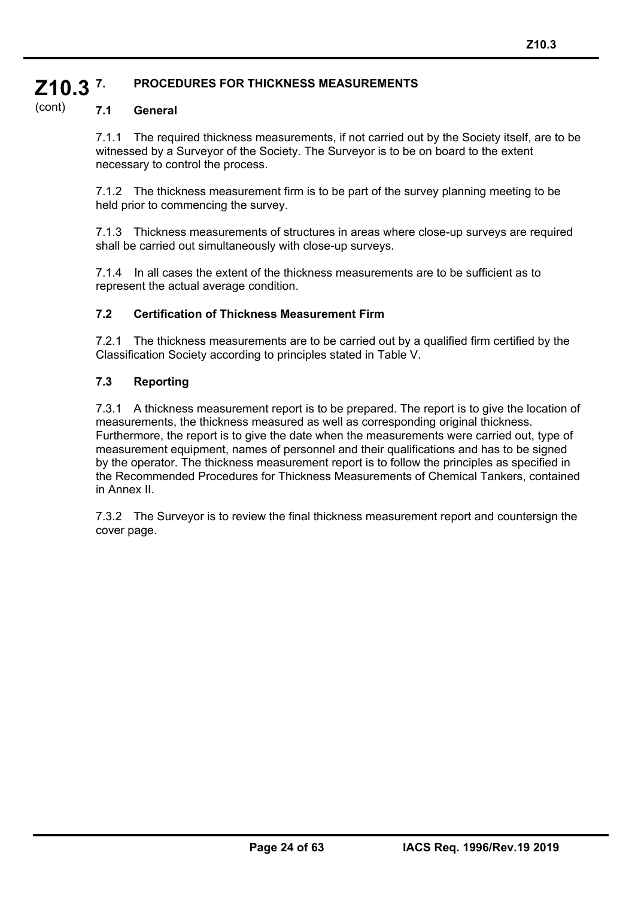## 7. PROCEDURES FOR THICKNESS MEASUREMENTS

### 7.1 General

7.1.1 The required thickness measurements, if not carried out by the Society itself, are to be witnessed by a Surveyor of the Society. The Surveyor is to be on board to the extent necessary to control the process.

7.1.2 The thickness measurement firm is to be part of the survey planning meeting to be held prior to commencing the survey.

7.1.3 Thickness measurements of structures in areas where close-up surveys are required shall be carried out simultaneously with close-up surveys.

7.1.4 In all cases the extent of the thickness measurements are to be sufficient as to represent the actual average condition.

### 7.2 Certification of Thickness Measurement Firm

7.2.1 The thickness measurements are to be carried out by a qualified firm certified by the Classification Society according to principles stated in Table V.

### 7.3 Reporting

7.3.1 A thickness measurement report is to be prepared. The report is to give the location of measurements, the thickness measured as well as corresponding original thickness. Furthermore, the report is to give the date when the measurements were carried out, type of measurement equipment, names of personnel and their qualifications and has to be signed by the operator. The thickness measurement report is to follow the principles as specified in the Recommended Procedures for Thickness Measurements of Chemical Tankers, contained in Annex II.

7.3.2 The Surveyor is to review the final thickness measurement report and countersign the cover page.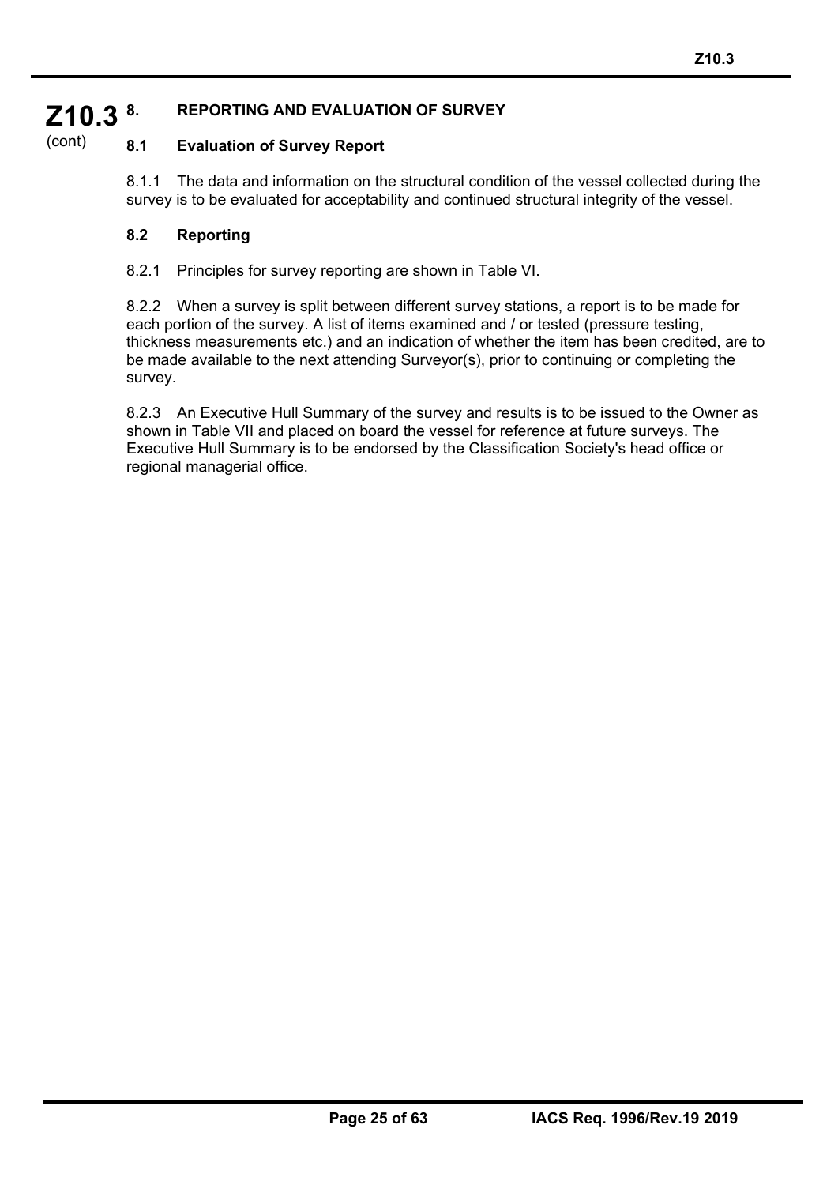## 8. REPORTING AND EVALUATION OF SURVEY

### 8.1 Evaluation of Survey Report

8.1.1 The data and information on the structural condition of the vessel collected during the survey is to be evaluated for acceptability and continued structural integrity of the vessel.

### 8.2 Reporting

8.2.1 Principles for survey reporting are shown in Table VI.

8.2.2 When a survey is split between different survey stations, a report is to be made for each portion of the survey. A list of items examined and / or tested (pressure testing, thickness measurements etc.) and an indication of whether the item has been credited, are to be made available to the next attending Surveyor(s), prior to continuing or completing the survey.

8.2.3 An Executive Hull Summary of the survey and results is to be issued to the Owner as shown in Table VII and placed on board the vessel for reference at future surveys. The Executive Hull Summary is to be endorsed by the Classification Society's head office or regional managerial office.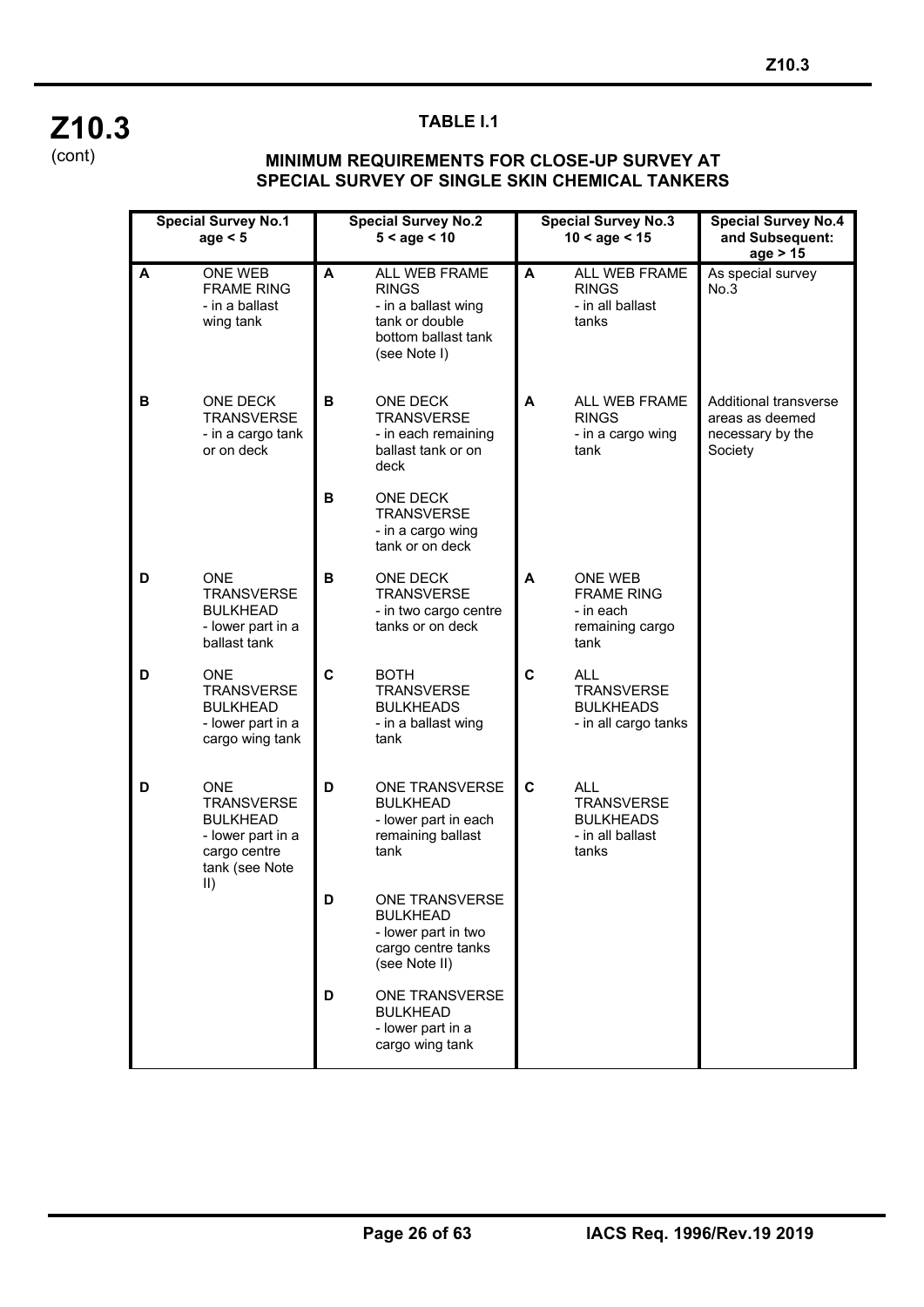# Z10.3

(cont)

**TABLE I.1**

**MINIMUM REQUIREMENTS FOR CLOSE-UP SURVEY AT SPECIAL SURVEY OF SINGLE SKIN CHEMICAL TANKERS**

| Special Survey No.1 age < 5 | | Special Survey No.2 5 < age < 10 | | Special Survey No.3 10 < age < 15 | | Special Survey No.4 and Subsequent: age > 15 |
|---|---|---|---|---|---|---|
| **A** | ONE WEB FRAME RING - in a ballast wing tank | **A** | ALL WEB FRAME RINGS - in a ballast wing tank or double bottom ballast tank (see Note I) | **A** | ALL WEB FRAME RINGS - in all ballast tanks | As special survey No.3 |
| **B** | ONE DECK TRANSVERSE - in a cargo tank or on deck | **B** | ONE DECK TRANSVERSE - in each remaining ballast tank or on deck | **A** | ALL WEB FRAME RINGS - in a cargo wing tank | Additional transverse areas as deemed necessary by the Society |
| | | **B** | ONE DECK TRANSVERSE - in a cargo wing tank or on deck | | | |
| **D** | ONE TRANSVERSE BULKHEAD - lower part in a ballast tank | **B** | ONE DECK TRANSVERSE - in two cargo centre tanks or on deck | **A** | ONE WEB FRAME RING - in each remaining cargo tank | |
| **D** | ONE TRANSVERSE BULKHEAD - lower part in a cargo wing tank | **C** | BOTH TRANSVERSE BULKHEADS - in a ballast wing tank | **C** | ALL TRANSVERSE BULKHEADS - in all cargo tanks | |
| **D** | ONE TRANSVERSE BULKHEAD - lower part in a cargo centre tank (see Note II) | **D** | ONE TRANSVERSE BULKHEAD - lower part in each remaining ballast tank | **C** | ALL TRANSVERSE BULKHEADS - in all ballast tanks | |
| | | **D** | ONE TRANSVERSE BULKHEAD - lower part in two cargo centre tanks (see Note II) | | | |
| | | **D** | ONE TRANSVERSE BULKHEAD - lower part in a cargo wing tank | | | |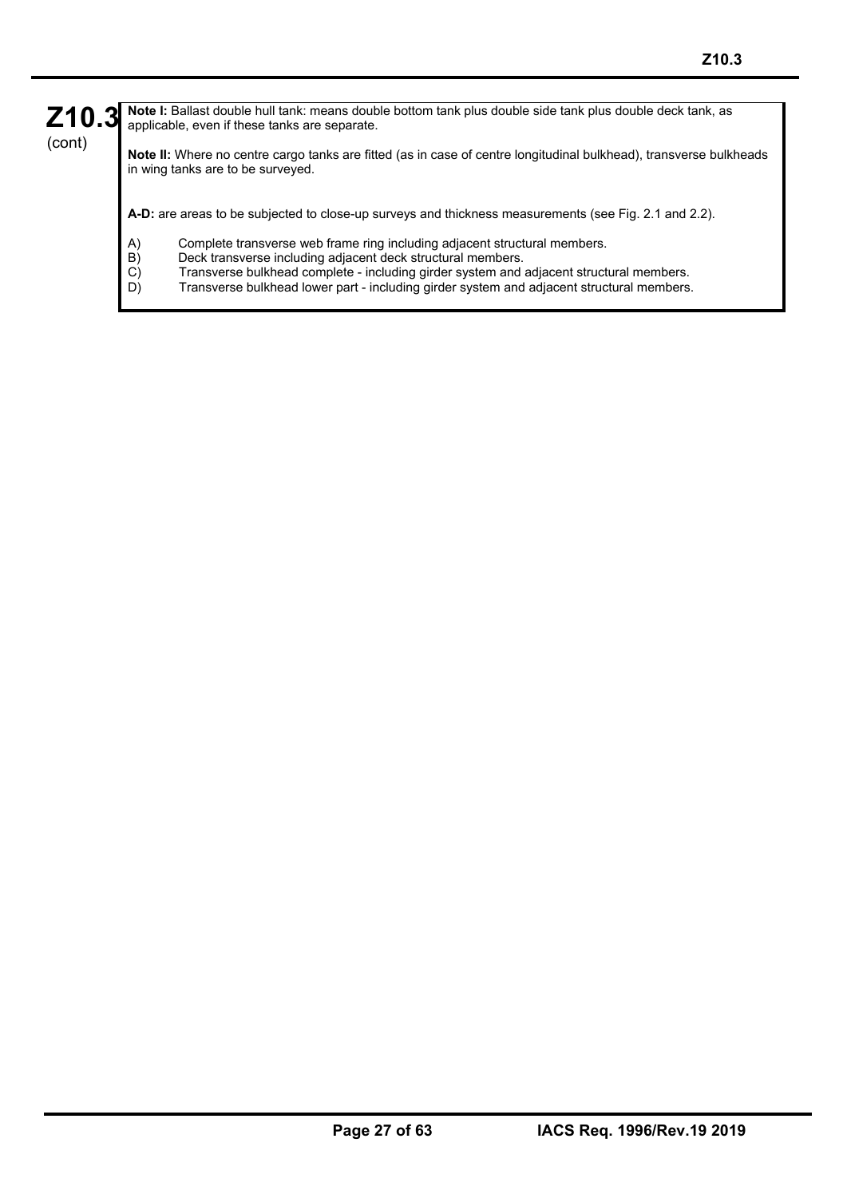**Note I:** Ballast double hull tank: means double bottom tank plus double side tank plus double deck tank, as applicable, even if these tanks are separate.

**Note II:** Where no centre cargo tanks are fitted (as in case of centre longitudinal bulkhead), transverse bulkheads in wing tanks are to be surveyed.

**A-D:** are areas to be subjected to close-up surveys and thickness measurements (see Fig. 2.1 and 2.2).

A) Complete transverse web frame ring including adjacent structural members.
B) Deck transverse including adjacent deck structural members.
C) Transverse bulkhead complete - including girder system and adjacent structural members.
D) Transverse bulkhead lower part - including girder system and adjacent structural members.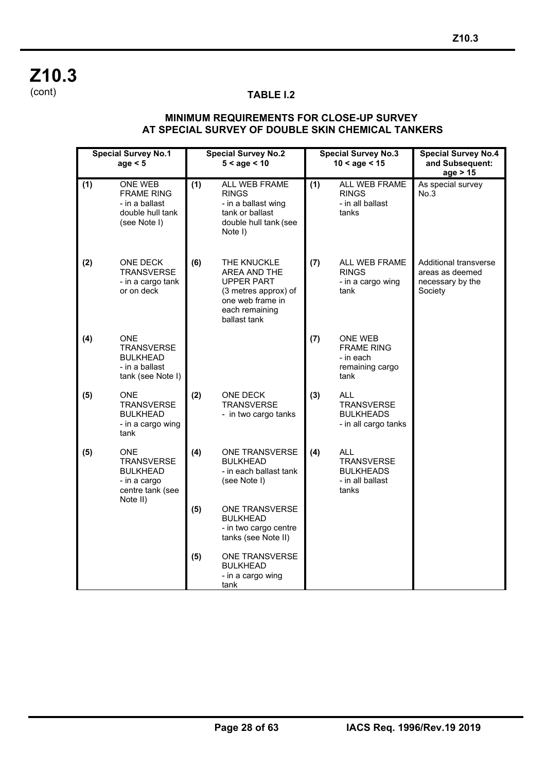**Z10.3**
(cont)

**TABLE I.2**

**MINIMUM REQUIREMENTS FOR CLOSE-UP SURVEY AT SPECIAL SURVEY OF DOUBLE SKIN CHEMICAL TANKERS**

| Special Survey No.1 age < 5 | | Special Survey No.2 5 < age < 10 | | Special Survey No.3 10 < age < 15 | | Special Survey No.4 and Subsequent: age > 15 |
|---|---|---|---|---|---|---|
| **(1)** | ONE WEB FRAME RING - in a ballast double hull tank (see Note I) | **(1)** | ALL WEB FRAME RINGS - in a ballast wing tank or ballast double hull tank (see Note I) | **(1)** | ALL WEB FRAME RINGS - in all ballast tanks | As special survey No.3 |
| **(2)** | ONE DECK TRANSVERSE - in a cargo tank or on deck | **(6)** | THE KNUCKLE AREA AND THE UPPER PART (3 metres approx) of one web frame in each remaining ballast tank | **(7)** | ALL WEB FRAME RINGS - in a cargo wing tank | Additional transverse areas as deemed necessary by the Society |
| **(4)** | ONE TRANSVERSE BULKHEAD - in a ballast tank (see Note I) | | | **(7)** | ONE WEB FRAME RING - in each remaining cargo tank | |
| **(5)** | ONE TRANSVERSE BULKHEAD - in a cargo wing tank | **(2)** | ONE DECK TRANSVERSE - in two cargo tanks | **(3)** | ALL TRANSVERSE BULKHEADS - in all cargo tanks | |
| **(5)** | ONE TRANSVERSE BULKHEAD - in a cargo centre tank (see Note II) | **(4)** | ONE TRANSVERSE BULKHEAD - in each ballast tank (see Note I) | **(4)** | ALL TRANSVERSE BULKHEADS - in all ballast tanks | |
| | | **(5)** | ONE TRANSVERSE BULKHEAD - in two cargo centre tanks (see Note II) | | | |
| | | **(5)** | ONE TRANSVERSE BULKHEAD - in a cargo wing tank | | | |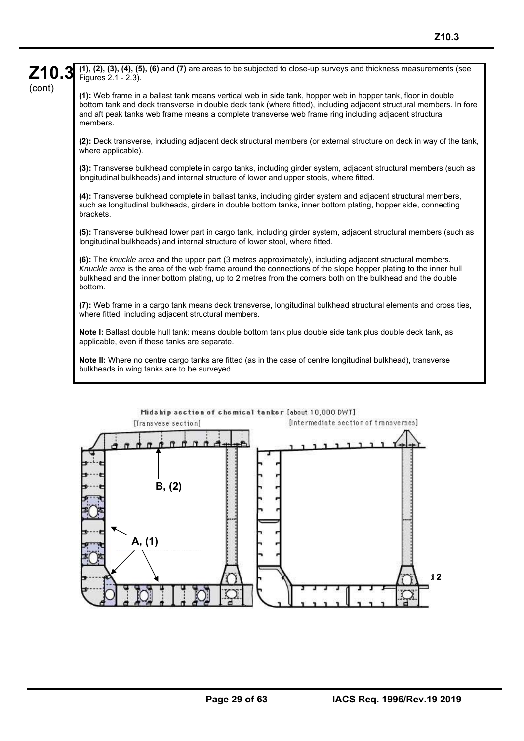**Z10.3** (cont)

**(1), (2), (3), (4), (5), (6)** and **(7)** are areas to be subjected to close-up surveys and thickness measurements (see Figures 2.1 - 2.3).

**(1):** Web frame in a ballast tank means vertical web in side tank, hopper web in hopper tank, floor in double bottom tank and deck transverse in double deck tank (where fitted), including adjacent structural members. In fore and aft peak tanks web frame means a complete transverse web frame ring including adjacent structural members.

**(2):** Deck transverse, including adjacent deck structural members (or external structure on deck in way of the tank, where applicable).

**(3):** Transverse bulkhead complete in cargo tanks, including girder system, adjacent structural members (such as longitudinal bulkheads) and internal structure of lower and upper stools, where fitted.

**(4):** Transverse bulkhead complete in ballast tanks, including girder system and adjacent structural members, such as longitudinal bulkheads, girders in double bottom tanks, inner bottom plating, hopper side, connecting brackets.

**(5):** Transverse bulkhead lower part in cargo tank, including girder system, adjacent structural members (such as longitudinal bulkheads) and internal structure of lower stool, where fitted.

**(6):** The *knuckle area* and the upper part (3 metres approximately), including adjacent structural members. *Knuckle area* is the area of the web frame around the connections of the slope hopper plating to the inner hull bulkhead and the inner bottom plating, up to 2 metres from the corners both on the bulkhead and the double bottom.

**(7):** Web frame in a cargo tank means deck transverse, longitudinal bulkhead structural elements and cross ties, where fitted, including adjacent structural members.

**Note I:** Ballast double hull tank: means double bottom tank plus double side tank plus double deck tank, as applicable, even if these tanks are separate.

**Note II:** Where no centre cargo tanks are fitted (as in the case of centre longitudinal bulkhead), transverse bulkheads in wing tanks are to be surveyed.

Midship section of chemical tanker [about 10,000 DWT]

[Transvese section] [Intermediate section of transverses]

B, (2)

A, (1)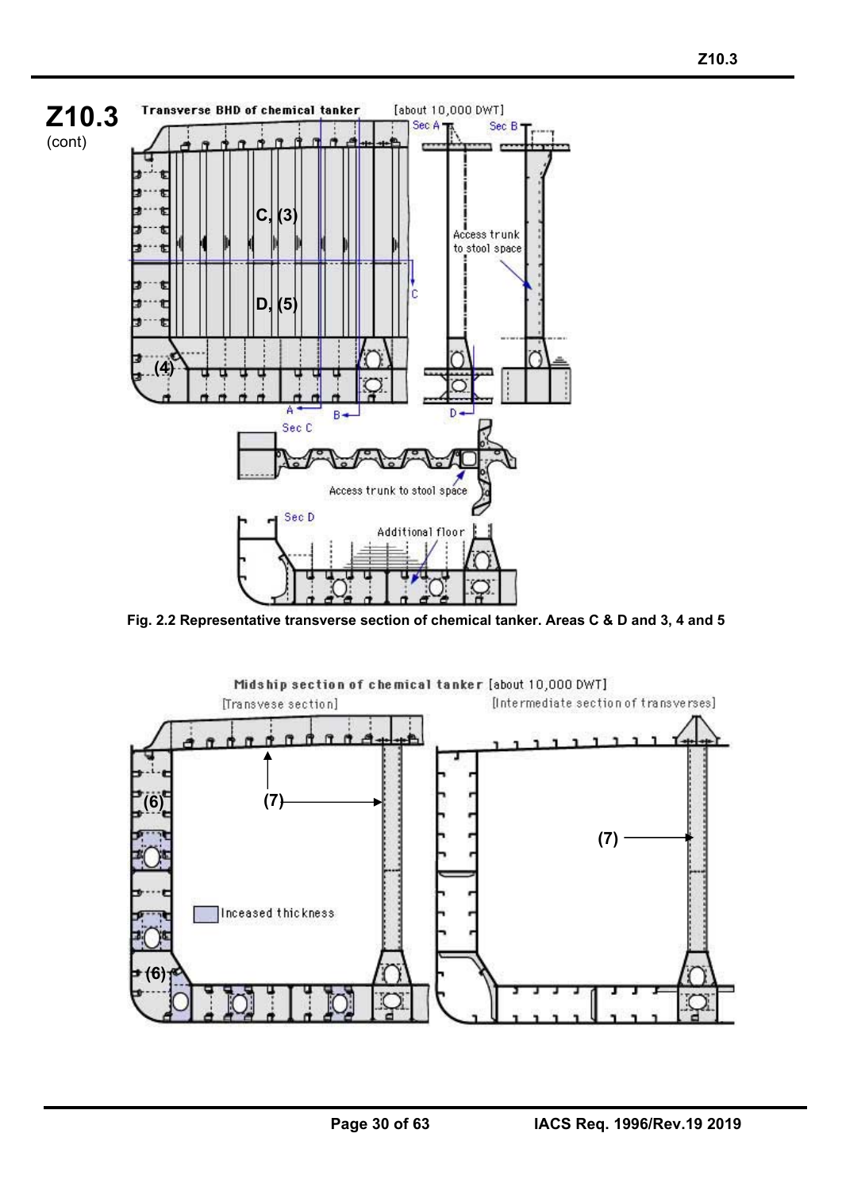**Z10.3** (cont)

Fig. 2.2 Representative transverse section of chemical tanker. Areas C & D and 3, 4 and 5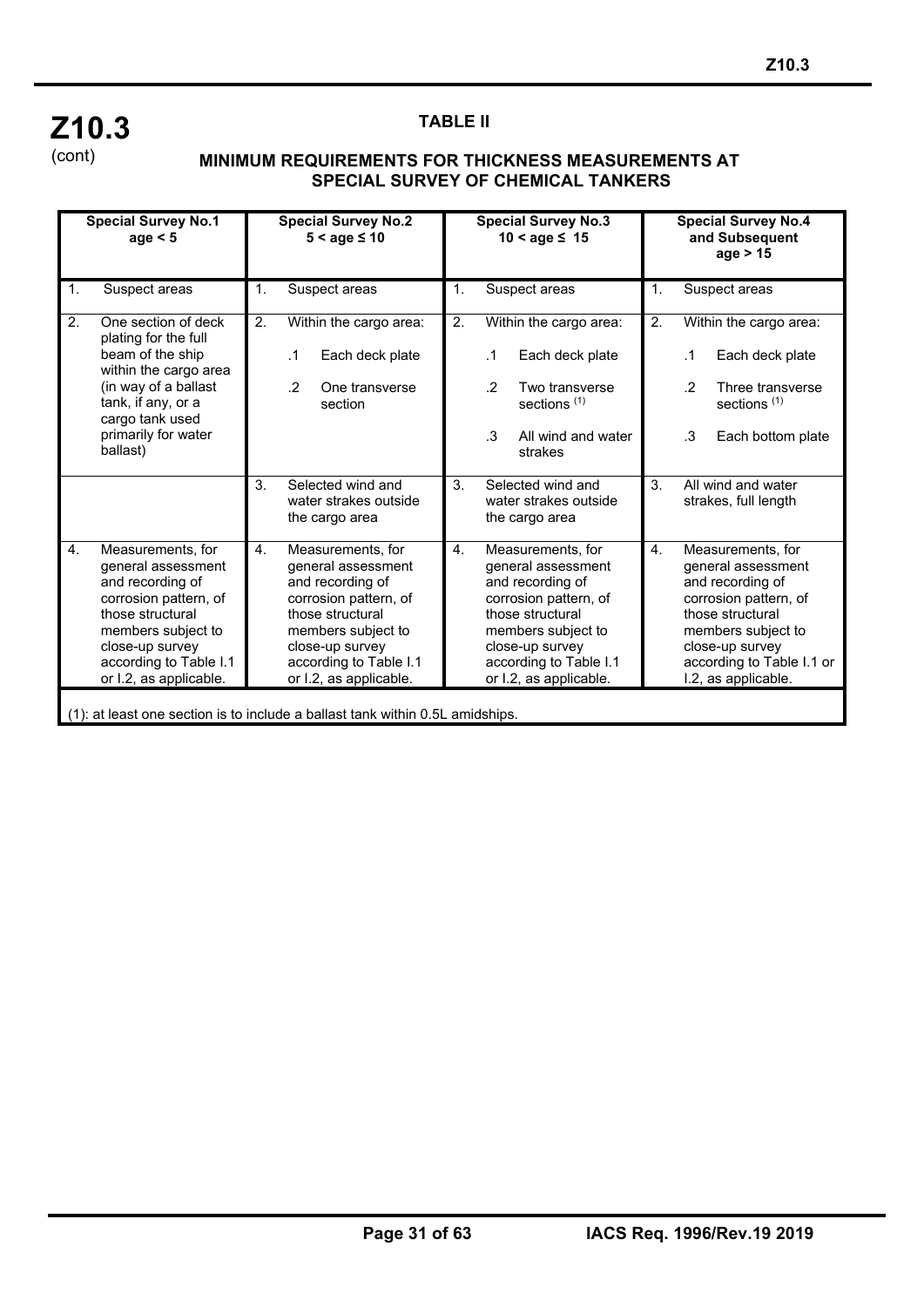**Z10.3**
(cont)

### TABLE II

### MINIMUM REQUIREMENTS FOR THICKNESS MEASUREMENTS AT SPECIAL SURVEY OF CHEMICAL TANKERS

| Special Survey No.1 age < 5 | Special Survey No.2 5 < age ≤ 10 | Special Survey No.3 10 < age ≤ 15 | Special Survey No.4 and Subsequent age > 15 |
|---|---|---|---|
| 1. Suspect areas | 1. Suspect areas | 1. Suspect areas | 1. Suspect areas |
| 2. One section of deck plating for the full beam of the ship within the cargo area (in way of a ballast tank, if any, or a cargo tank used primarily for water ballast) | 2. Within the cargo area:<br>.1 Each deck plate<br>.2 One transverse section | 2. Within the cargo area:<br>.1 Each deck plate<br>.2 Two transverse sections (1)<br>.3 All wind and water strakes | 2. Within the cargo area:<br>.1 Each deck plate<br>.2 Three transverse sections (1)<br>.3 Each bottom plate |
| | 3. Selected wind and water strakes outside the cargo area | 3. Selected wind and water strakes outside the cargo area | 3. All wind and water strakes, full length |
| 4. Measurements, for general assessment and recording of corrosion pattern, of those structural members subject to close-up survey according to Table I.1 or I.2, as applicable. | 4. Measurements, for general assessment and recording of corrosion pattern, of those structural members subject to close-up survey according to Table I.1 or I.2, as applicable. | 4. Measurements, for general assessment and recording of corrosion pattern, of those structural members subject to close-up survey according to Table I.1 or I.2, as applicable. | 4. Measurements, for general assessment and recording of corrosion pattern, of those structural members subject to close-up survey according to Table I.1 or I.2, as applicable. |

(1): at least one section is to include a ballast tank within 0.5L amidships.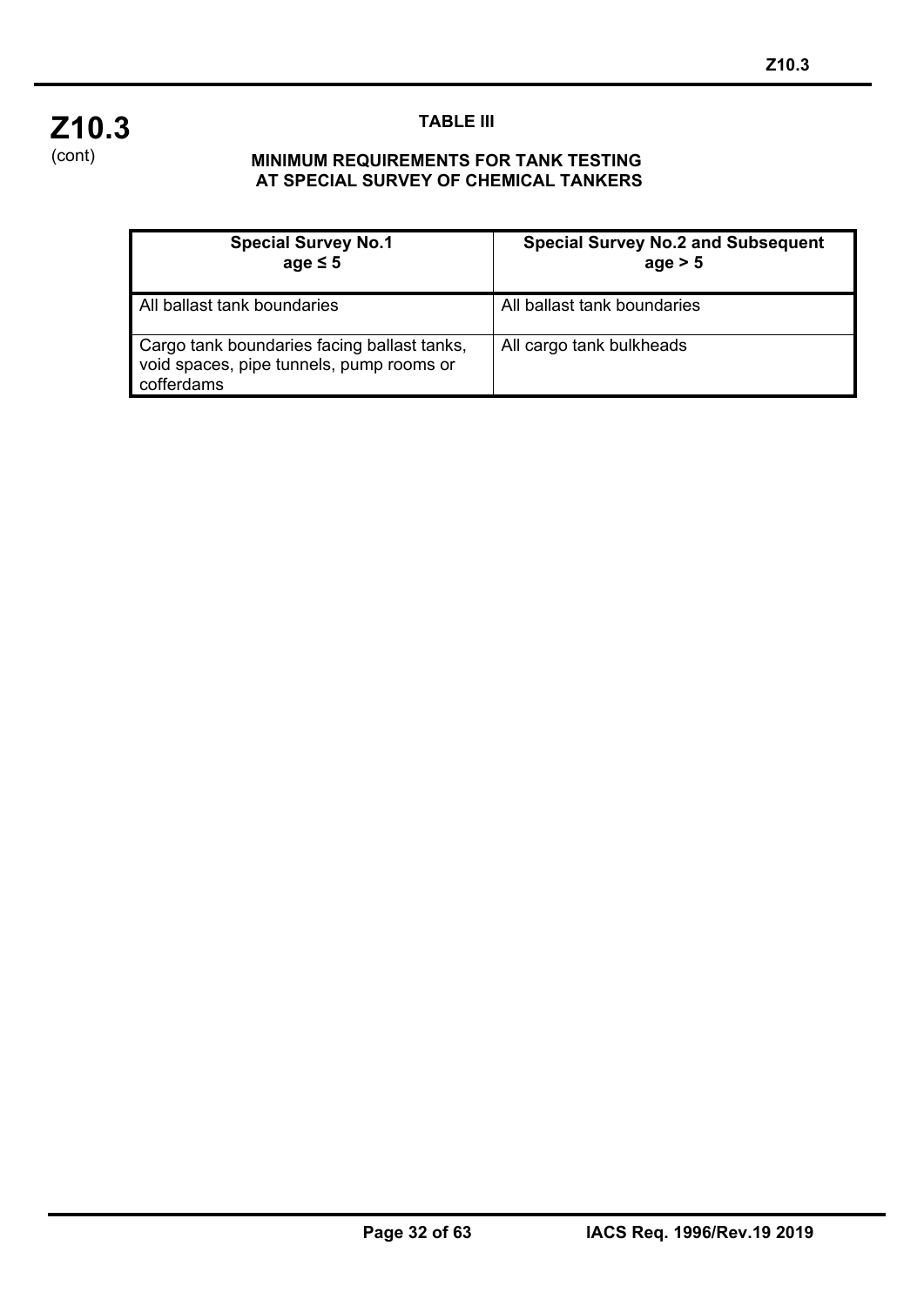**Z10.3**
(cont)

### TABLE III

### MINIMUM REQUIREMENTS FOR TANK TESTING AT SPECIAL SURVEY OF CHEMICAL TANKERS

| Special Survey No.1<br>age ≤ 5 | Special Survey No.2 and Subsequent<br>age > 5 |
|---|---|
| All ballast tank boundaries | All ballast tank boundaries |
| Cargo tank boundaries facing ballast tanks, void spaces, pipe tunnels, pump rooms or cofferdams | All cargo tank bulkheads |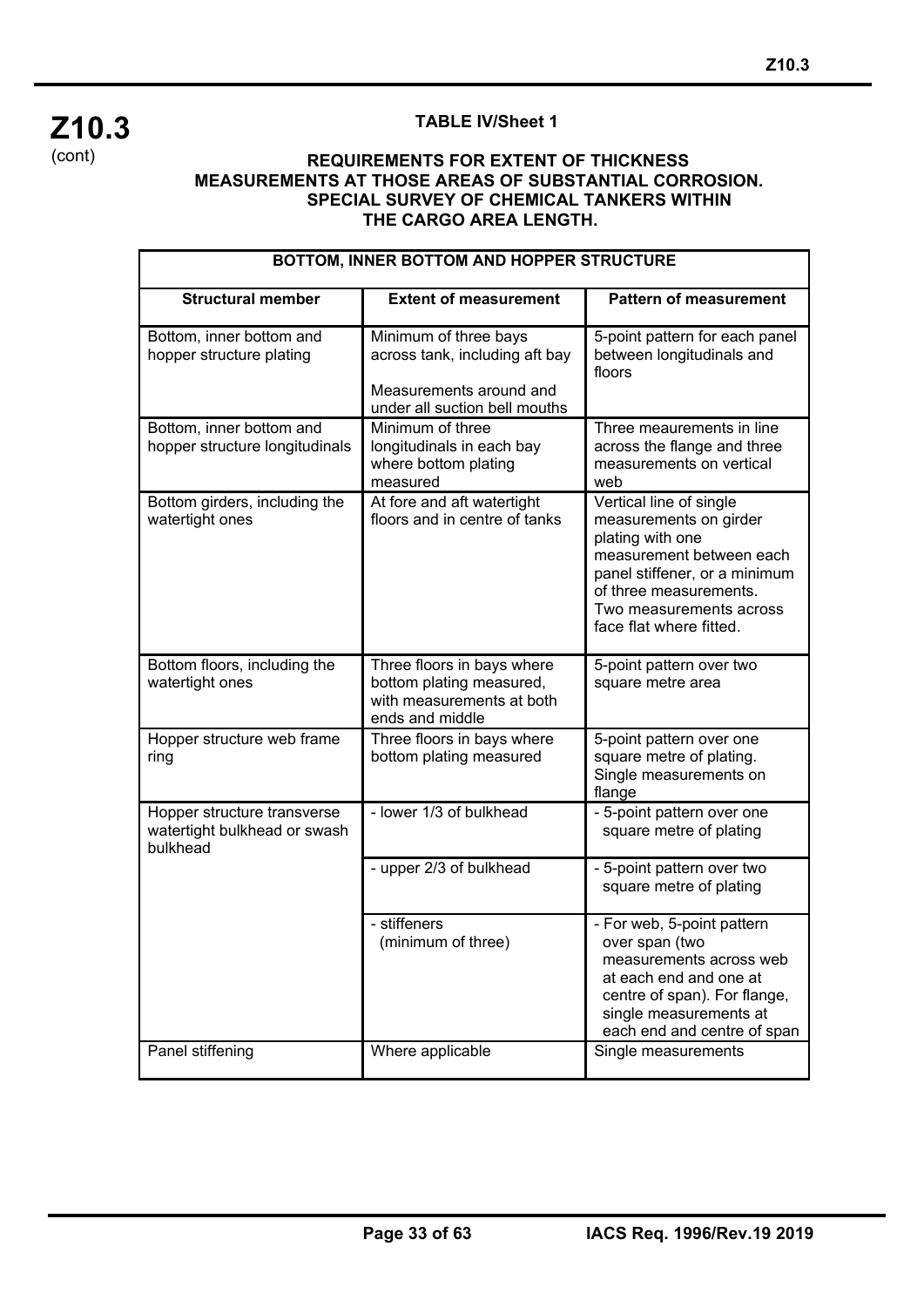**Z10.3** (cont)

**TABLE IV/Sheet 1**

**REQUIREMENTS FOR EXTENT OF THICKNESS MEASUREMENTS AT THOSE AREAS OF SUBSTANTIAL CORROSION. SPECIAL SURVEY OF CHEMICAL TANKERS WITHIN THE CARGO AREA LENGTH.**

| BOTTOM, INNER BOTTOM AND HOPPER STRUCTURE | | |
|---|---|---|
| **Structural member** | **Extent of measurement** | **Pattern of measurement** |
| Bottom, inner bottom and hopper structure plating | Minimum of three bays across tank, including aft bay<br><br>Measurements around and under all suction bell mouths | 5-point pattern for each panel between longitudinals and floors |
| Bottom, inner bottom and hopper structure longitudinals | Minimum of three longitudinals in each bay where bottom plating measured | Three meaurements in line across the flange and three measurements on vertical web |
| Bottom girders, including the watertight ones | At fore and aft watertight floors and in centre of tanks | Vertical line of single measurements on girder plating with one measurement between each panel stiffener, or a minimum of three measurements. Two measurements across face flat where fitted. |
| Bottom floors, including the watertight ones | Three floors in bays where bottom plating measured, with measurements at both ends and middle | 5-point pattern over two square metre area |
| Hopper structure web frame ring | Three floors in bays where bottom plating measured | 5-point pattern over one square metre of plating. Single measurements on flange |
| Hopper structure transverse watertight bulkhead or swash bulkhead | - lower 1/3 of bulkhead | - 5-point pattern over one square metre of plating |
| | - upper 2/3 of bulkhead | - 5-point pattern over two square metre of plating |
| | - stiffeners (minimum of three) | - For web, 5-point pattern over span (two measurements across web at each end and one at centre of span). For flange, single measurements at each end and centre of span |
| Panel stiffening | Where applicable | Single measurements |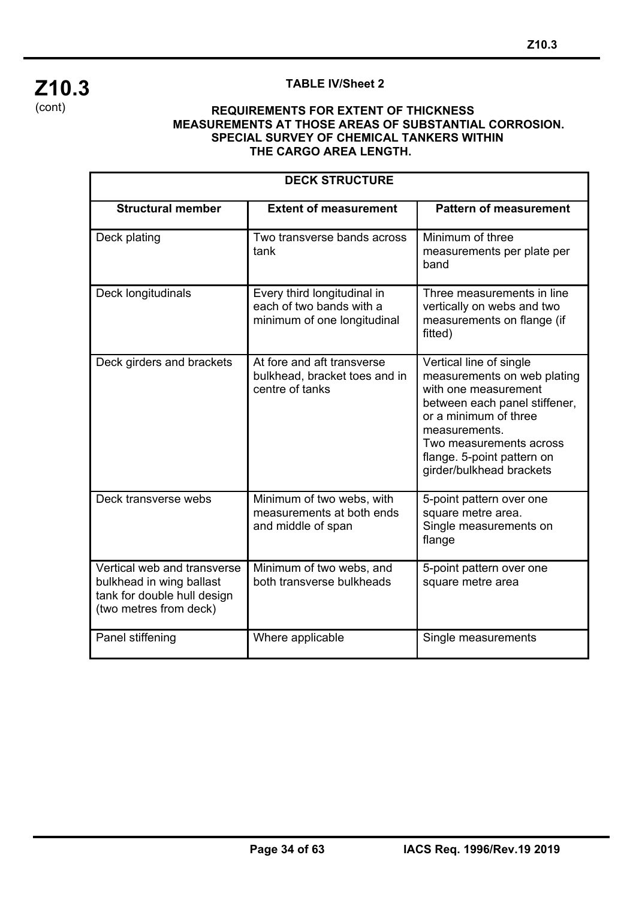**Z10.3**
(cont)

**TABLE IV/Sheet 2**

**REQUIREMENTS FOR EXTENT OF THICKNESS MEASUREMENTS AT THOSE AREAS OF SUBSTANTIAL CORROSION. SPECIAL SURVEY OF CHEMICAL TANKERS WITHIN THE CARGO AREA LENGTH.**

| **DECK STRUCTURE** | | |
|---|---|---|
| **Structural member** | **Extent of measurement** | **Pattern of measurement** |
| Deck plating | Two transverse bands across tank | Minimum of three measurements per plate per band |
| Deck longitudinals | Every third longitudinal in each of two bands with a minimum of one longitudinal | Three measurements in line vertically on webs and two measurements on flange (if fitted) |
| Deck girders and brackets | At fore and aft transverse bulkhead, bracket toes and in centre of tanks | Vertical line of single measurements on web plating with one measurement between each panel stiffener, or a minimum of three measurements. Two measurements across flange. 5-point pattern on girder/bulkhead brackets |
| Deck transverse webs | Minimum of two webs, with measurements at both ends and middle of span | 5-point pattern over one square metre area. Single measurements on flange |
| Vertical web and transverse bulkhead in wing ballast tank for double hull design (two metres from deck) | Minimum of two webs, and both transverse bulkheads | 5-point pattern over one square metre area |
| Panel stiffening | Where applicable | Single measurements |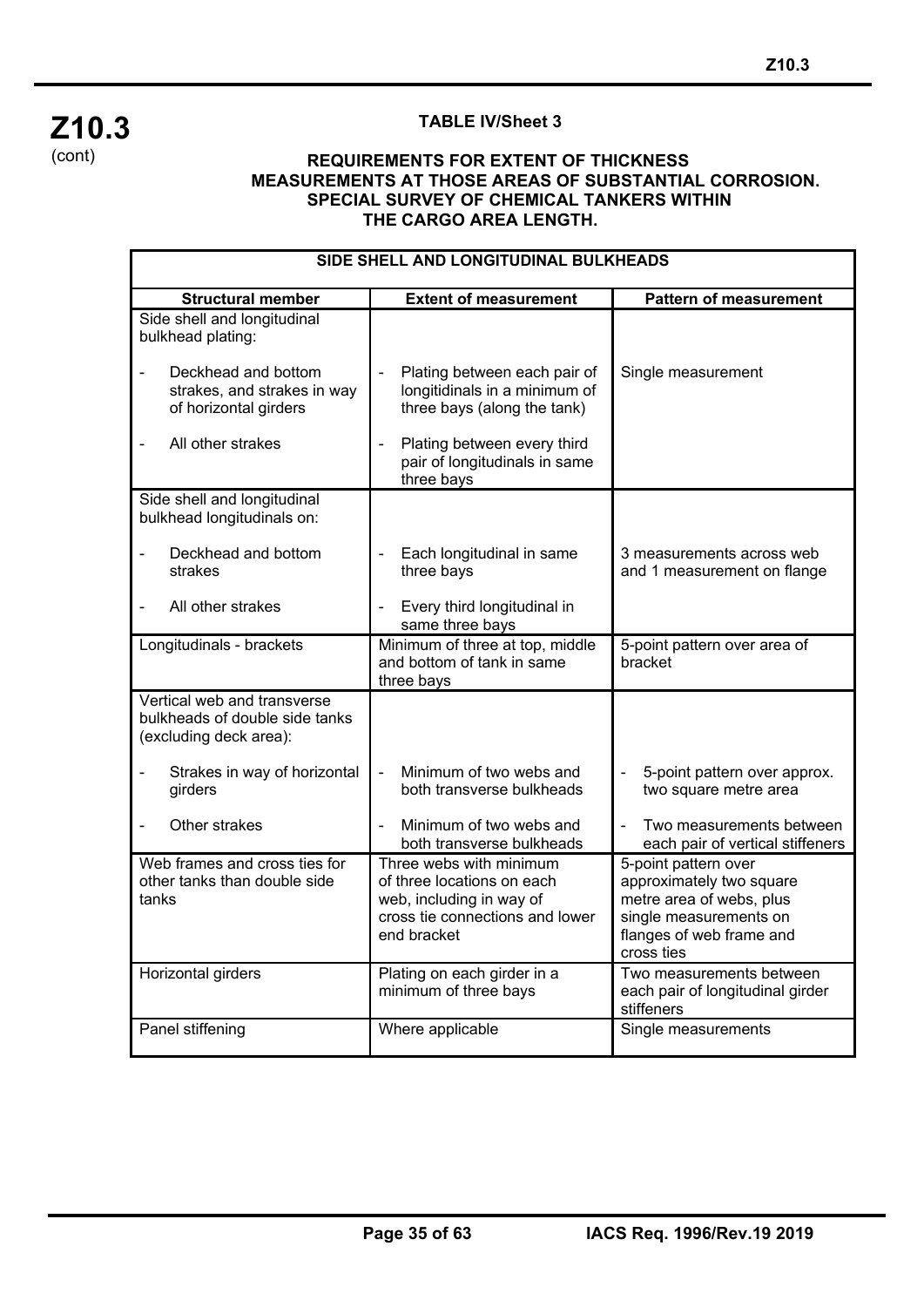**Z10.3**
(cont)

**TABLE IV/Sheet 3**

**REQUIREMENTS FOR EXTENT OF THICKNESS MEASUREMENTS AT THOSE AREAS OF SUBSTANTIAL CORROSION. SPECIAL SURVEY OF CHEMICAL TANKERS WITHIN THE CARGO AREA LENGTH.**

| SIDE SHELL AND LONGITUDINAL BULKHEADS | | |
|---|---|---|
| **Structural member** | **Extent of measurement** | **Pattern of measurement** |
| Side shell and longitudinal bulkhead plating:<br><br>- Deckhead and bottom strakes, and strakes in way of horizontal girders<br><br>- All other strakes | <br><br>- Plating between each pair of longitidinals in a minimum of three bays (along the tank)<br><br>- Plating between every third pair of longitudinals in same three bays | <br><br>Single measurement |
| Side shell and longitudinal bulkhead longitudinals on:<br><br>- Deckhead and bottom strakes<br><br>- All other strakes | <br><br>- Each longitudinal in same three bays<br><br>- Every third longitudinal in same three bays | <br><br>3 measurements across web and 1 measurement on flange |
| Longitudinals - brackets | Minimum of three at top, middle and bottom of tank in same three bays | 5-point pattern over area of bracket |
| Vertical web and transverse bulkheads of double side tanks (excluding deck area):<br><br>- Strakes in way of horizontal girders<br><br>- Other strakes | <br><br>- Minimum of two webs and both transverse bulkheads<br><br>- Minimum of two webs and both transverse bulkheads | <br><br>- 5-point pattern over approx. two square metre area<br><br>- Two measurements between each pair of vertical stiffeners |
| Web frames and cross ties for other tanks than double side tanks | Three webs with minimum of three locations on each web, including in way of cross tie connections and lower end bracket | 5-point pattern over approximately two square metre area of webs, plus single measurements on flanges of web frame and cross ties |
| Horizontal girders | Plating on each girder in a minimum of three bays | Two measurements between each pair of longitudinal girder stiffeners |
| Panel stiffening | Where applicable | Single measurements |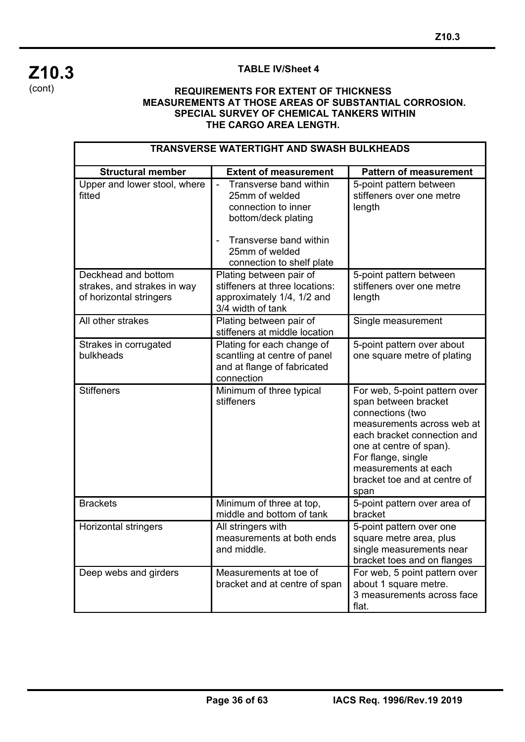**Z10.3** (cont)

**TABLE IV/Sheet 4**

**REQUIREMENTS FOR EXTENT OF THICKNESS MEASUREMENTS AT THOSE AREAS OF SUBSTANTIAL CORROSION. SPECIAL SURVEY OF CHEMICAL TANKERS WITHIN THE CARGO AREA LENGTH.**

| **TRANSVERSE WATERTIGHT AND SWASH BULKHEADS** | | |
|---|---|---|
| **Structural member** | **Extent of measurement** | **Pattern of measurement** |
| Upper and lower stool, where fitted | - Transverse band within 25mm of welded connection to inner bottom/deck plating<br>- Transverse band within 25mm of welded connection to shelf plate | 5-point pattern between stiffeners over one metre length |
| Deckhead and bottom strakes, and strakes in way of horizontal stringers | Plating between pair of stiffeners at three locations: approximately 1/4, 1/2 and 3/4 width of tank | 5-point pattern between stiffeners over one metre length |
| All other strakes | Plating between pair of stiffeners at middle location | Single measurement |
| Strakes in corrugated bulkheads | Plating for each change of scantling at centre of panel and at flange of fabricated connection | 5-point pattern over about one square metre of plating |
| Stiffeners | Minimum of three typical stiffeners | For web, 5-point pattern over span between bracket connections (two measurements across web at each bracket connection and one at centre of span).<br>For flange, single measurements at each bracket toe and at centre of span |
| Brackets | Minimum of three at top, middle and bottom of tank | 5-point pattern over area of bracket |
| Horizontal stringers | All stringers with measurements at both ends and middle. | 5-point pattern over one square metre area, plus single measurements near bracket toes and on flanges |
| Deep webs and girders | Measurements at toe of bracket and at centre of span | For web, 5 point pattern over about 1 square metre.<br>3 measurements across face flat. |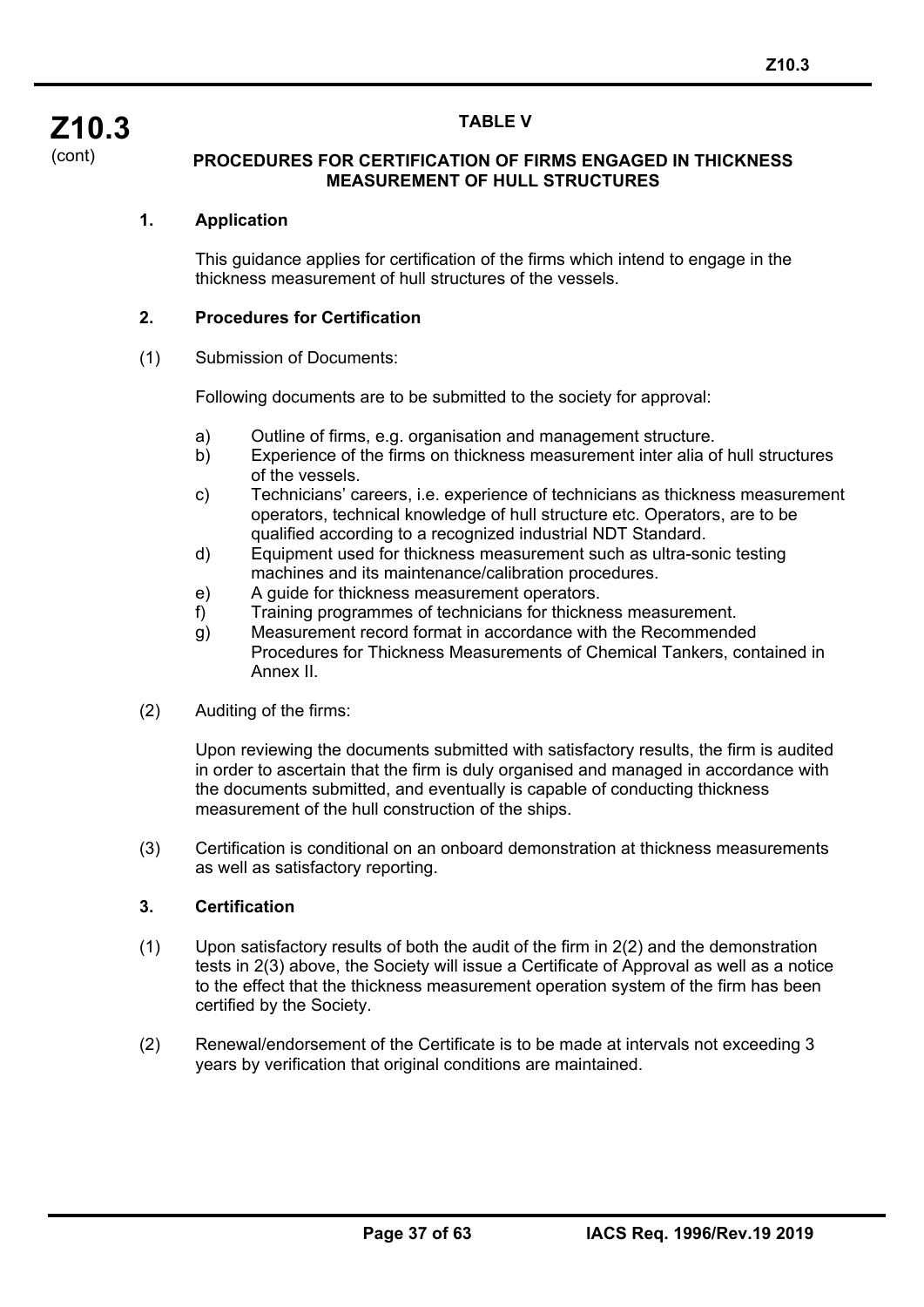**Z10.3** (cont)

## TABLE V

### PROCEDURES FOR CERTIFICATION OF FIRMS ENGAGED IN THICKNESS MEASUREMENT OF HULL STRUCTURES

**1. Application**

This guidance applies for certification of the firms which intend to engage in the thickness measurement of hull structures of the vessels.

**2. Procedures for Certification**

(1) Submission of Documents:

Following documents are to be submitted to the society for approval:

- a) Outline of firms, e.g. organisation and management structure.
- b) Experience of the firms on thickness measurement inter alia of hull structures of the vessels.
- c) Technicians' careers, i.e. experience of technicians as thickness measurement operators, technical knowledge of hull structure etc. Operators, are to be qualified according to a recognized industrial NDT Standard.
- d) Equipment used for thickness measurement such as ultra-sonic testing machines and its maintenance/calibration procedures.
- e) A guide for thickness measurement operators.
- f) Training programmes of technicians for thickness measurement.
- g) Measurement record format in accordance with the Recommended Procedures for Thickness Measurements of Chemical Tankers, contained in Annex II.

(2) Auditing of the firms:

Upon reviewing the documents submitted with satisfactory results, the firm is audited in order to ascertain that the firm is duly organised and managed in accordance with the documents submitted, and eventually is capable of conducting thickness measurement of the hull construction of the ships.

(3) Certification is conditional on an onboard demonstration at thickness measurements as well as satisfactory reporting.

**3. Certification**

(1) Upon satisfactory results of both the audit of the firm in 2(2) and the demonstration tests in 2(3) above, the Society will issue a Certificate of Approval as well as a notice to the effect that the thickness measurement operation system of the firm has been certified by the Society.

(2) Renewal/endorsement of the Certificate is to be made at intervals not exceeding 3 years by verification that original conditions are maintained.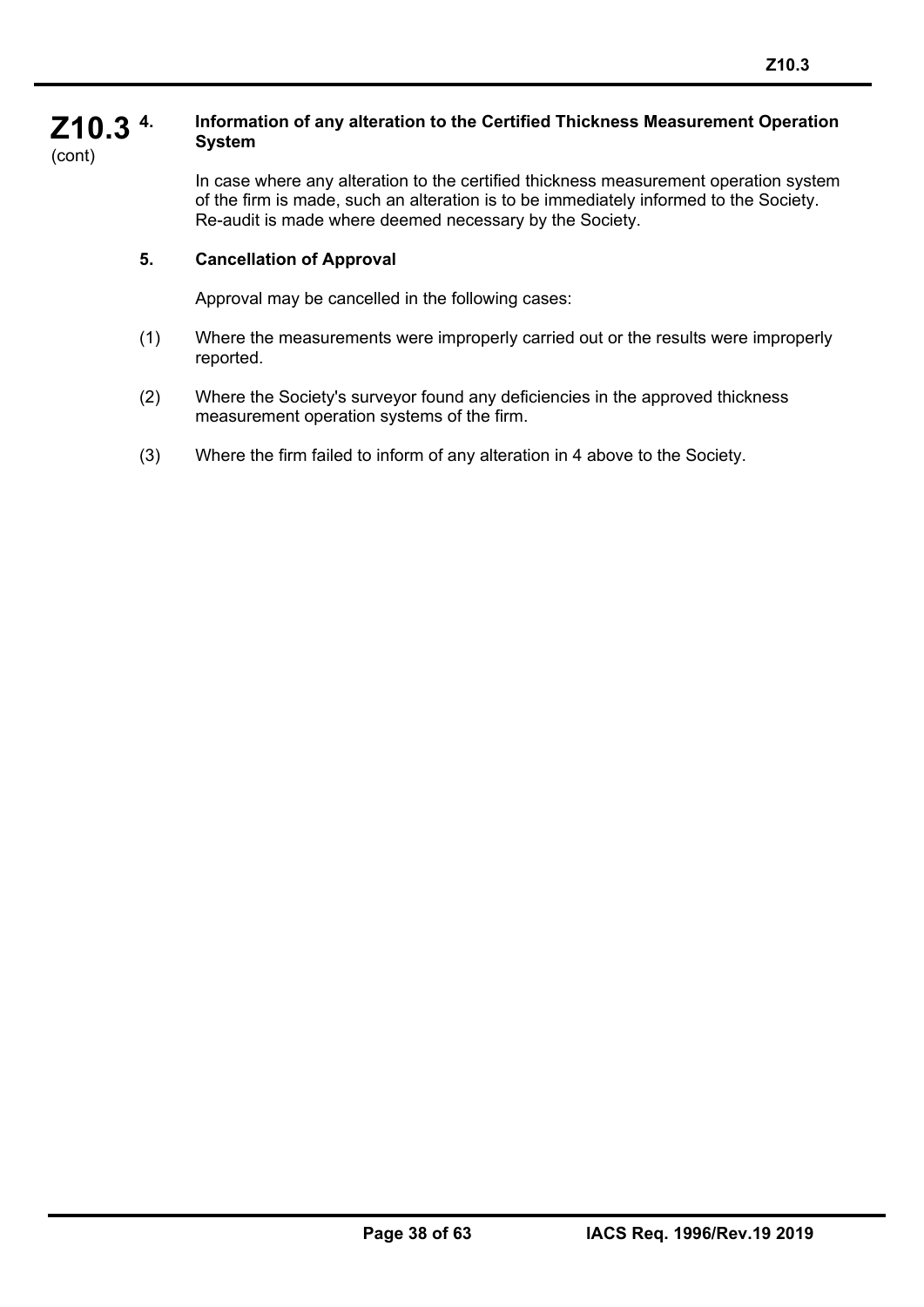## 4. Information of any alteration to the Certified Thickness Measurement Operation System

In case where any alteration to the certified thickness measurement operation system of the firm is made, such an alteration is to be immediately informed to the Society. Re-audit is made where deemed necessary by the Society.

## 5. Cancellation of Approval

Approval may be cancelled in the following cases:

(1) Where the measurements were improperly carried out or the results were improperly reported.

(2) Where the Society's surveyor found any deficiencies in the approved thickness measurement operation systems of the firm.

(3) Where the firm failed to inform of any alteration in 4 above to the Society.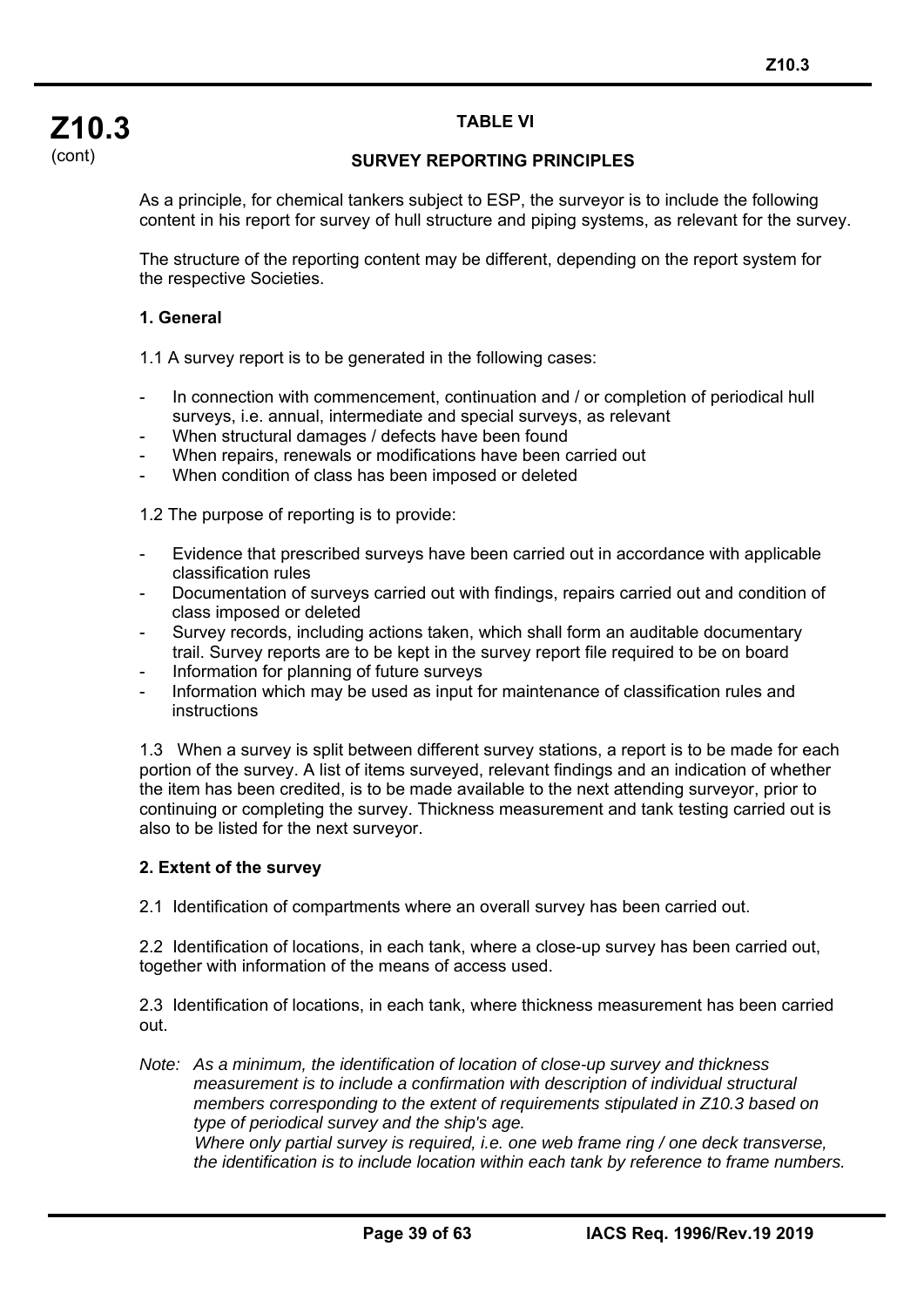**Z10.3** (cont)

## TABLE VI

### SURVEY REPORTING PRINCIPLES

As a principle, for chemical tankers subject to ESP, the surveyor is to include the following content in his report for survey of hull structure and piping systems, as relevant for the survey.

The structure of the reporting content may be different, depending on the report system for the respective Societies.

### 1. General

1.1 A survey report is to be generated in the following cases:

- In connection with commencement, continuation and / or completion of periodical hull surveys, i.e. annual, intermediate and special surveys, as relevant
- When structural damages / defects have been found
- When repairs, renewals or modifications have been carried out
- When condition of class has been imposed or deleted

1.2 The purpose of reporting is to provide:

- Evidence that prescribed surveys have been carried out in accordance with applicable classification rules
- Documentation of surveys carried out with findings, repairs carried out and condition of class imposed or deleted
- Survey records, including actions taken, which shall form an auditable documentary trail. Survey reports are to be kept in the survey report file required to be on board
- Information for planning of future surveys
- Information which may be used as input for maintenance of classification rules and instructions

1.3 When a survey is split between different survey stations, a report is to be made for each portion of the survey. A list of items surveyed, relevant findings and an indication of whether the item has been credited, is to be made available to the next attending surveyor, prior to continuing or completing the survey. Thickness measurement and tank testing carried out is also to be listed for the next surveyor.

### 2. Extent of the survey

2.1 Identification of compartments where an overall survey has been carried out.

2.2 Identification of locations, in each tank, where a close-up survey has been carried out, together with information of the means of access used.

2.3 Identification of locations, in each tank, where thickness measurement has been carried out.

*Note: As a minimum, the identification of location of close-up survey and thickness measurement is to include a confirmation with description of individual structural members corresponding to the extent of requirements stipulated in Z10.3 based on type of periodical survey and the ship's age.*
*Where only partial survey is required, i.e. one web frame ring / one deck transverse, the identification is to include location within each tank by reference to frame numbers.*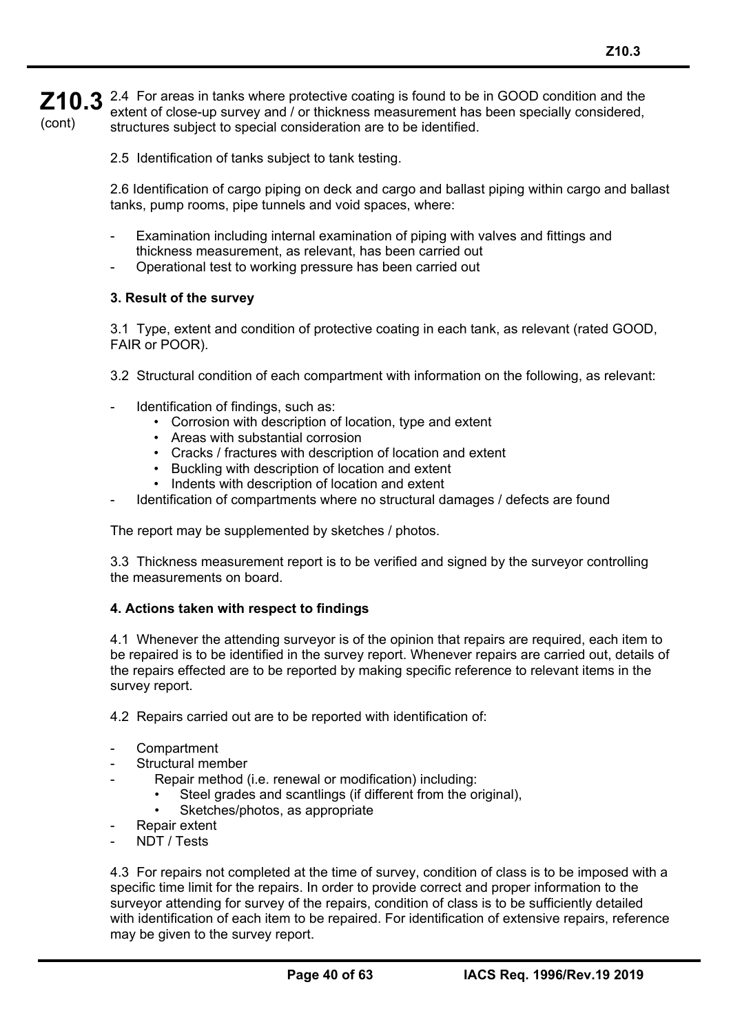2.4 For areas in tanks where protective coating is found to be in GOOD condition and the extent of close-up survey and / or thickness measurement has been specially considered, structures subject to special consideration are to be identified.

2.5 Identification of tanks subject to tank testing.

2.6 Identification of cargo piping on deck and cargo and ballast piping within cargo and ballast tanks, pump rooms, pipe tunnels and void spaces, where:

- Examination including internal examination of piping with valves and fittings and thickness measurement, as relevant, has been carried out
- Operational test to working pressure has been carried out

**3. Result of the survey**

3.1 Type, extent and condition of protective coating in each tank, as relevant (rated GOOD, FAIR or POOR).

3.2 Structural condition of each compartment with information on the following, as relevant:

- Identification of findings, such as:
  - Corrosion with description of location, type and extent
  - Areas with substantial corrosion
  - Cracks / fractures with description of location and extent
  - Buckling with description of location and extent
  - Indents with description of location and extent
- Identification of compartments where no structural damages / defects are found

The report may be supplemented by sketches / photos.

3.3 Thickness measurement report is to be verified and signed by the surveyor controlling the measurements on board.

**4. Actions taken with respect to findings**

4.1 Whenever the attending surveyor is of the opinion that repairs are required, each item to be repaired is to be identified in the survey report. Whenever repairs are carried out, details of the repairs effected are to be reported by making specific reference to relevant items in the survey report.

4.2 Repairs carried out are to be reported with identification of:

- Compartment
- Structural member
- Repair method (i.e. renewal or modification) including:
  - Steel grades and scantlings (if different from the original),
  - Sketches/photos, as appropriate
- Repair extent
- NDT / Tests

4.3 For repairs not completed at the time of survey, condition of class is to be imposed with a specific time limit for the repairs. In order to provide correct and proper information to the surveyor attending for survey of the repairs, condition of class is to be sufficiently detailed with identification of each item to be repaired. For identification of extensive repairs, reference may be given to the survey report.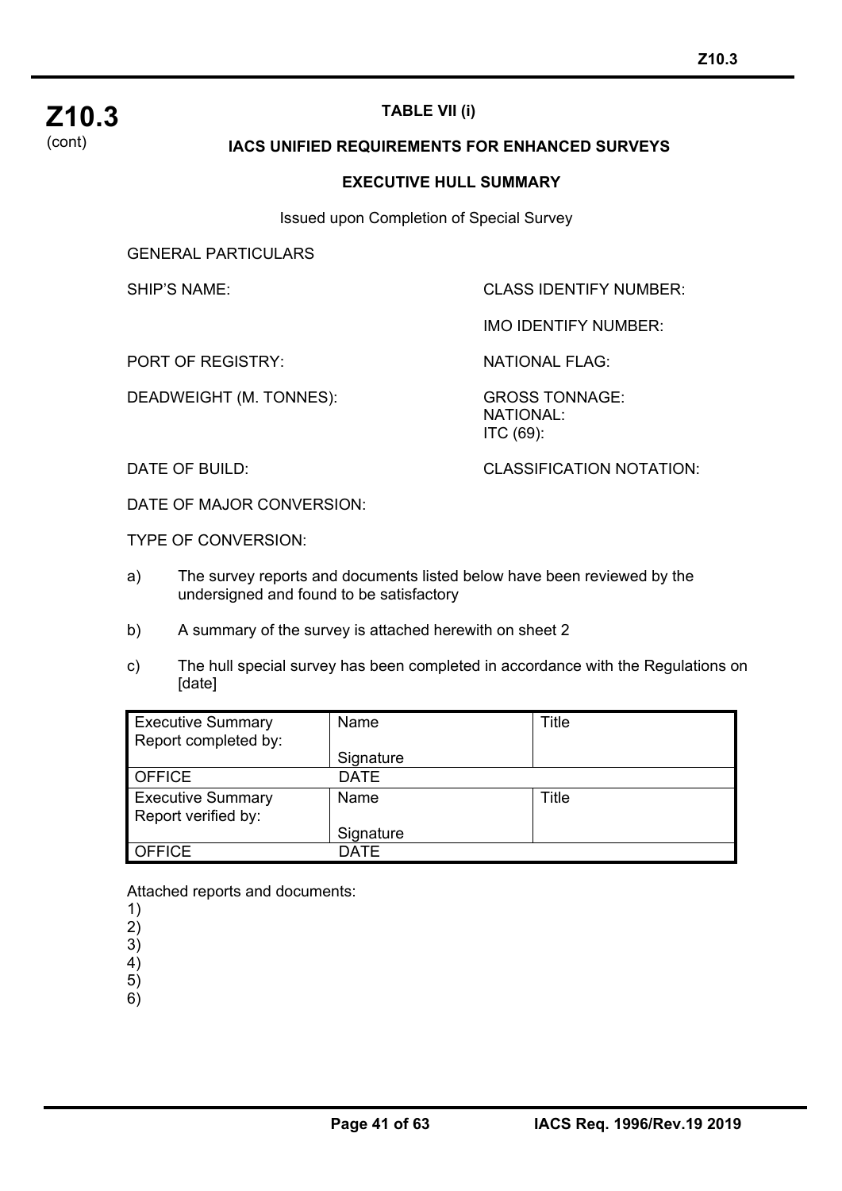**Z10.3**
(cont)

**TABLE VII (i)**

**IACS UNIFIED REQUIREMENTS FOR ENHANCED SURVEYS**

**EXECUTIVE HULL SUMMARY**

Issued upon Completion of Special Survey

GENERAL PARTICULARS

SHIP'S NAME:

CLASS IDENTIFY NUMBER:

IMO IDENTIFY NUMBER:

PORT OF REGISTRY:

NATIONAL FLAG:

DEADWEIGHT (M. TONNES):

GROSS TONNAGE:
NATIONAL:
ITC (69):

DATE OF BUILD:

CLASSIFICATION NOTATION:

DATE OF MAJOR CONVERSION:

TYPE OF CONVERSION:

a) The survey reports and documents listed below have been reviewed by the undersigned and found to be satisfactory

b) A summary of the survey is attached herewith on sheet 2

c) The hull special survey has been completed in accordance with the Regulations on [date]

| Executive Summary Report completed by: | Name<br><br>Signature | Title |
|---|---|---|
| OFFICE | DATE | |
| Executive Summary Report verified by: | Name<br><br>Signature | Title |
| OFFICE | DATE | |

Attached reports and documents:
1)
2)
3)
4)
5)
6)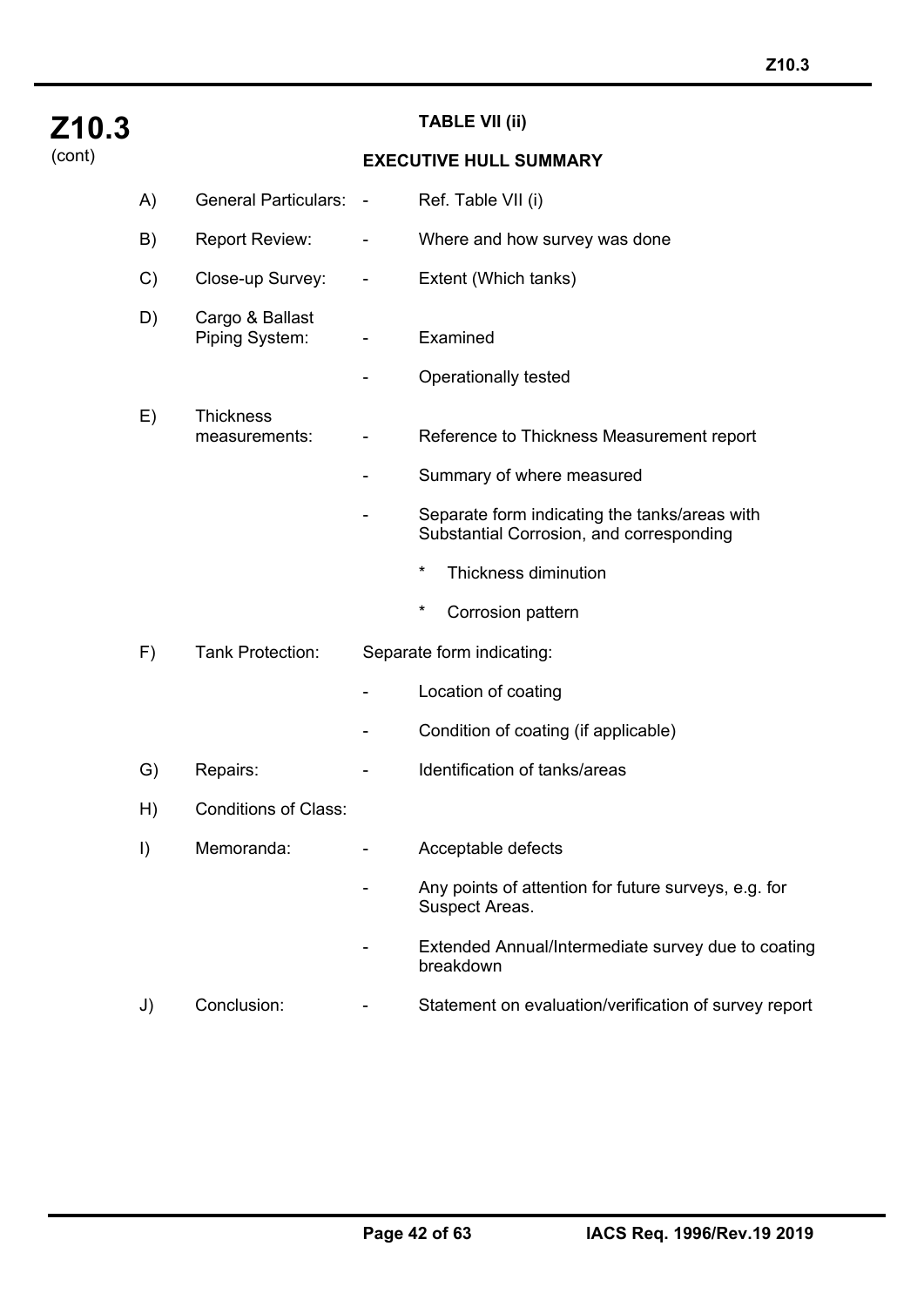**Z10.3**
(cont)

### TABLE VII (ii)

### EXECUTIVE HULL SUMMARY

A) General Particulars:
- Ref. Table VII (i)

B) Report Review:
- Where and how survey was done

C) Close-up Survey:
- Extent (Which tanks)

D) Cargo & Ballast Piping System:
- Examined
- Operationally tested

E) Thickness measurements:
- Reference to Thickness Measurement report
- Summary of where measured
- Separate form indicating the tanks/areas with Substantial Corrosion, and corresponding
  - * Thickness diminution
  - * Corrosion pattern

F) Tank Protection: Separate form indicating:
- Location of coating
- Condition of coating (if applicable)

G) Repairs:
- Identification of tanks/areas

H) Conditions of Class:

I) Memoranda:
- Acceptable defects
- Any points of attention for future surveys, e.g. for Suspect Areas.
- Extended Annual/Intermediate survey due to coating breakdown

J) Conclusion:
- Statement on evaluation/verification of survey report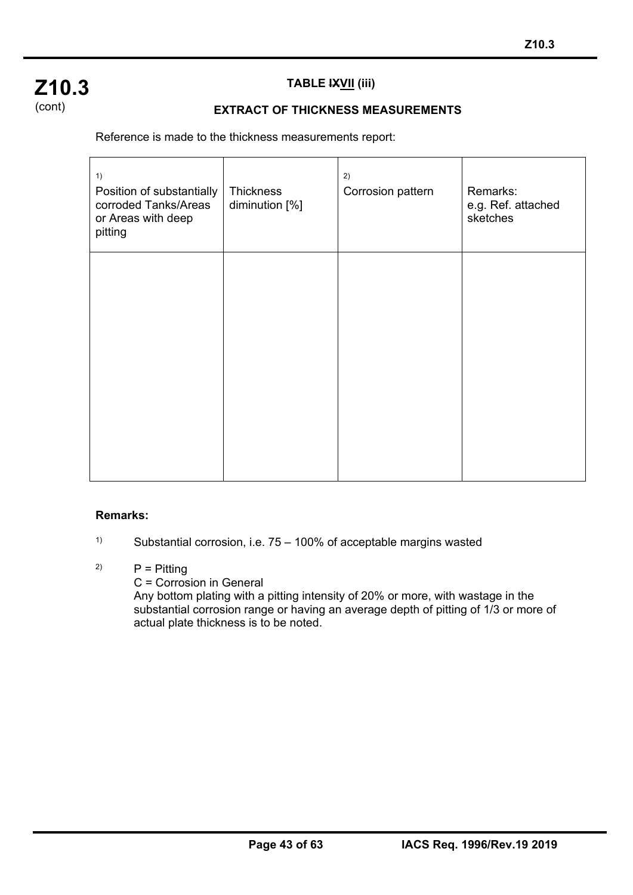**Z10.3**
(cont)

**TABLE ~~IX~~VII (iii)**

**EXTRACT OF THICKNESS MEASUREMENTS**

Reference is made to the thickness measurements report:

| [1] Position of substantially corroded Tanks/Areas or Areas with deep pitting | Thickness diminution [%] | [2] Corrosion pattern | Remarks: e.g. Ref. attached sketches |
| --- | --- | --- | --- |
| | | | |

**Remarks:**

[1] Substantial corrosion, i.e. 75 – 100% of acceptable margins wasted

[2] P = Pitting
C = Corrosion in General
Any bottom plating with a pitting intensity of 20% or more, with wastage in the substantial corrosion range or having an average depth of pitting of 1/3 or more of actual plate thickness is to be noted.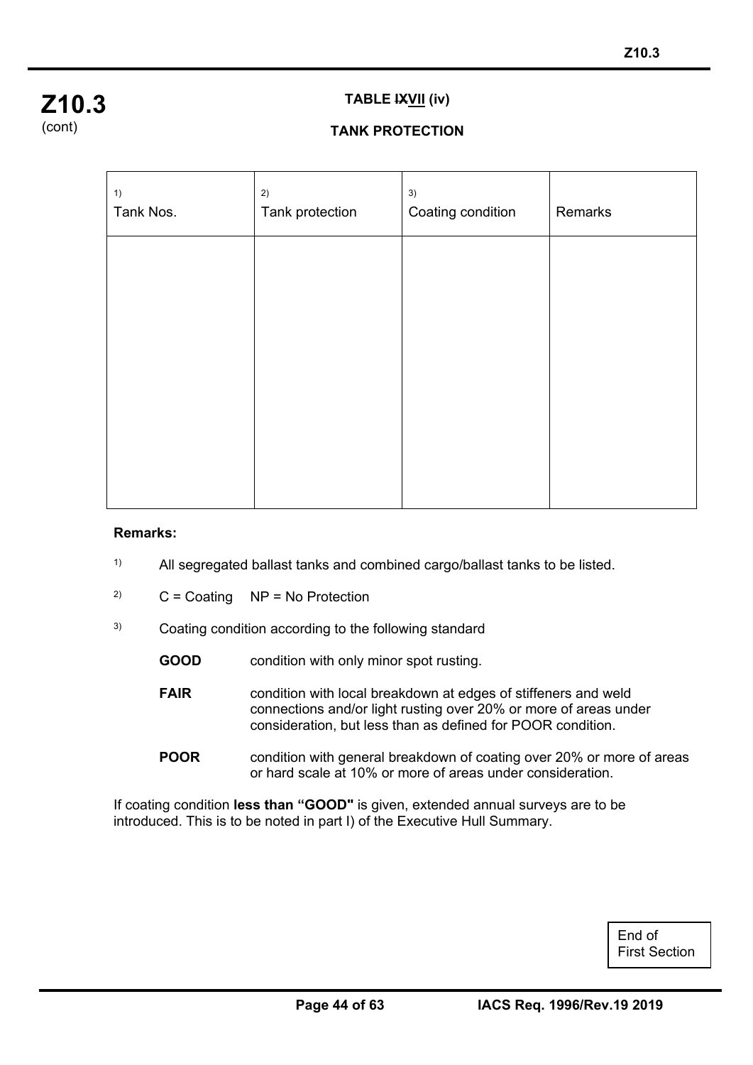**Z10.3**
(cont)

**TABLE ~~IX~~VII (iv)**

**TANK PROTECTION**

| 1) Tank Nos. | 2) Tank protection | 3) Coating condition | Remarks |
|---|---|---|---|
| | | | |

**Remarks:**

1) All segregated ballast tanks and combined cargo/ballast tanks to be listed.

2) C = Coating    NP = No Protection

3) Coating condition according to the following standard

**GOOD** condition with only minor spot rusting.

**FAIR** condition with local breakdown at edges of stiffeners and weld connections and/or light rusting over 20% or more of areas under consideration, but less than as defined for POOR condition.

**POOR** condition with general breakdown of coating over 20% or more of areas or hard scale at 10% or more of areas under consideration.

If coating condition **less than "GOOD"** is given, extended annual surveys are to be introduced. This is to be noted in part I) of the Executive Hull Summary.

End of First Section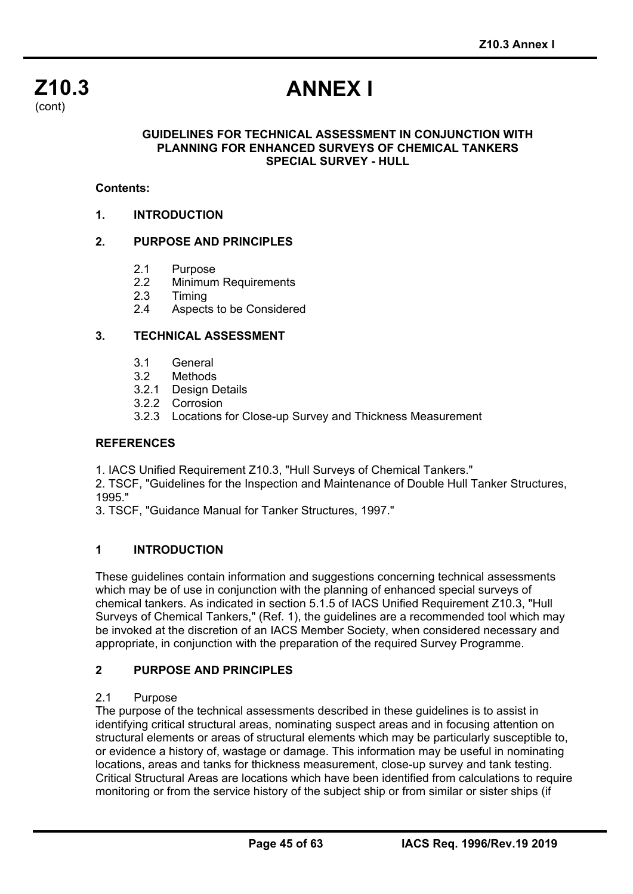# ANNEX I

**GUIDELINES FOR TECHNICAL ASSESSMENT IN CONJUNCTION WITH PLANNING FOR ENHANCED SURVEYS OF CHEMICAL TANKERS SPECIAL SURVEY - HULL**

**Contents:**

**1. INTRODUCTION**

**2. PURPOSE AND PRINCIPLES**

- 2.1 Purpose
- 2.2 Minimum Requirements
- 2.3 Timing
- 2.4 Aspects to be Considered

**3. TECHNICAL ASSESSMENT**

- 3.1 General
- 3.2 Methods
- 3.2.1 Design Details
- 3.2.2 Corrosion
- 3.2.3 Locations for Close-up Survey and Thickness Measurement

**REFERENCES**

1. IACS Unified Requirement Z10.3, "Hull Surveys of Chemical Tankers."
2. TSCF, "Guidelines for the Inspection and Maintenance of Double Hull Tanker Structures, 1995."
3. TSCF, "Guidance Manual for Tanker Structures, 1997."

## 1 INTRODUCTION

These guidelines contain information and suggestions concerning technical assessments which may be of use in conjunction with the planning of enhanced special surveys of chemical tankers. As indicated in section 5.1.5 of IACS Unified Requirement Z10.3, "Hull Surveys of Chemical Tankers," (Ref. 1), the guidelines are a recommended tool which may be invoked at the discretion of an IACS Member Society, when considered necessary and appropriate, in conjunction with the preparation of the required Survey Programme.

## 2 PURPOSE AND PRINCIPLES

2.1 Purpose

The purpose of the technical assessments described in these guidelines is to assist in identifying critical structural areas, nominating suspect areas and in focusing attention on structural elements or areas of structural elements which may be particularly susceptible to, or evidence a history of, wastage or damage. This information may be useful in nominating locations, areas and tanks for thickness measurement, close-up survey and tank testing. Critical Structural Areas are locations which have been identified from calculations to require monitoring or from the service history of the subject ship or from similar or sister ships (if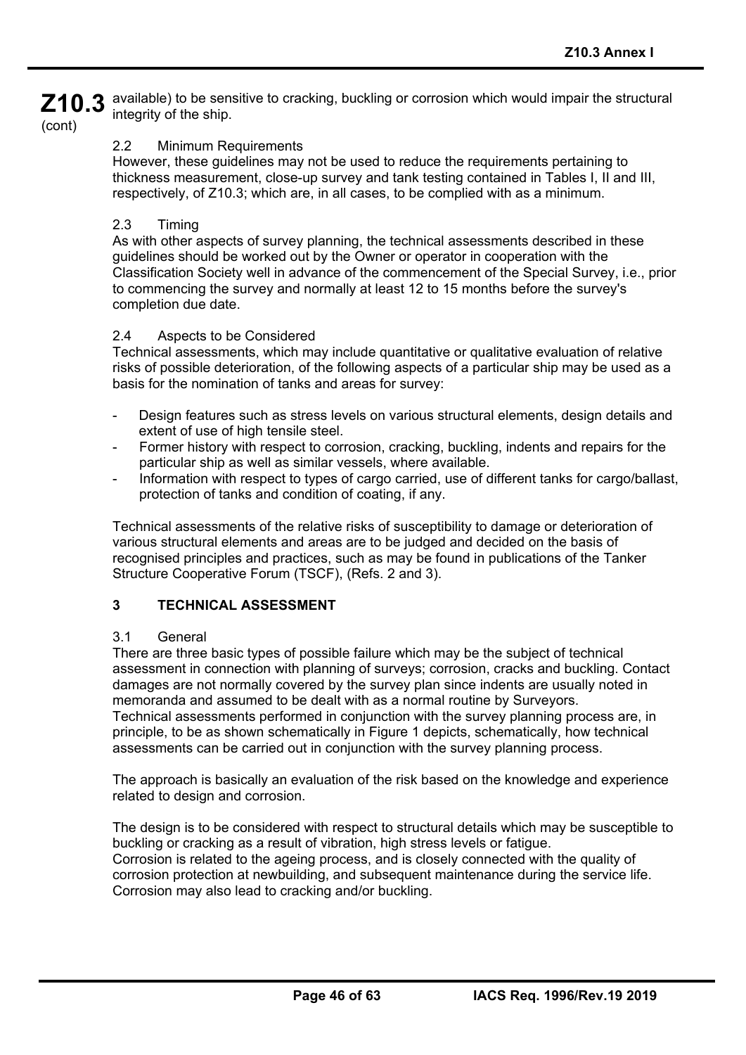available) to be sensitive to cracking, buckling or corrosion which would impair the structural integrity of the ship.

### 2.2 Minimum Requirements

However, these guidelines may not be used to reduce the requirements pertaining to thickness measurement, close-up survey and tank testing contained in Tables I, II and III, respectively, of Z10.3; which are, in all cases, to be complied with as a minimum.

### 2.3 Timing

As with other aspects of survey planning, the technical assessments described in these guidelines should be worked out by the Owner or operator in cooperation with the Classification Society well in advance of the commencement of the Special Survey, i.e., prior to commencing the survey and normally at least 12 to 15 months before the survey's completion due date.

### 2.4 Aspects to be Considered

Technical assessments, which may include quantitative or qualitative evaluation of relative risks of possible deterioration, of the following aspects of a particular ship may be used as a basis for the nomination of tanks and areas for survey:

- Design features such as stress levels on various structural elements, design details and extent of use of high tensile steel.
- Former history with respect to corrosion, cracking, buckling, indents and repairs for the particular ship as well as similar vessels, where available.
- Information with respect to types of cargo carried, use of different tanks for cargo/ballast, protection of tanks and condition of coating, if any.

Technical assessments of the relative risks of susceptibility to damage or deterioration of various structural elements and areas are to be judged and decided on the basis of recognised principles and practices, such as may be found in publications of the Tanker Structure Cooperative Forum (TSCF), (Refs. 2 and 3).

## 3 TECHNICAL ASSESSMENT

### 3.1 General

There are three basic types of possible failure which may be the subject of technical assessment in connection with planning of surveys; corrosion, cracks and buckling. Contact damages are not normally covered by the survey plan since indents are usually noted in memoranda and assumed to be dealt with as a normal routine by Surveyors.
Technical assessments performed in conjunction with the survey planning process are, in principle, to be as shown schematically in Figure 1 depicts, schematically, how technical assessments can be carried out in conjunction with the survey planning process.

The approach is basically an evaluation of the risk based on the knowledge and experience related to design and corrosion.

The design is to be considered with respect to structural details which may be susceptible to buckling or cracking as a result of vibration, high stress levels or fatigue.
Corrosion is related to the ageing process, and is closely connected with the quality of corrosion protection at newbuilding, and subsequent maintenance during the service life. Corrosion may also lead to cracking and/or buckling.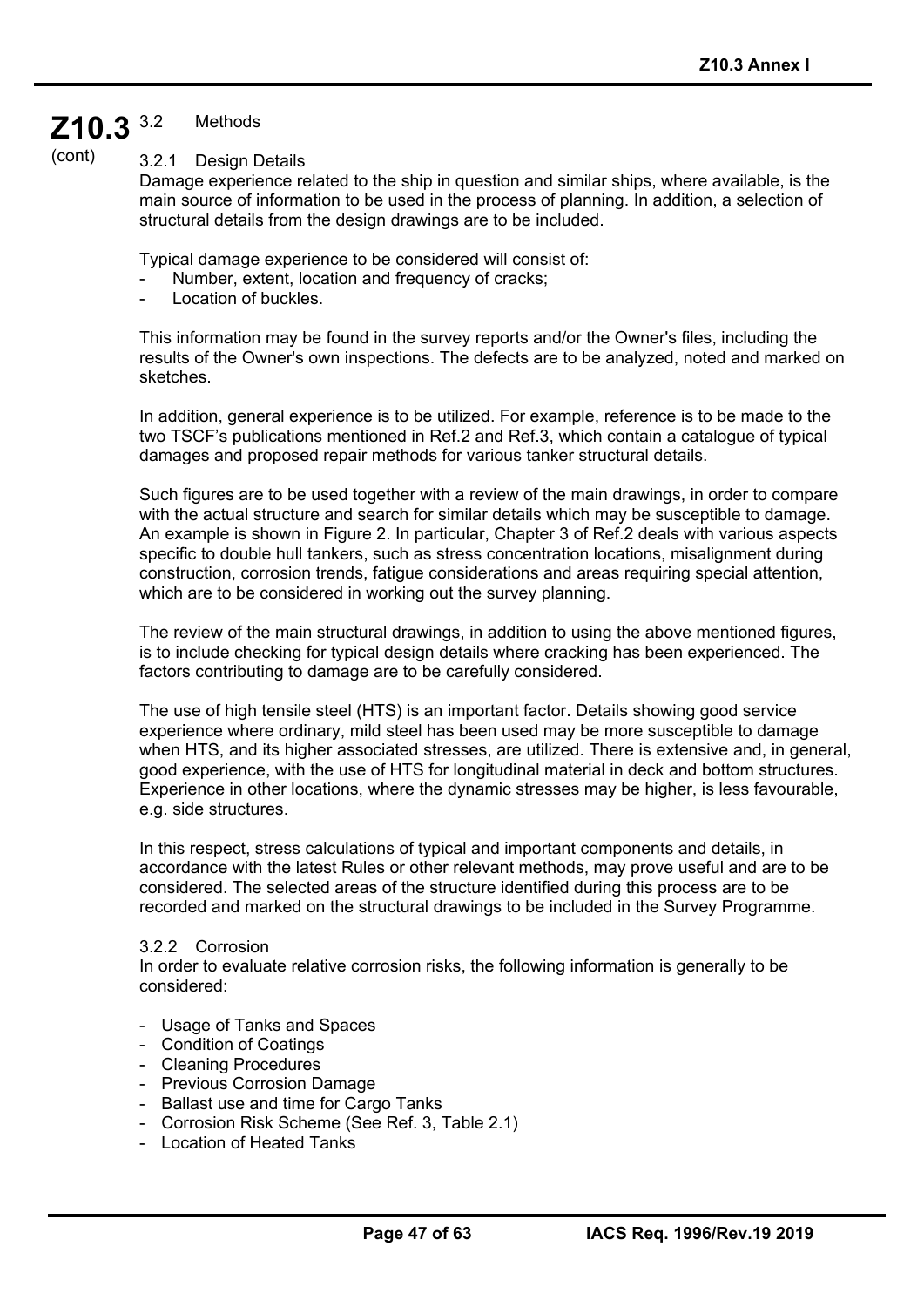### 3.2 Methods

#### 3.2.1 Design Details

Damage experience related to the ship in question and similar ships, where available, is the main source of information to be used in the process of planning. In addition, a selection of structural details from the design drawings are to be included.

Typical damage experience to be considered will consist of:

- Number, extent, location and frequency of cracks;
- Location of buckles.

This information may be found in the survey reports and/or the Owner's files, including the results of the Owner's own inspections. The defects are to be analyzed, noted and marked on sketches.

In addition, general experience is to be utilized. For example, reference is to be made to the two TSCF's publications mentioned in Ref.2 and Ref.3, which contain a catalogue of typical damages and proposed repair methods for various tanker structural details.

Such figures are to be used together with a review of the main drawings, in order to compare with the actual structure and search for similar details which may be susceptible to damage. An example is shown in Figure 2. In particular, Chapter 3 of Ref.2 deals with various aspects specific to double hull tankers, such as stress concentration locations, misalignment during construction, corrosion trends, fatigue considerations and areas requiring special attention, which are to be considered in working out the survey planning.

The review of the main structural drawings, in addition to using the above mentioned figures, is to include checking for typical design details where cracking has been experienced. The factors contributing to damage are to be carefully considered.

The use of high tensile steel (HTS) is an important factor. Details showing good service experience where ordinary, mild steel has been used may be more susceptible to damage when HTS, and its higher associated stresses, are utilized. There is extensive and, in general, good experience, with the use of HTS for longitudinal material in deck and bottom structures. Experience in other locations, where the dynamic stresses may be higher, is less favourable, e.g. side structures.

In this respect, stress calculations of typical and important components and details, in accordance with the latest Rules or other relevant methods, may prove useful and are to be considered. The selected areas of the structure identified during this process are to be recorded and marked on the structural drawings to be included in the Survey Programme.

#### 3.2.2 Corrosion

In order to evaluate relative corrosion risks, the following information is generally to be considered:

- Usage of Tanks and Spaces
- Condition of Coatings
- Cleaning Procedures
- Previous Corrosion Damage
- Ballast use and time for Cargo Tanks
- Corrosion Risk Scheme (See Ref. 3, Table 2.1)
- Location of Heated Tanks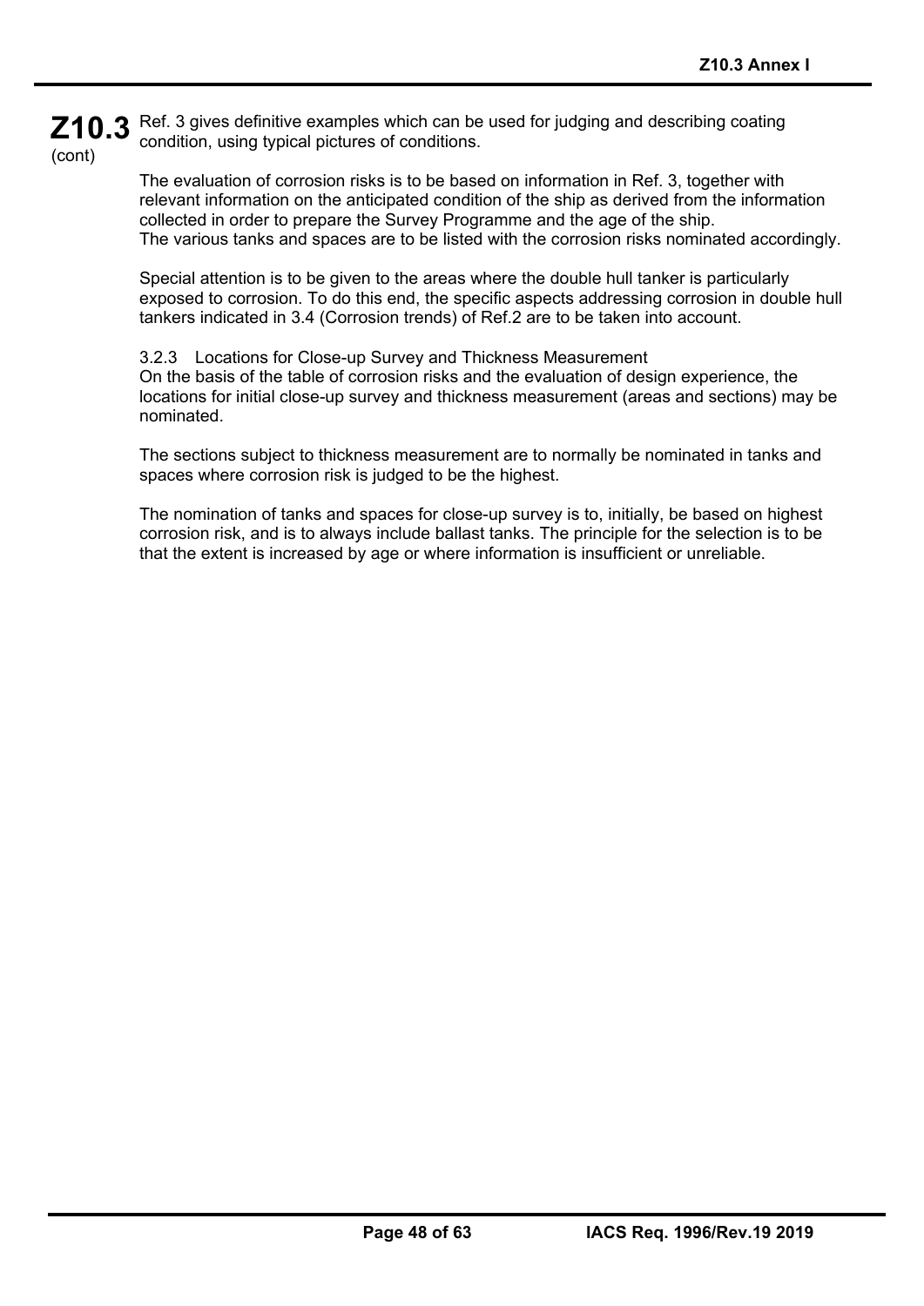Ref. 3 gives definitive examples which can be used for judging and describing coating condition, using typical pictures of conditions.

The evaluation of corrosion risks is to be based on information in Ref. 3, together with relevant information on the anticipated condition of the ship as derived from the information collected in order to prepare the Survey Programme and the age of the ship.
The various tanks and spaces are to be listed with the corrosion risks nominated accordingly.

Special attention is to be given to the areas where the double hull tanker is particularly exposed to corrosion. To do this end, the specific aspects addressing corrosion in double hull tankers indicated in 3.4 (Corrosion trends) of Ref.2 are to be taken into account.

3.2.3 Locations for Close-up Survey and Thickness Measurement
On the basis of the table of corrosion risks and the evaluation of design experience, the locations for initial close-up survey and thickness measurement (areas and sections) may be nominated.

The sections subject to thickness measurement are to normally be nominated in tanks and spaces where corrosion risk is judged to be the highest.

The nomination of tanks and spaces for close-up survey is to, initially, be based on highest corrosion risk, and is to always include ballast tanks. The principle for the selection is to be that the extent is increased by age or where information is insufficient or unreliable.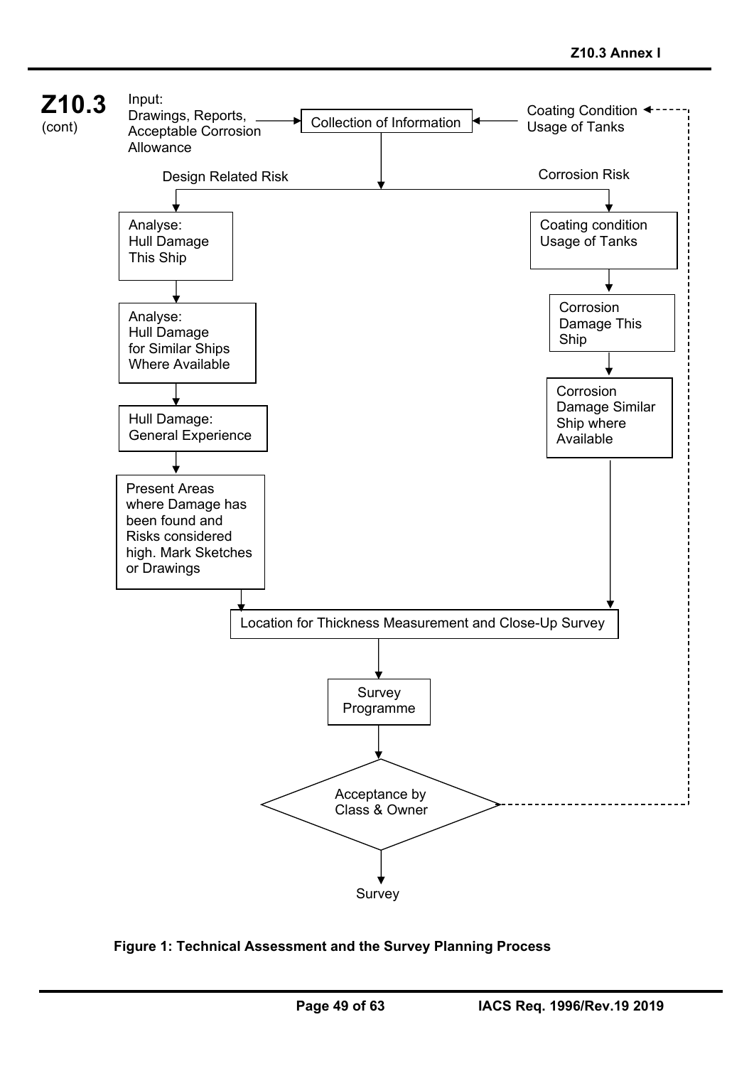**Z10.3** (cont)

Input:
Drawings, Reports, Acceptable Corrosion Allowance → Collection of Information ← Coating Condition, Usage of Tanks

Collection of Information branches into:

**Design Related Risk**

- Analyse: Hull Damage This Ship
- Analyse: Hull Damage for Similar Ships Where Available
- Hull Damage: General Experience
- Present Areas where Damage has been found and Risks considered high. Mark Sketches or Drawings

**Corrosion Risk**

- Coating condition Usage of Tanks
- Corrosion Damage This Ship
- Corrosion Damage Similar Ship where Available

Both branches lead to:

Location for Thickness Measurement and Close-Up Survey → Survey Programme → Acceptance by Class & Owner → Survey

(Acceptance by Class & Owner loops back to Coating Condition, Usage of Tanks via a dashed line)

**Figure 1: Technical Assessment and the Survey Planning Process**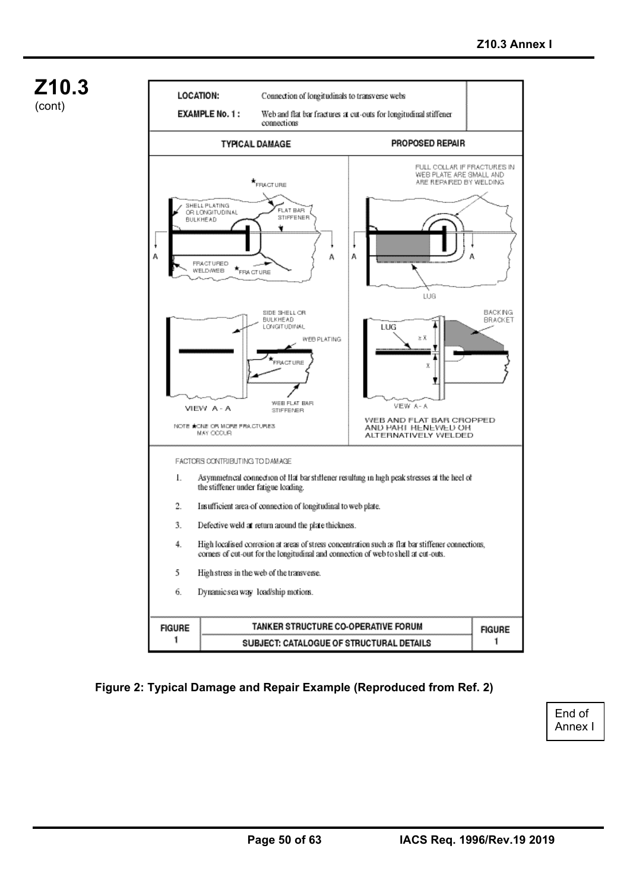**Z10.3**
(cont)

| LOCATION: | Connection of longitudinals to transverse webs |
|---|---|
| EXAMPLE No. 1 : | Web and flat bar fractures at cut-outs for longitudinal stiffener connections |

| TYPICAL DAMAGE | PROPOSED REPAIR |
|---|---|
| SHELL PLATING OR LONGITUDINAL BULKHEAD; FLAT BAR STIFFENER; FRACTURE; FRACTURED WELD/WEB; FRACTURE | FULL COLLAR IF FRACTURES IN WEB PLATE ARE SMALL AND ARE REPAIRED BY WELDING; LUG |
| SIDE SHELL OR BULKHEAD LONGITUDINAL; WEB PLATING; FRACTURE; WEB FLAT BAR STIFFENER; VIEW A - A | LUG; ≥ X; X; BACKING BRACKET; VIEW A - A |
| NOTE ★ONE OR MORE FRACTURES MAY OCCUR | WEB AND FLAT BAR CROPPED AND PART RENEWED OR ALTERNATIVELY WELDED |

FACTORS CONTRIBUTING TO DAMAGE

1. Asymmetrical connection of flat bar stiffener resulting in high peak stresses at the heel of the stiffener under fatigue loading.
2. Insufficient area of connection of longitudinal to web plate.
3. Defective weld at return around the plate thickness.
4. High localised corrosion at areas of stress concentration such as flat bar stiffener connections, corners of cut-out for the longitudinal and connection of web to shell at cut-outs.
5. High stress in the web of the transverse.
6. Dynamic sea way load/ship motions.

| FIGURE 1 | TANKER STRUCTURE CO-OPERATIVE FORUM / SUBJECT: CATALOGUE OF STRUCTURAL DETAILS | FIGURE 1 |
|---|---|---|

**Figure 2: Typical Damage and Repair Example (Reproduced from Ref. 2)**

End of Annex I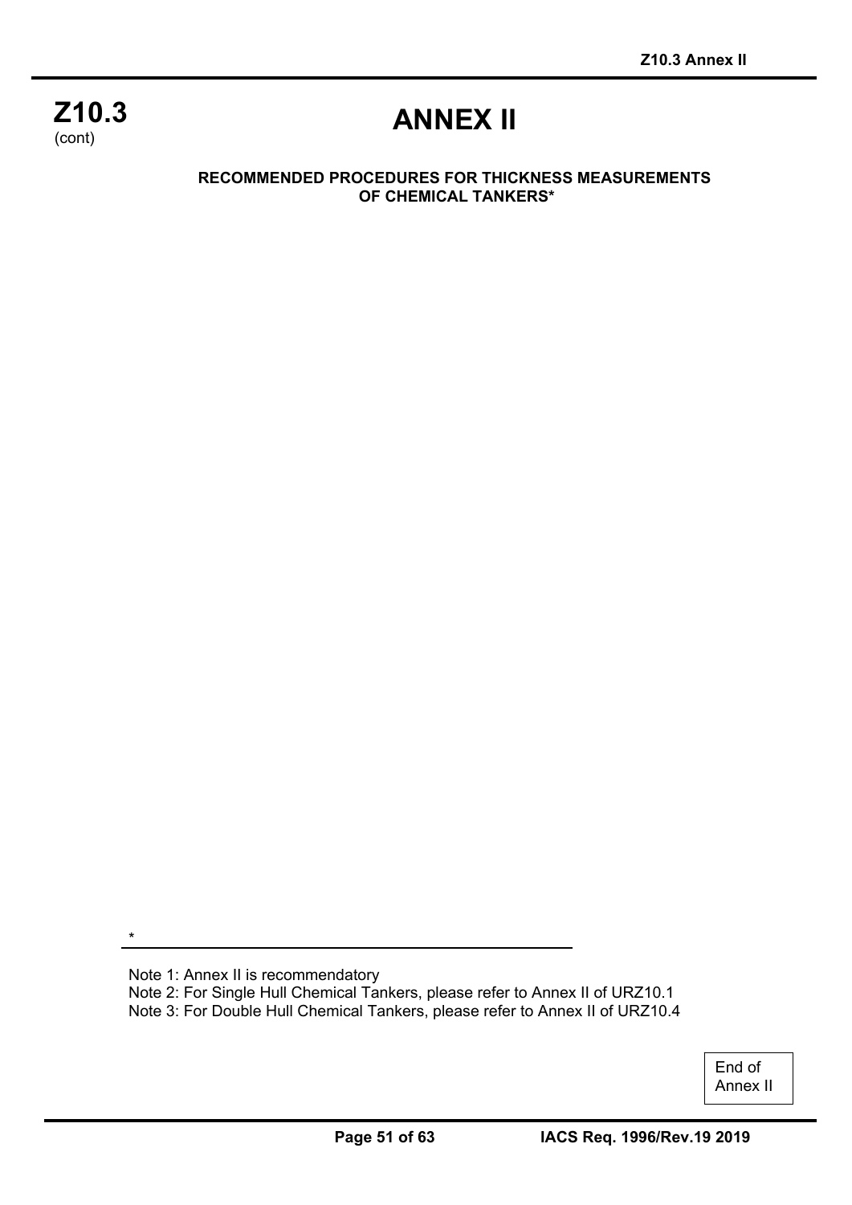**Z10.3**
(cont)

# ANNEX II

**RECOMMENDED PROCEDURES FOR THICKNESS MEASUREMENTS OF CHEMICAL TANKERS***

---

*

Note 1: Annex II is recommendatory
Note 2: For Single Hull Chemical Tankers, please refer to Annex II of URZ10.1
Note 3: For Double Hull Chemical Tankers, please refer to Annex II of URZ10.4

End of Annex II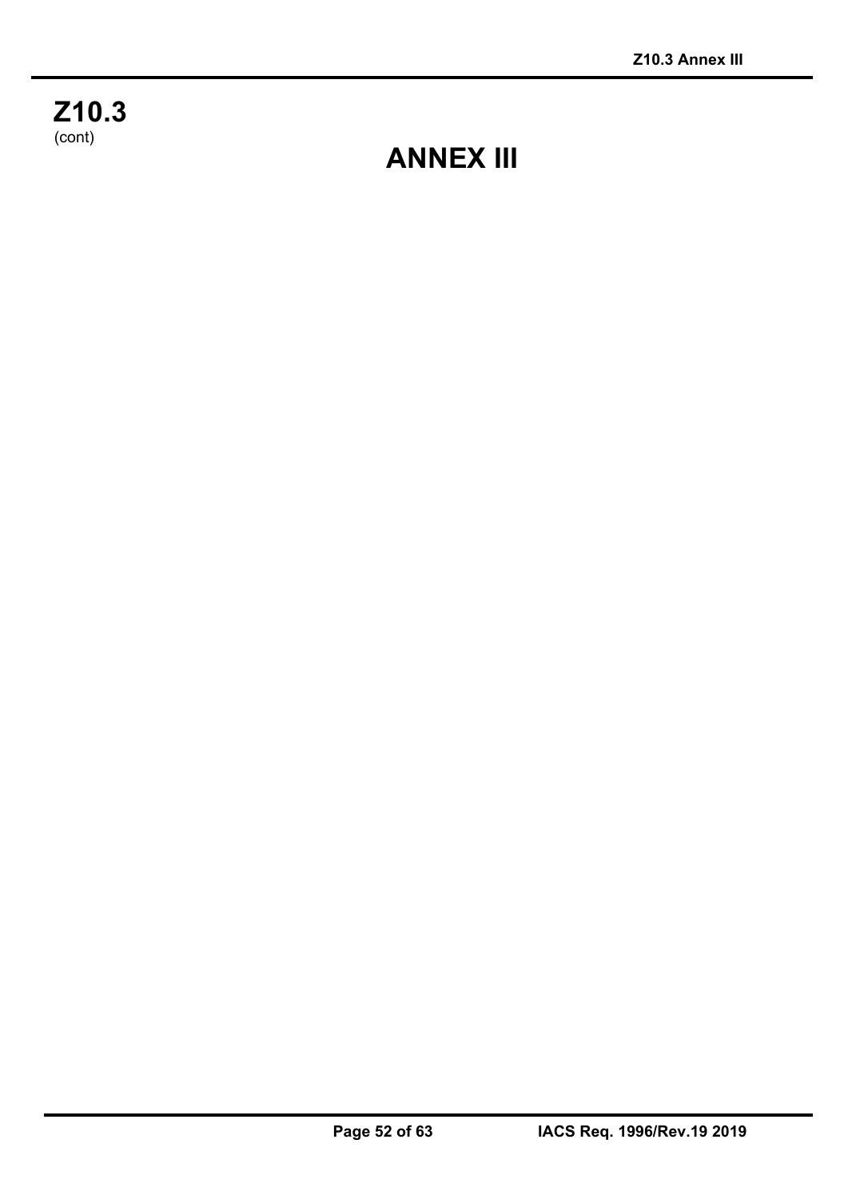**Z10.3**
(cont)

# ANNEX III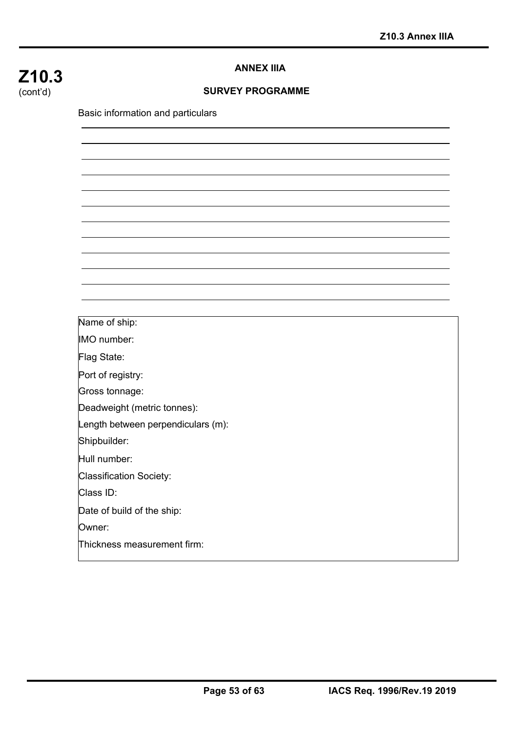**Z10.3** (cont'd)

## ANNEX IIIA

## SURVEY PROGRAMME

Basic information and particulars

| |
|---|
| Name of ship: |
| IMO number: |
| Flag State: |
| Port of registry: |
| Gross tonnage: |
| Deadweight (metric tonnes): |
| Length between perpendiculars (m): |
| Shipbuilder: |
| Hull number: |
| Classification Society: |
| Class ID: |
| Date of build of the ship: |
| Owner: |
| Thickness measurement firm: |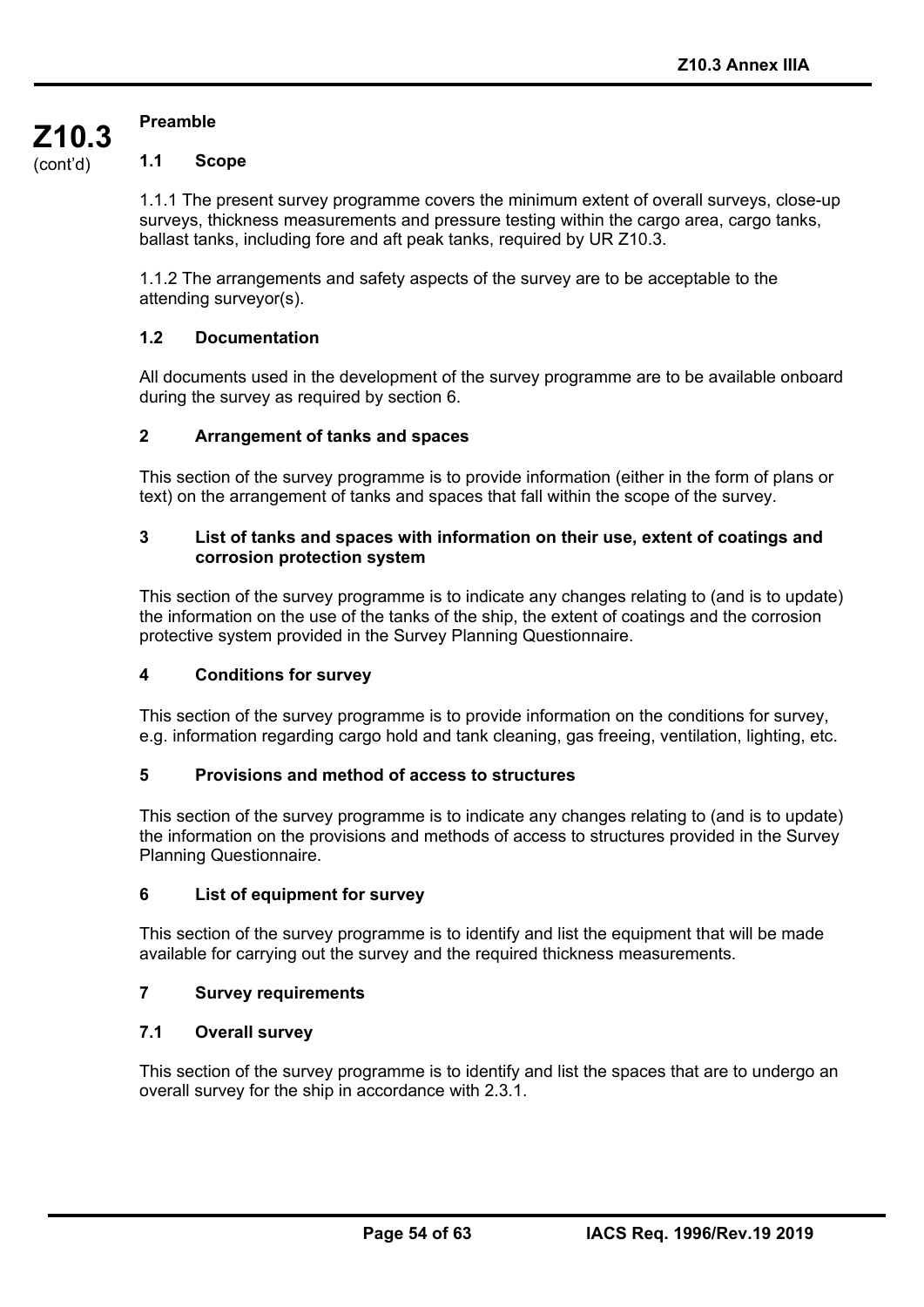**Preamble**

## 1.1 Scope

1.1.1 The present survey programme covers the minimum extent of overall surveys, close-up surveys, thickness measurements and pressure testing within the cargo area, cargo tanks, ballast tanks, including fore and aft peak tanks, required by UR Z10.3.

1.1.2 The arrangements and safety aspects of the survey are to be acceptable to the attending surveyor(s).

## 1.2 Documentation

All documents used in the development of the survey programme are to be available onboard during the survey as required by section 6.

## 2 Arrangement of tanks and spaces

This section of the survey programme is to provide information (either in the form of plans or text) on the arrangement of tanks and spaces that fall within the scope of the survey.

## 3 List of tanks and spaces with information on their use, extent of coatings and corrosion protection system

This section of the survey programme is to indicate any changes relating to (and is to update) the information on the use of the tanks of the ship, the extent of coatings and the corrosion protective system provided in the Survey Planning Questionnaire.

## 4 Conditions for survey

This section of the survey programme is to provide information on the conditions for survey, e.g. information regarding cargo hold and tank cleaning, gas freeing, ventilation, lighting, etc.

## 5 Provisions and method of access to structures

This section of the survey programme is to indicate any changes relating to (and is to update) the information on the provisions and methods of access to structures provided in the Survey Planning Questionnaire.

## 6 List of equipment for survey

This section of the survey programme is to identify and list the equipment that will be made available for carrying out the survey and the required thickness measurements.

## 7 Survey requirements

## 7.1 Overall survey

This section of the survey programme is to identify and list the spaces that are to undergo an overall survey for the ship in accordance with 2.3.1.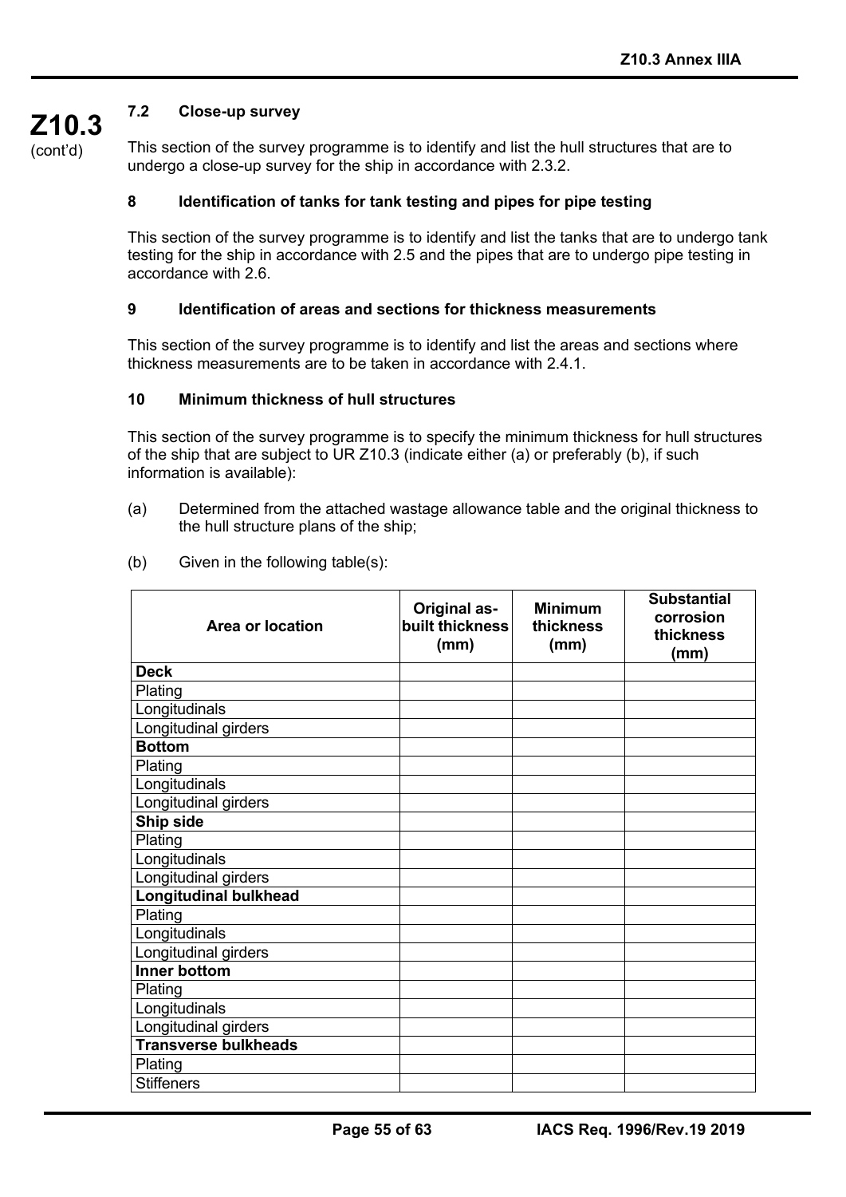### 7.2 Close-up survey

This section of the survey programme is to identify and list the hull structures that are to undergo a close-up survey for the ship in accordance with 2.3.2.

## 8 Identification of tanks for tank testing and pipes for pipe testing

This section of the survey programme is to identify and list the tanks that are to undergo tank testing for the ship in accordance with 2.5 and the pipes that are to undergo pipe testing in accordance with 2.6.

## 9 Identification of areas and sections for thickness measurements

This section of the survey programme is to identify and list the areas and sections where thickness measurements are to be taken in accordance with 2.4.1.

## 10 Minimum thickness of hull structures

This section of the survey programme is to specify the minimum thickness for hull structures of the ship that are subject to UR Z10.3 (indicate either (a) or preferably (b), if such information is available):

(a) Determined from the attached wastage allowance table and the original thickness to the hull structure plans of the ship;

(b) Given in the following table(s):

| Area or location | Original as-built thickness (mm) | Minimum thickness (mm) | Substantial corrosion thickness (mm) |
|---|---|---|---|
| **Deck** | | | |
| Plating | | | |
| Longitudinals | | | |
| Longitudinal girders | | | |
| **Bottom** | | | |
| Plating | | | |
| Longitudinals | | | |
| Longitudinal girders | | | |
| **Ship side** | | | |
| Plating | | | |
| Longitudinals | | | |
| Longitudinal girders | | | |
| **Longitudinal bulkhead** | | | |
| Plating | | | |
| Longitudinals | | | |
| Longitudinal girders | | | |
| **Inner bottom** | | | |
| Plating | | | |
| Longitudinals | | | |
| Longitudinal girders | | | |
| **Transverse bulkheads** | | | |
| Plating | | | |
| Stiffeners | | | |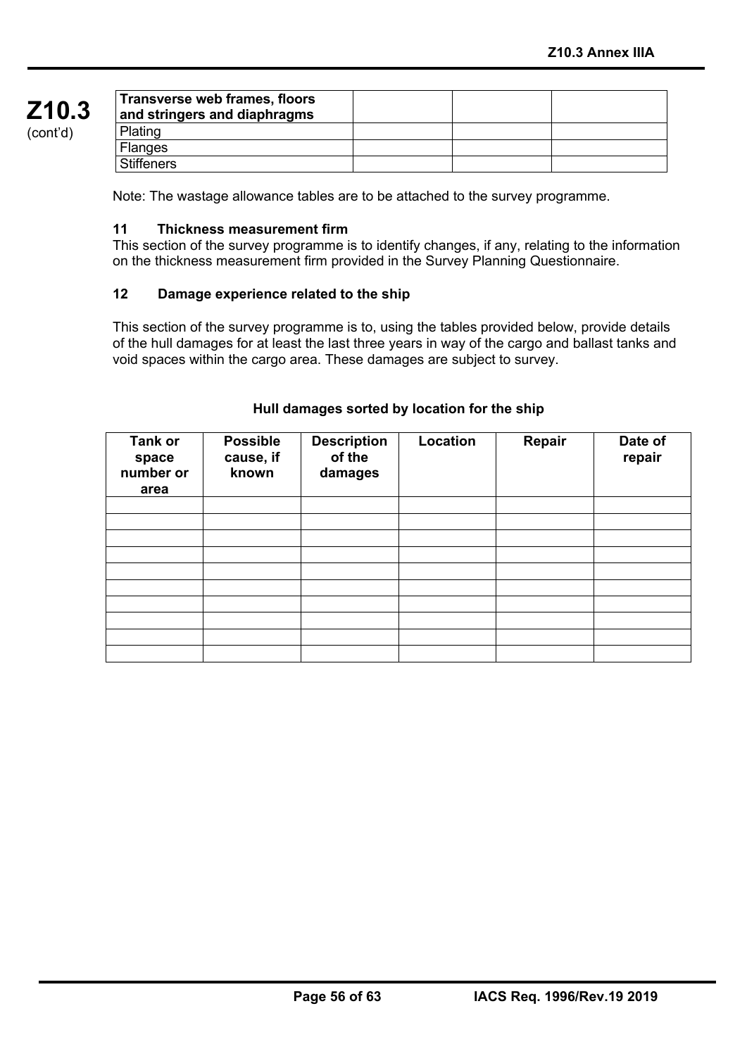| Transverse web frames, floors and stringers and diaphragms | | | |
|---|---|---|---|
| Plating | | | |
| Flanges | | | |
| Stiffeners | | | |

Note: The wastage allowance tables are to be attached to the survey programme.

### 11 Thickness measurement firm

This section of the survey programme is to identify changes, if any, relating to the information on the thickness measurement firm provided in the Survey Planning Questionnaire.

### 12 Damage experience related to the ship

This section of the survey programme is to, using the tables provided below, provide details of the hull damages for at least the last three years in way of the cargo and ballast tanks and void spaces within the cargo area. These damages are subject to survey.

**Hull damages sorted by location for the ship**

| Tank or space number or area | Possible cause, if known | Description of the damages | Location | Repair | Date of repair |
|---|---|---|---|---|---|
| | | | | | |
| | | | | | |
| | | | | | |
| | | | | | |
| | | | | | |
| | | | | | |
| | | | | | |
| | | | | | |
| | | | | | |
| | | | | | |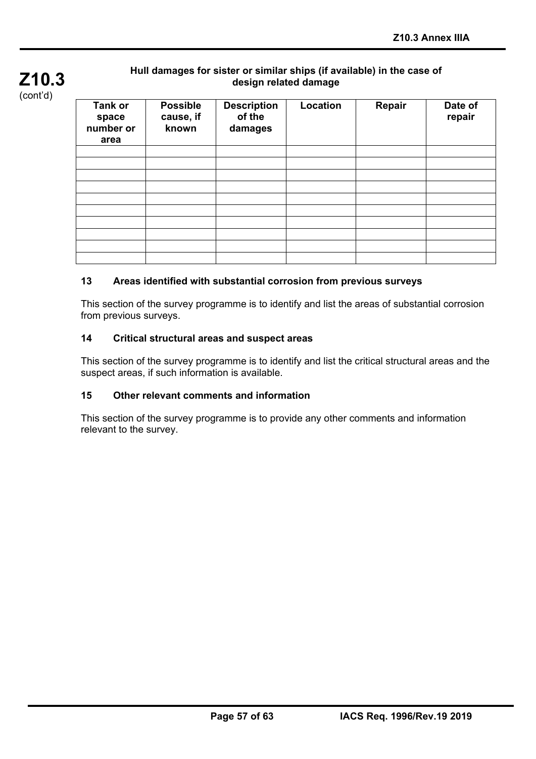**Hull damages for sister or similar ships (if available) in the case of design related damage**

| Tank or space number or area | Possible cause, if known | Description of the damages | Location | Repair | Date of repair |
|---|---|---|---|---|---|
| | | | | | |
| | | | | | |
| | | | | | |
| | | | | | |
| | | | | | |
| | | | | | |
| | | | | | |
| | | | | | |
| | | | | | |
| | | | | | |

## 13 Areas identified with substantial corrosion from previous surveys

This section of the survey programme is to identify and list the areas of substantial corrosion from previous surveys.

## 14 Critical structural areas and suspect areas

This section of the survey programme is to identify and list the critical structural areas and the suspect areas, if such information is available.

## 15 Other relevant comments and information

This section of the survey programme is to provide any other comments and information relevant to the survey.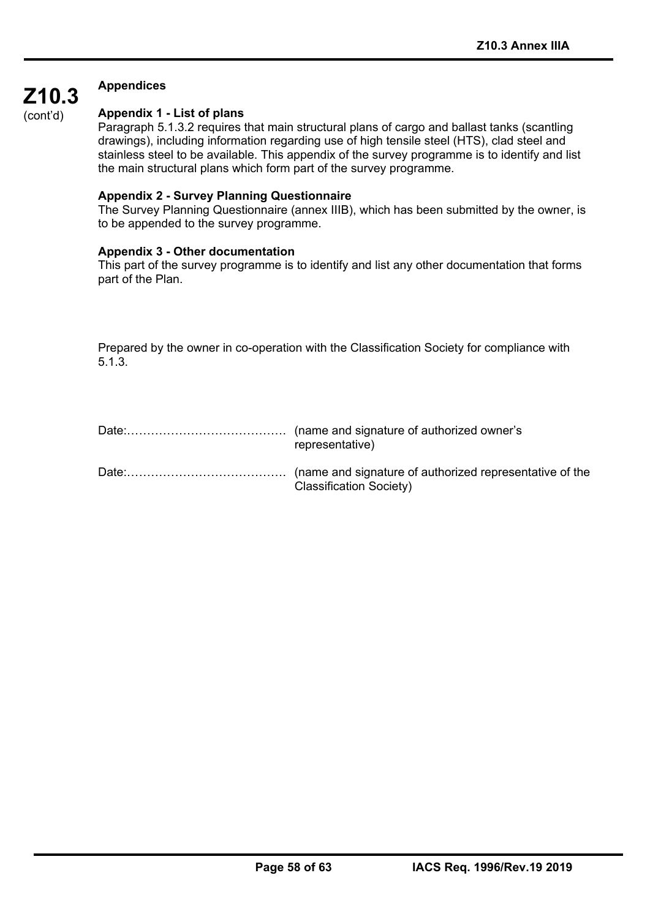**Z10.3** (cont'd)

### Appendices

**Appendix 1 - List of plans**

Paragraph 5.1.3.2 requires that main structural plans of cargo and ballast tanks (scantling drawings), including information regarding use of high tensile steel (HTS), clad steel and stainless steel to be available. This appendix of the survey programme is to identify and list the main structural plans which form part of the survey programme.

**Appendix 2 - Survey Planning Questionnaire**

The Survey Planning Questionnaire (annex IIIB), which has been submitted by the owner, is to be appended to the survey programme.

**Appendix 3 - Other documentation**

This part of the survey programme is to identify and list any other documentation that forms part of the Plan.

Prepared by the owner in co-operation with the Classification Society for compliance with 5.1.3.

Date:………………………………… (name and signature of authorized owner's representative)

Date:………………………………… (name and signature of authorized representative of the Classification Society)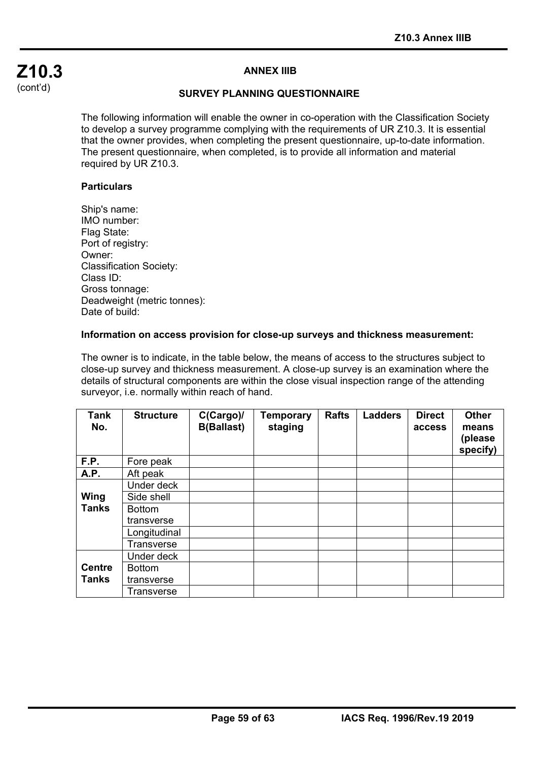**Z10.3**
(cont'd)

## ANNEX IIIB

## SURVEY PLANNING QUESTIONNAIRE

The following information will enable the owner in co-operation with the Classification Society to develop a survey programme complying with the requirements of UR Z10.3. It is essential that the owner provides, when completing the present questionnaire, up-to-date information. The present questionnaire, when completed, is to provide all information and material required by UR Z10.3.

**Particulars**

Ship's name:
IMO number:
Flag State:
Port of registry:
Owner:
Classification Society:
Class ID:
Gross tonnage:
Deadweight (metric tonnes):
Date of build:

**Information on access provision for close-up surveys and thickness measurement:**

The owner is to indicate, in the table below, the means of access to the structures subject to close-up survey and thickness measurement. A close-up survey is an examination where the details of structural components are within the close visual inspection range of the attending surveyor, i.e. normally within reach of hand.

| Tank No. | Structure | C(Cargo)/ B(Ballast) | Temporary staging | Rafts | Ladders | Direct access | Other means (please specify) |
|---|---|---|---|---|---|---|---|
| **F.P.** | Fore peak | | | | | | |
| **A.P.** | Aft peak | | | | | | |
| **Wing Tanks** | Under deck | | | | | | |
| | Side shell | | | | | | |
| | Bottom transverse | | | | | | |
| | Longitudinal | | | | | | |
| | Transverse | | | | | | |
| **Centre Tanks** | Under deck | | | | | | |
| | Bottom transverse | | | | | | |
| | Transverse | | | | | | |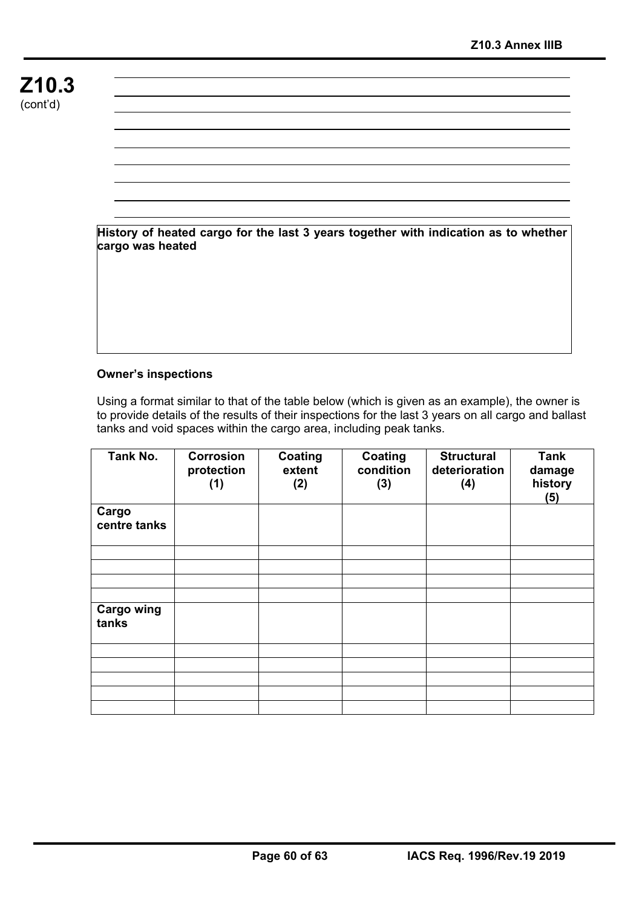Z10.3 (cont'd)

| History of heated cargo for the last 3 years together with indication as to whether cargo was heated |
|---|
| |

**Owner's inspections**

Using a format similar to that of the table below (which is given as an example), the owner is to provide details of the results of their inspections for the last 3 years on all cargo and ballast tanks and void spaces within the cargo area, including peak tanks.

| Tank No. | Corrosion protection (1) | Coating extent (2) | Coating condition (3) | Structural deterioration (4) | Tank damage history (5) |
|---|---|---|---|---|---|
| **Cargo centre tanks** | | | | | |
| | | | | | |
| | | | | | |
| | | | | | |
| | | | | | |
| **Cargo wing tanks** | | | | | |
| | | | | | |
| | | | | | |
| | | | | | |
| | | | | | |
| | | | | | |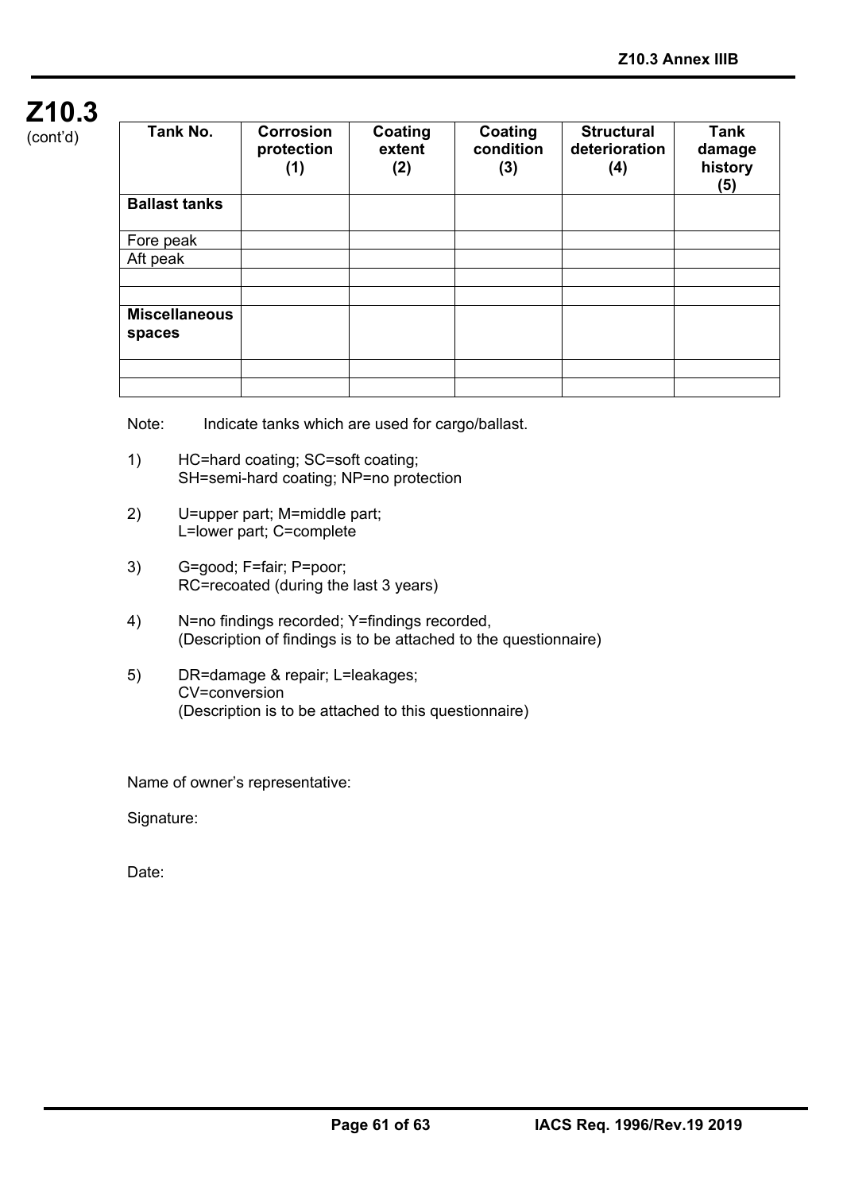| Tank No. | Corrosion protection (1) | Coating extent (2) | Coating condition (3) | Structural deterioration (4) | Tank damage history (5) |
|---|---|---|---|---|---|
| **Ballast tanks** | | | | | |
| Fore peak | | | | | |
| Aft peak | | | | | |
| | | | | | |
| | | | | | |
| **Miscellaneous spaces** | | | | | |
| | | | | | |
| | | | | | |

Note: Indicate tanks which are used for cargo/ballast.

1) HC=hard coating; SC=soft coating;
SH=semi-hard coating; NP=no protection

2) U=upper part; M=middle part;
L=lower part; C=complete

3) G=good; F=fair; P=poor;
RC=recoated (during the last 3 years)

4) N=no findings recorded; Y=findings recorded,
(Description of findings is to be attached to the questionnaire)

5) DR=damage & repair; L=leakages;
CV=conversion
(Description is to be attached to this questionnaire)

Name of owner's representative:

Signature:

Date: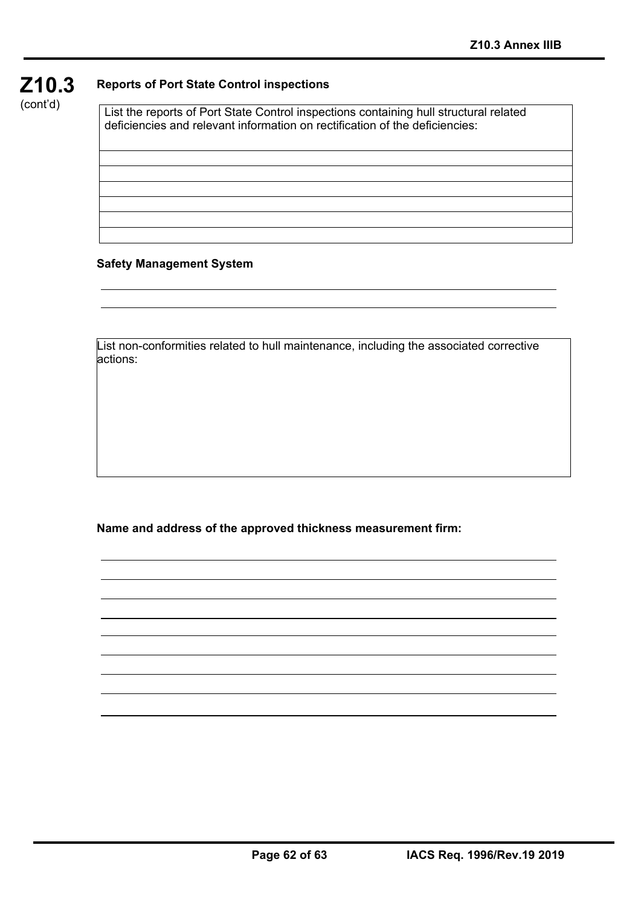**Z10.3**
(cont'd)

**Reports of Port State Control inspections**

| List the reports of Port State Control inspections containing hull structural related deficiencies and relevant information on rectification of the deficiencies: |
|---|
| |
| |
| |
| |
| |
| |

**Safety Management System**

| List non-conformities related to hull maintenance, including the associated corrective actions: |
|---|
| |

**Name and address of the approved thickness measurement firm:**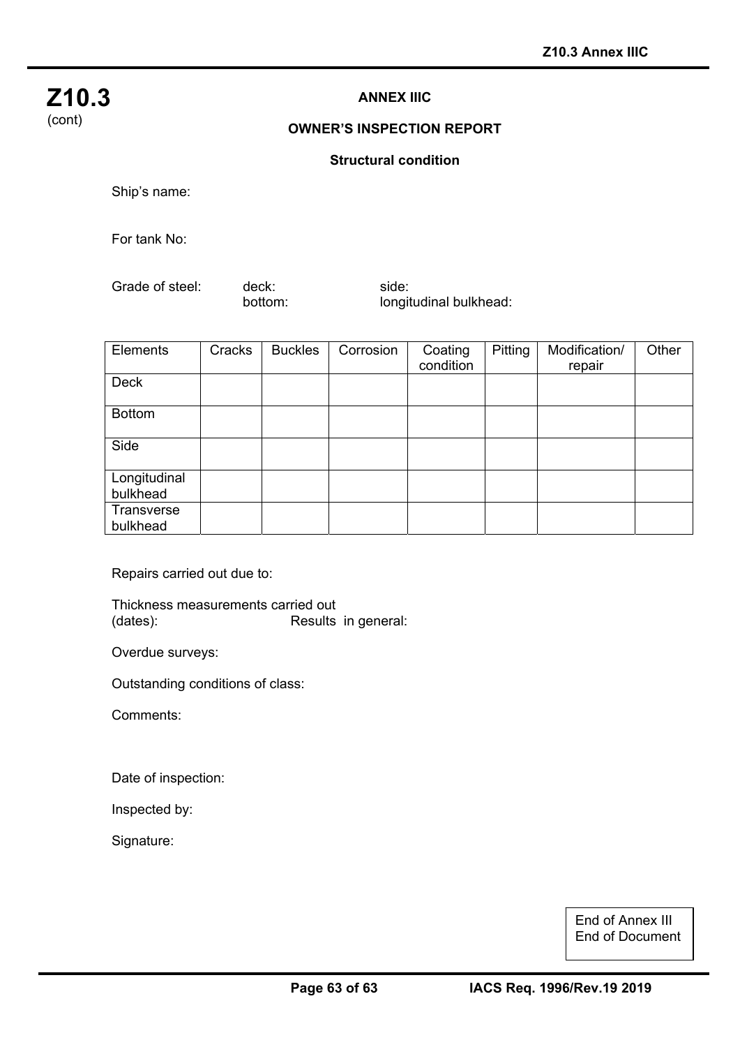# Z10.3

(cont)

## ANNEX IIIC

## OWNER'S INSPECTION REPORT

### Structural condition

Ship's name:

For tank No:

Grade of steel: deck: side:
bottom: longitudinal bulkhead:

| Elements | Cracks | Buckles | Corrosion | Coating condition | Pitting | Modification/ repair | Other |
|---|---|---|---|---|---|---|---|
| Deck | | | | | | | |
| Bottom | | | | | | | |
| Side | | | | | | | |
| Longitudinal bulkhead | | | | | | | |
| Transverse bulkhead | | | | | | | |

Repairs carried out due to:

Thickness measurements carried out
(dates): Results in general:

Overdue surveys:

Outstanding conditions of class:

Comments:

Date of inspection:

Inspected by:

Signature:

End of Annex III
End of Document